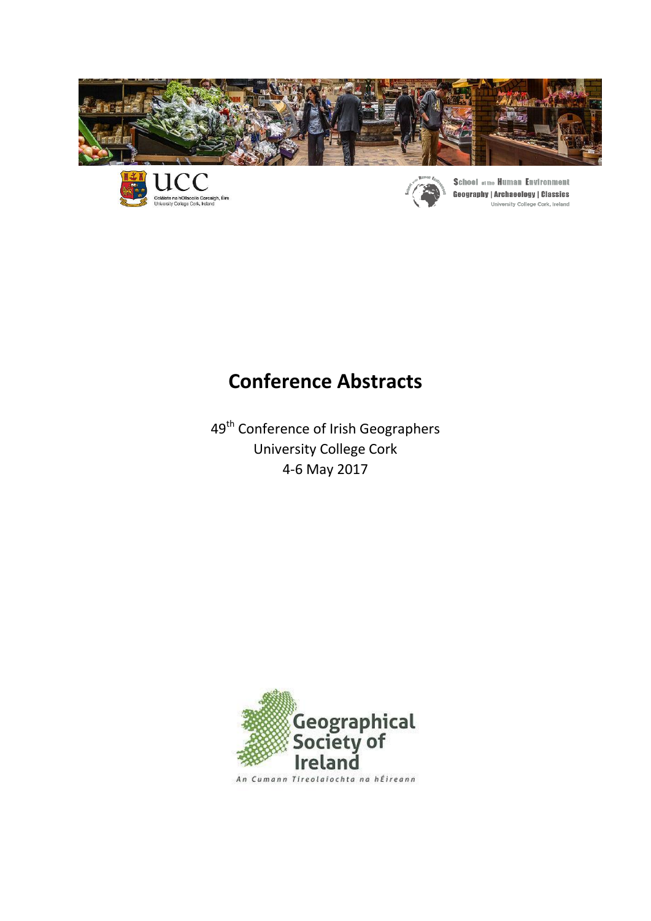UCC

Coláiste na hOllscoile Corcaigh, Éire
University College Cork, Ireland

School of the Human Environment
Geography | Archaeology | Classics
University College Cork, Ireland

# Conference Abstracts

49th Conference of Irish Geographers
University College Cork
4-6 May 2017

Geographical Society of Ireland

An Cumann Tíreolaíochta na hÉireann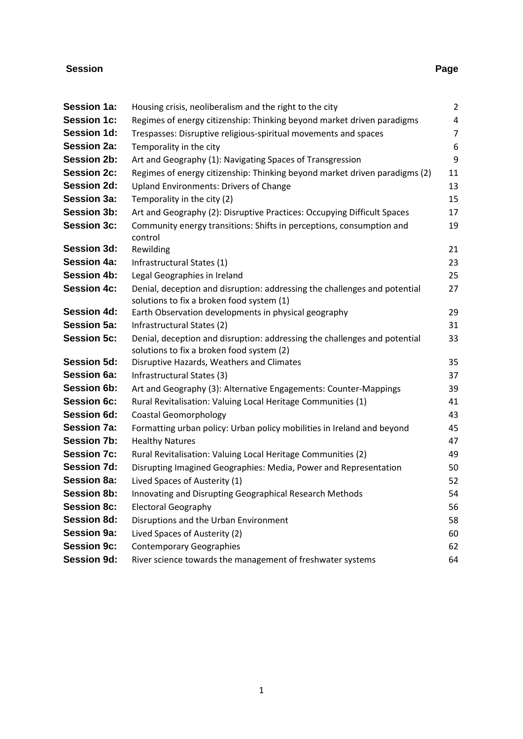| Session | | Page |
|---|---|---|
| **Session 1a:** | Housing crisis, neoliberalism and the right to the city | 2 |
| **Session 1c:** | Regimes of energy citizenship: Thinking beyond market driven paradigms | 4 |
| **Session 1d:** | Trespasses: Disruptive religious-spiritual movements and spaces | 7 |
| **Session 2a:** | Temporality in the city | 6 |
| **Session 2b:** | Art and Geography (1): Navigating Spaces of Transgression | 9 |
| **Session 2c:** | Regimes of energy citizenship: Thinking beyond market driven paradigms (2) | 11 |
| **Session 2d:** | Upland Environments: Drivers of Change | 13 |
| **Session 3a:** | Temporality in the city (2) | 15 |
| **Session 3b:** | Art and Geography (2): Disruptive Practices: Occupying Difficult Spaces | 17 |
| **Session 3c:** | Community energy transitions: Shifts in perceptions, consumption and control | 19 |
| **Session 3d:** | Rewilding | 21 |
| **Session 4a:** | Infrastructural States (1) | 23 |
| **Session 4b:** | Legal Geographies in Ireland | 25 |
| **Session 4c:** | Denial, deception and disruption: addressing the challenges and potential solutions to fix a broken food system (1) | 27 |
| **Session 4d:** | Earth Observation developments in physical geography | 29 |
| **Session 5a:** | Infrastructural States (2) | 31 |
| **Session 5c:** | Denial, deception and disruption: addressing the challenges and potential solutions to fix a broken food system (2) | 33 |
| **Session 5d:** | Disruptive Hazards, Weathers and Climates | 35 |
| **Session 6a:** | Infrastructural States (3) | 37 |
| **Session 6b:** | Art and Geography (3): Alternative Engagements: Counter-Mappings | 39 |
| **Session 6c:** | Rural Revitalisation: Valuing Local Heritage Communities (1) | 41 |
| **Session 6d:** | Coastal Geomorphology | 43 |
| **Session 7a:** | Formatting urban policy: Urban policy mobilities in Ireland and beyond | 45 |
| **Session 7b:** | Healthy Natures | 47 |
| **Session 7c:** | Rural Revitalisation: Valuing Local Heritage Communities (2) | 49 |
| **Session 7d:** | Disrupting Imagined Geographies: Media, Power and Representation | 50 |
| **Session 8a:** | Lived Spaces of Austerity (1) | 52 |
| **Session 8b:** | Innovating and Disrupting Geographical Research Methods | 54 |
| **Session 8c:** | Electoral Geography | 56 |
| **Session 8d:** | Disruptions and the Urban Environment | 58 |
| **Session 9a:** | Lived Spaces of Austerity (2) | 60 |
| **Session 9c:** | Contemporary Geographies | 62 |
| **Session 9d:** | River science towards the management of freshwater systems | 64 |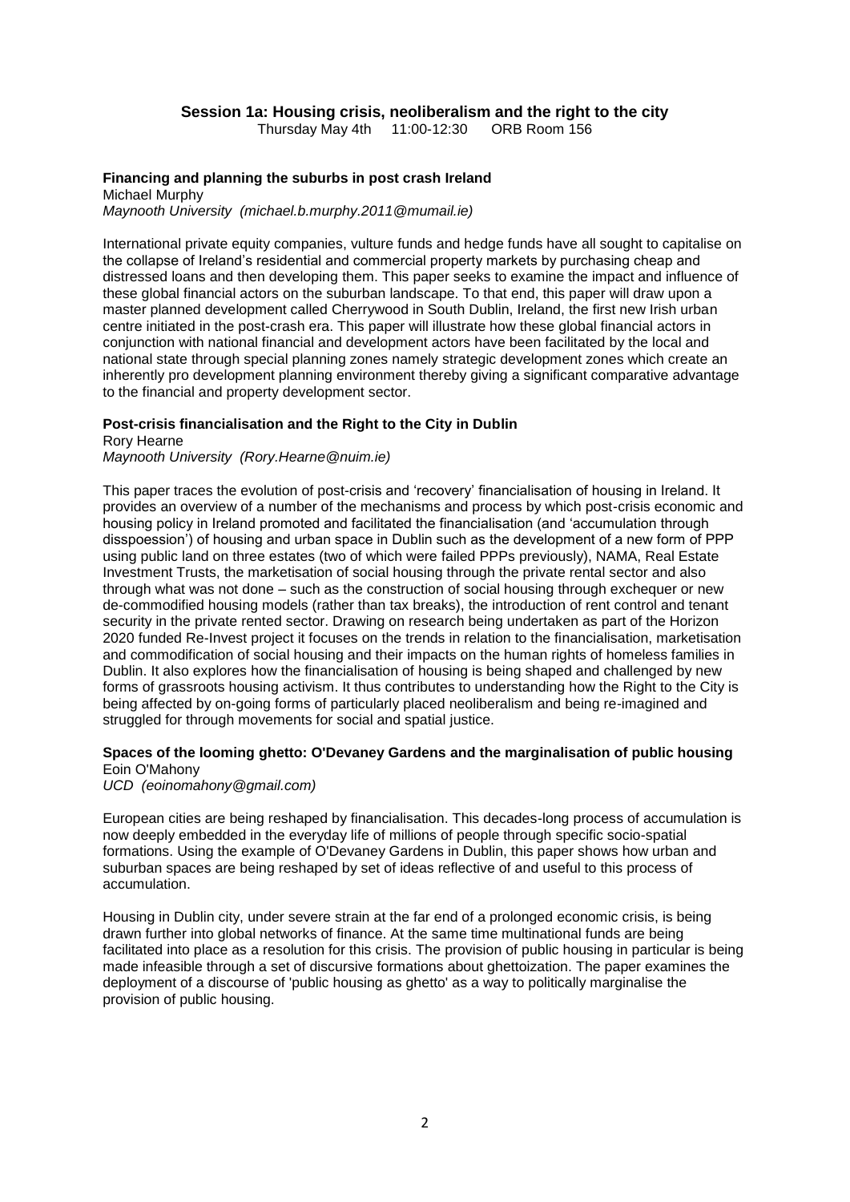## Session 1a: Housing crisis, neoliberalism and the right to the city

Thursday May 4th 11:00-12:30 ORB Room 156

### Financing and planning the suburbs in post crash Ireland

Michael Murphy
*Maynooth University (michael.b.murphy.2011@mumail.ie)*

International private equity companies, vulture funds and hedge funds have all sought to capitalise on the collapse of Ireland's residential and commercial property markets by purchasing cheap and distressed loans and then developing them. This paper seeks to examine the impact and influence of these global financial actors on the suburban landscape. To that end, this paper will draw upon a master planned development called Cherrywood in South Dublin, Ireland, the first new Irish urban centre initiated in the post-crash era. This paper will illustrate how these global financial actors in conjunction with national financial and development actors have been facilitated by the local and national state through special planning zones namely strategic development zones which create an inherently pro development planning environment thereby giving a significant comparative advantage to the financial and property development sector.

### Post-crisis financialisation and the Right to the City in Dublin

Rory Hearne
*Maynooth University (Rory.Hearne@nuim.ie)*

This paper traces the evolution of post-crisis and 'recovery' financialisation of housing in Ireland. It provides an overview of a number of the mechanisms and process by which post-crisis economic and housing policy in Ireland promoted and facilitated the financialisation (and 'accumulation through disspoession') of housing and urban space in Dublin such as the development of a new form of PPP using public land on three estates (two of which were failed PPPs previously), NAMA, Real Estate Investment Trusts, the marketisation of social housing through the private rental sector and also through what was not done – such as the construction of social housing through exchequer or new de-commodified housing models (rather than tax breaks), the introduction of rent control and tenant security in the private rented sector. Drawing on research being undertaken as part of the Horizon 2020 funded Re-Invest project it focuses on the trends in relation to the financialisation, marketisation and commodification of social housing and their impacts on the human rights of homeless families in Dublin. It also explores how the financialisation of housing is being shaped and challenged by new forms of grassroots housing activism. It thus contributes to understanding how the Right to the City is being affected by on-going forms of particularly placed neoliberalism and being re-imagined and struggled for through movements for social and spatial justice.

### Spaces of the looming ghetto: O'Devaney Gardens and the marginalisation of public housing

Eoin O'Mahony
*UCD (eoinomahony@gmail.com)*

European cities are being reshaped by financialisation. This decades-long process of accumulation is now deeply embedded in the everyday life of millions of people through specific socio-spatial formations. Using the example of O'Devaney Gardens in Dublin, this paper shows how urban and suburban spaces are being reshaped by set of ideas reflective of and useful to this process of accumulation.

Housing in Dublin city, under severe strain at the far end of a prolonged economic crisis, is being drawn further into global networks of finance. At the same time multinational funds are being facilitated into place as a resolution for this crisis. The provision of public housing in particular is being made infeasible through a set of discursive formations about ghettoization. The paper examines the deployment of a discourse of 'public housing as ghetto' as a way to politically marginalise the provision of public housing.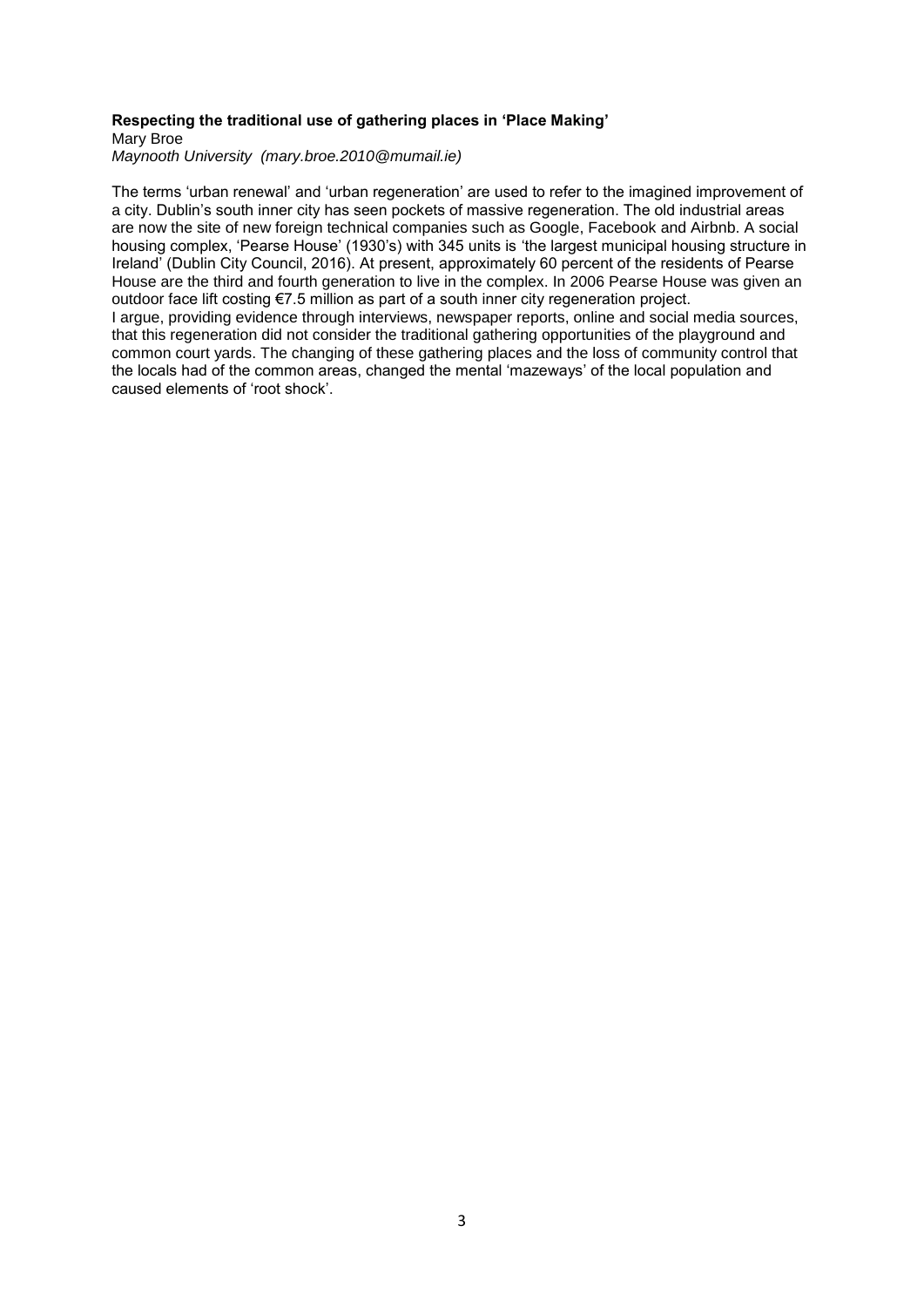**Respecting the traditional use of gathering places in 'Place Making'**

Mary Broe

*Maynooth University (mary.broe.2010@mumail.ie)*

The terms 'urban renewal' and 'urban regeneration' are used to refer to the imagined improvement of a city. Dublin's south inner city has seen pockets of massive regeneration. The old industrial areas are now the site of new foreign technical companies such as Google, Facebook and Airbnb. A social housing complex, 'Pearse House' (1930's) with 345 units is 'the largest municipal housing structure in Ireland' (Dublin City Council, 2016). At present, approximately 60 percent of the residents of Pearse House are the third and fourth generation to live in the complex. In 2006 Pearse House was given an outdoor face lift costing €7.5 million as part of a south inner city regeneration project.

I argue, providing evidence through interviews, newspaper reports, online and social media sources, that this regeneration did not consider the traditional gathering opportunities of the playground and common court yards. The changing of these gathering places and the loss of community control that the locals had of the common areas, changed the mental 'mazeways' of the local population and caused elements of 'root shock'.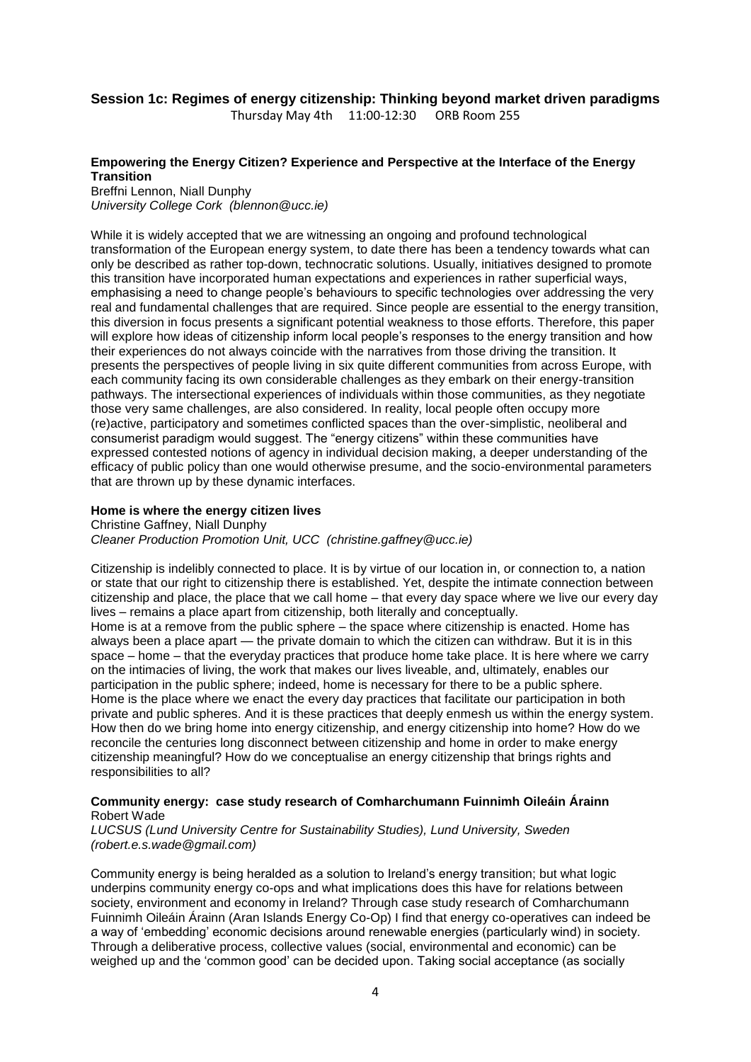## Session 1c: Regimes of energy citizenship: Thinking beyond market driven paradigms

Thursday May 4th 11:00-12:30 ORB Room 255

### Empowering the Energy Citizen? Experience and Perspective at the Interface of the Energy Transition

Breffni Lennon, Niall Dunphy
*University College Cork (blennon@ucc.ie)*

While it is widely accepted that we are witnessing an ongoing and profound technological transformation of the European energy system, to date there has been a tendency towards what can only be described as rather top-down, technocratic solutions. Usually, initiatives designed to promote this transition have incorporated human expectations and experiences in rather superficial ways, emphasising a need to change people's behaviours to specific technologies over addressing the very real and fundamental challenges that are required. Since people are essential to the energy transition, this diversion in focus presents a significant potential weakness to those efforts. Therefore, this paper will explore how ideas of citizenship inform local people's responses to the energy transition and how their experiences do not always coincide with the narratives from those driving the transition. It presents the perspectives of people living in six quite different communities from across Europe, with each community facing its own considerable challenges as they embark on their energy-transition pathways. The intersectional experiences of individuals within those communities, as they negotiate those very same challenges, are also considered. In reality, local people often occupy more (re)active, participatory and sometimes conflicted spaces than the over-simplistic, neoliberal and consumerist paradigm would suggest. The "energy citizens" within these communities have expressed contested notions of agency in individual decision making, a deeper understanding of the efficacy of public policy than one would otherwise presume, and the socio-environmental parameters that are thrown up by these dynamic interfaces.

### Home is where the energy citizen lives

Christine Gaffney, Niall Dunphy
*Cleaner Production Promotion Unit, UCC (christine.gaffney@ucc.ie)*

Citizenship is indelibly connected to place. It is by virtue of our location in, or connection to, a nation or state that our right to citizenship there is established. Yet, despite the intimate connection between citizenship and place, the place that we call home – that every day space where we live our every day lives – remains a place apart from citizenship, both literally and conceptually.

Home is at a remove from the public sphere – the space where citizenship is enacted. Home has always been a place apart — the private domain to which the citizen can withdraw. But it is in this space – home – that the everyday practices that produce home take place. It is here where we carry on the intimacies of living, the work that makes our lives liveable, and, ultimately, enables our participation in the public sphere; indeed, home is necessary for there to be a public sphere.

Home is the place where we enact the every day practices that facilitate our participation in both private and public spheres. And it is these practices that deeply enmesh us within the energy system. How then do we bring home into energy citizenship, and energy citizenship into home? How do we reconcile the centuries long disconnect between citizenship and home in order to make energy citizenship meaningful? How do we conceptualise an energy citizenship that brings rights and responsibilities to all?

### Community energy: case study research of Comharchumann Fuinnimh Oileáin Árainn

Robert Wade
*LUCSUS (Lund University Centre for Sustainability Studies), Lund University, Sweden (robert.e.s.wade@gmail.com)*

Community energy is being heralded as a solution to Ireland's energy transition; but what logic underpins community energy co-ops and what implications does this have for relations between society, environment and economy in Ireland? Through case study research of Comharchumann Fuinnimh Oileáin Árainn (Aran Islands Energy Co-Op) I find that energy co-operatives can indeed be a way of 'embedding' economic decisions around renewable energies (particularly wind) in society. Through a deliberative process, collective values (social, environmental and economic) can be weighed up and the 'common good' can be decided upon. Taking social acceptance (as socially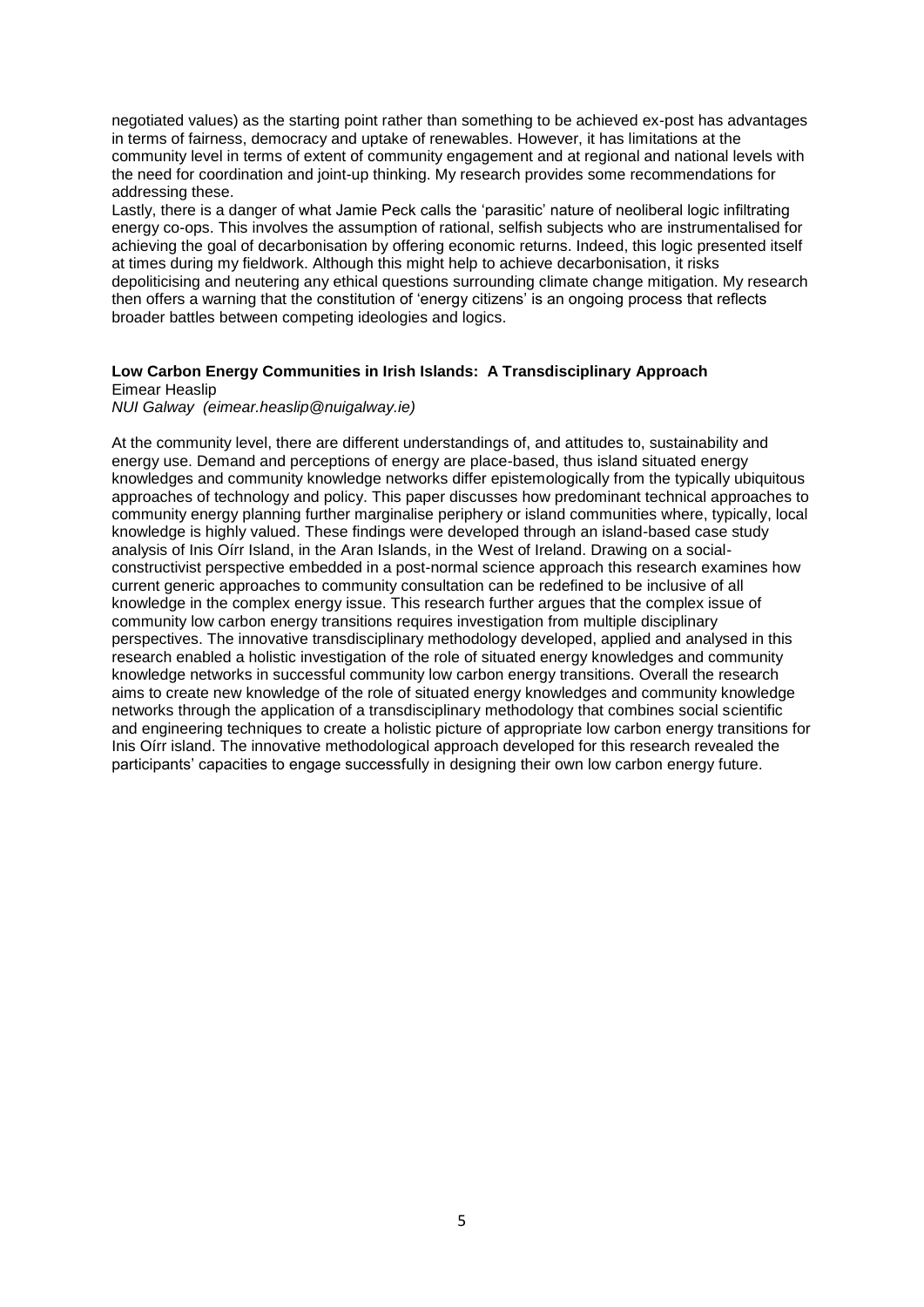negotiated values) as the starting point rather than something to be achieved ex-post has advantages in terms of fairness, democracy and uptake of renewables. However, it has limitations at the community level in terms of extent of community engagement and at regional and national levels with the need for coordination and joint-up thinking. My research provides some recommendations for addressing these.

Lastly, there is a danger of what Jamie Peck calls the 'parasitic' nature of neoliberal logic infiltrating energy co-ops. This involves the assumption of rational, selfish subjects who are instrumentalised for achieving the goal of decarbonisation by offering economic returns. Indeed, this logic presented itself at times during my fieldwork. Although this might help to achieve decarbonisation, it risks depoliticising and neutering any ethical questions surrounding climate change mitigation. My research then offers a warning that the constitution of 'energy citizens' is an ongoing process that reflects broader battles between competing ideologies and logics.

**Low Carbon Energy Communities in Irish Islands: A Transdisciplinary Approach**
Eimear Heaslip
*NUI Galway (eimear.heaslip@nuigalway.ie)*

At the community level, there are different understandings of, and attitudes to, sustainability and energy use. Demand and perceptions of energy are place-based, thus island situated energy knowledges and community knowledge networks differ epistemologically from the typically ubiquitous approaches of technology and policy. This paper discusses how predominant technical approaches to community energy planning further marginalise periphery or island communities where, typically, local knowledge is highly valued. These findings were developed through an island-based case study analysis of Inis Oírr Island, in the Aran Islands, in the West of Ireland. Drawing on a social-constructivist perspective embedded in a post-normal science approach this research examines how current generic approaches to community consultation can be redefined to be inclusive of all knowledge in the complex energy issue. This research further argues that the complex issue of community low carbon energy transitions requires investigation from multiple disciplinary perspectives. The innovative transdisciplinary methodology developed, applied and analysed in this research enabled a holistic investigation of the role of situated energy knowledges and community knowledge networks in successful community low carbon energy transitions. Overall the research aims to create new knowledge of the role of situated energy knowledges and community knowledge networks through the application of a transdisciplinary methodology that combines social scientific and engineering techniques to create a holistic picture of appropriate low carbon energy transitions for Inis Oírr island. The innovative methodological approach developed for this research revealed the participants' capacities to engage successfully in designing their own low carbon energy future.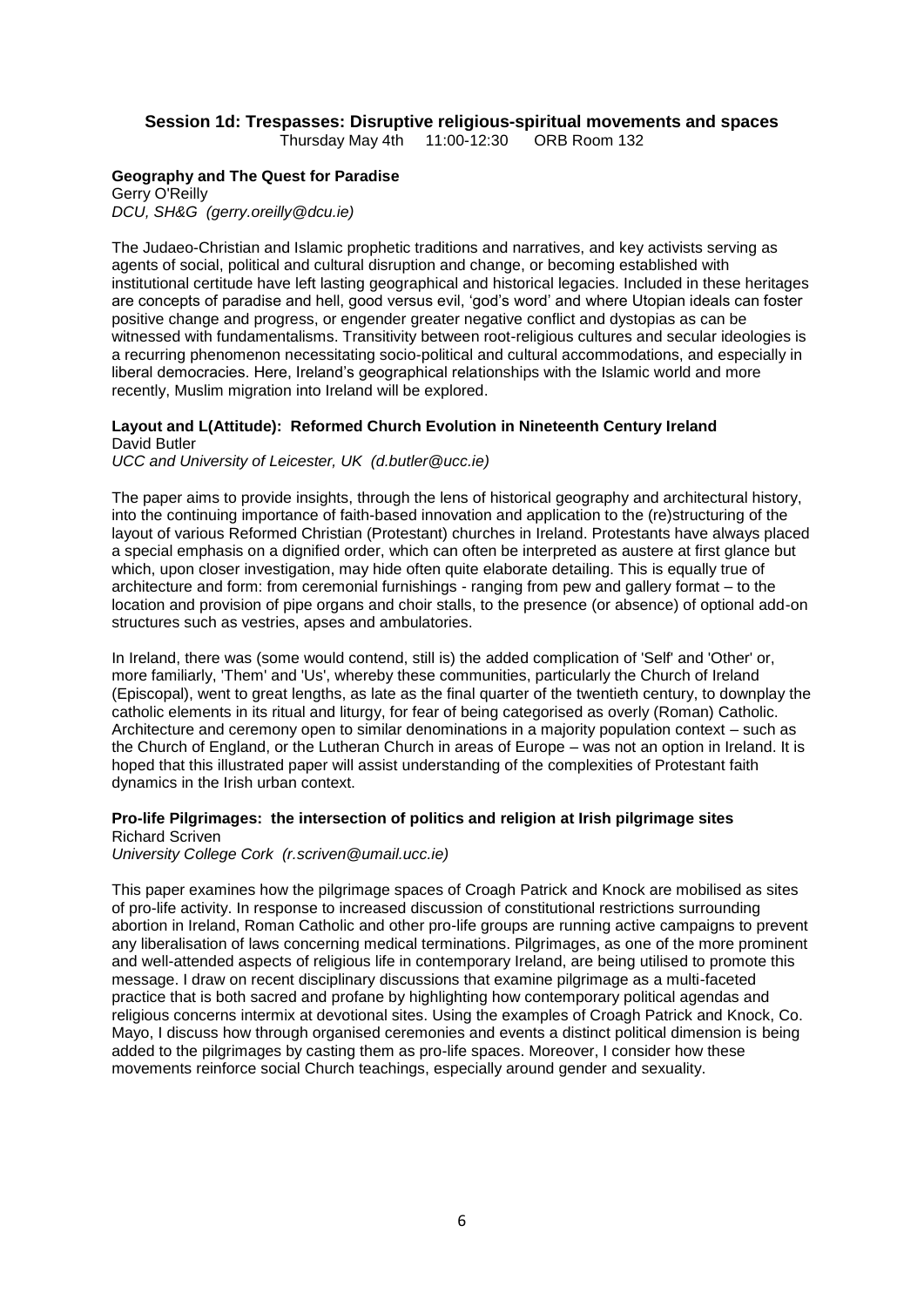## Session 1d: Trespasses: Disruptive religious-spiritual movements and spaces

Thursday May 4th 11:00-12:30 ORB Room 132

### Geography and The Quest for Paradise

Gerry O'Reilly
*DCU, SH&G (gerry.oreilly@dcu.ie)*

The Judaeo-Christian and Islamic prophetic traditions and narratives, and key activists serving as agents of social, political and cultural disruption and change, or becoming established with institutional certitude have left lasting geographical and historical legacies. Included in these heritages are concepts of paradise and hell, good versus evil, 'god's word' and where Utopian ideals can foster positive change and progress, or engender greater negative conflict and dystopias as can be witnessed with fundamentalisms. Transitivity between root-religious cultures and secular ideologies is a recurring phenomenon necessitating socio-political and cultural accommodations, and especially in liberal democracies. Here, Ireland's geographical relationships with the Islamic world and more recently, Muslim migration into Ireland will be explored.

### Layout and L(Attitude): Reformed Church Evolution in Nineteenth Century Ireland

David Butler
*UCC and University of Leicester, UK (d.butler@ucc.ie)*

The paper aims to provide insights, through the lens of historical geography and architectural history, into the continuing importance of faith-based innovation and application to the (re)structuring of the layout of various Reformed Christian (Protestant) churches in Ireland. Protestants have always placed a special emphasis on a dignified order, which can often be interpreted as austere at first glance but which, upon closer investigation, may hide often quite elaborate detailing. This is equally true of architecture and form: from ceremonial furnishings - ranging from pew and gallery format – to the location and provision of pipe organs and choir stalls, to the presence (or absence) of optional add-on structures such as vestries, apses and ambulatories.

In Ireland, there was (some would contend, still is) the added complication of 'Self' and 'Other' or, more familiarly, 'Them' and 'Us', whereby these communities, particularly the Church of Ireland (Episcopal), went to great lengths, as late as the final quarter of the twentieth century, to downplay the catholic elements in its ritual and liturgy, for fear of being categorised as overly (Roman) Catholic. Architecture and ceremony open to similar denominations in a majority population context – such as the Church of England, or the Lutheran Church in areas of Europe – was not an option in Ireland. It is hoped that this illustrated paper will assist understanding of the complexities of Protestant faith dynamics in the Irish urban context.

### Pro-life Pilgrimages: the intersection of politics and religion at Irish pilgrimage sites

Richard Scriven
*University College Cork (r.scriven@umail.ucc.ie)*

This paper examines how the pilgrimage spaces of Croagh Patrick and Knock are mobilised as sites of pro-life activity. In response to increased discussion of constitutional restrictions surrounding abortion in Ireland, Roman Catholic and other pro-life groups are running active campaigns to prevent any liberalisation of laws concerning medical terminations. Pilgrimages, as one of the more prominent and well-attended aspects of religious life in contemporary Ireland, are being utilised to promote this message. I draw on recent disciplinary discussions that examine pilgrimage as a multi-faceted practice that is both sacred and profane by highlighting how contemporary political agendas and religious concerns intermix at devotional sites. Using the examples of Croagh Patrick and Knock, Co. Mayo, I discuss how through organised ceremonies and events a distinct political dimension is being added to the pilgrimages by casting them as pro-life spaces. Moreover, I consider how these movements reinforce social Church teachings, especially around gender and sexuality.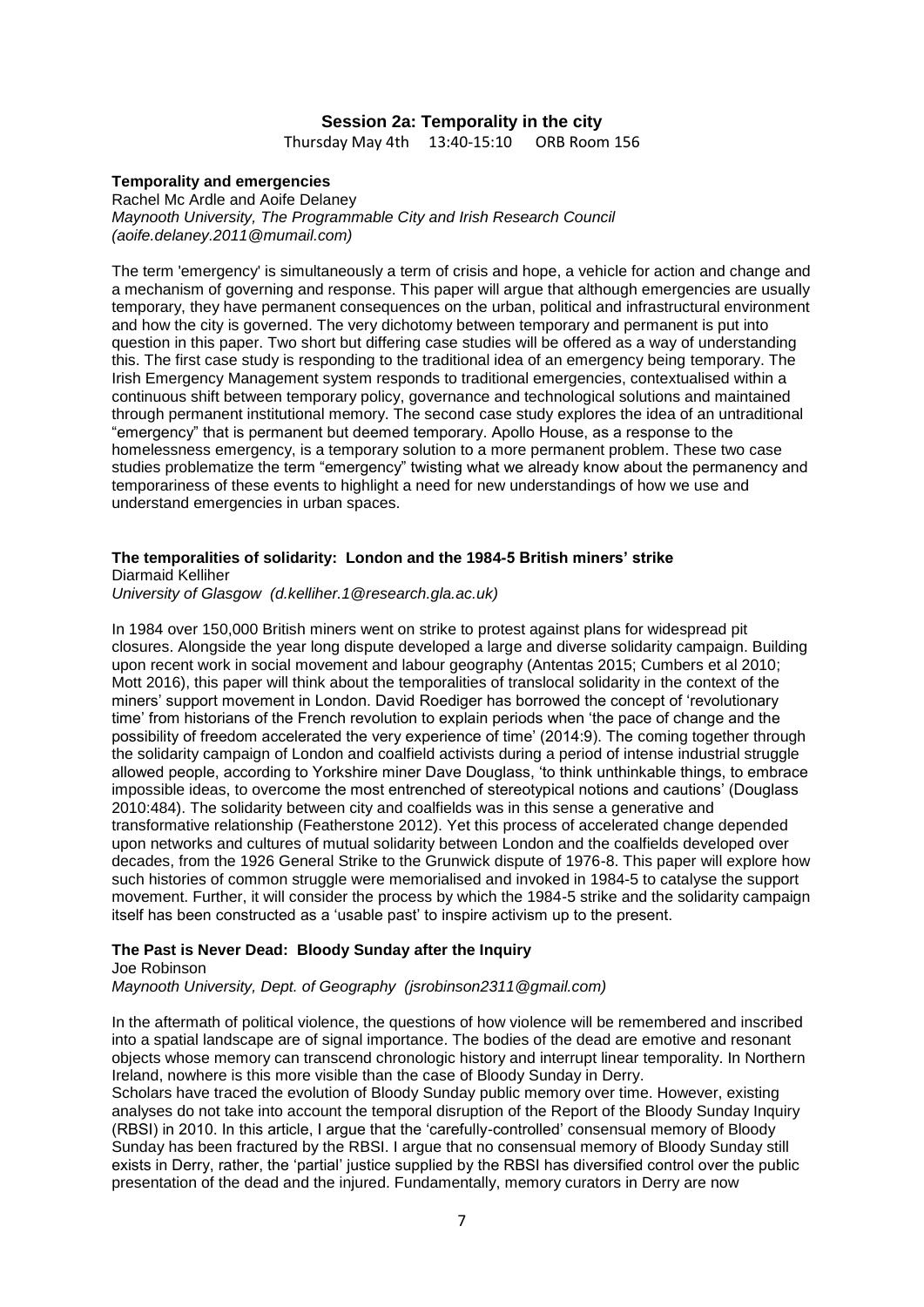## Session 2a: Temporality in the city

Thursday May 4th 13:40-15:10 ORB Room 156

### Temporality and emergencies

Rachel Mc Ardle and Aoife Delaney
*Maynooth University, The Programmable City and Irish Research Council (aoife.delaney.2011@mumail.com)*

The term 'emergency' is simultaneously a term of crisis and hope, a vehicle for action and change and a mechanism of governing and response. This paper will argue that although emergencies are usually temporary, they have permanent consequences on the urban, political and infrastructural environment and how the city is governed. The very dichotomy between temporary and permanent is put into question in this paper. Two short but differing case studies will be offered as a way of understanding this. The first case study is responding to the traditional idea of an emergency being temporary. The Irish Emergency Management system responds to traditional emergencies, contextualised within a continuous shift between temporary policy, governance and technological solutions and maintained through permanent institutional memory. The second case study explores the idea of an untraditional "emergency" that is permanent but deemed temporary. Apollo House, as a response to the homelessness emergency, is a temporary solution to a more permanent problem. These two case studies problematize the term "emergency" twisting what we already know about the permanency and temporariness of these events to highlight a need for new understandings of how we use and understand emergencies in urban spaces.

### The temporalities of solidarity: London and the 1984-5 British miners' strike

Diarmaid Kelliher
*University of Glasgow (d.kelliher.1@research.gla.ac.uk)*

In 1984 over 150,000 British miners went on strike to protest against plans for widespread pit closures. Alongside the year long dispute developed a large and diverse solidarity campaign. Building upon recent work in social movement and labour geography (Antentas 2015; Cumbers et al 2010; Mott 2016), this paper will think about the temporalities of translocal solidarity in the context of the miners' support movement in London. David Roediger has borrowed the concept of 'revolutionary time' from historians of the French revolution to explain periods when 'the pace of change and the possibility of freedom accelerated the very experience of time' (2014:9). The coming together through the solidarity campaign of London and coalfield activists during a period of intense industrial struggle allowed people, according to Yorkshire miner Dave Douglass, 'to think unthinkable things, to embrace impossible ideas, to overcome the most entrenched of stereotypical notions and cautions' (Douglass 2010:484). The solidarity between city and coalfields was in this sense a generative and transformative relationship (Featherstone 2012). Yet this process of accelerated change depended upon networks and cultures of mutual solidarity between London and the coalfields developed over decades, from the 1926 General Strike to the Grunwick dispute of 1976-8. This paper will explore how such histories of common struggle were memorialised and invoked in 1984-5 to catalyse the support movement. Further, it will consider the process by which the 1984-5 strike and the solidarity campaign itself has been constructed as a 'usable past' to inspire activism up to the present.

### The Past is Never Dead: Bloody Sunday after the Inquiry

Joe Robinson
*Maynooth University, Dept. of Geography (jsrobinson2311@gmail.com)*

In the aftermath of political violence, the questions of how violence will be remembered and inscribed into a spatial landscape are of signal importance. The bodies of the dead are emotive and resonant objects whose memory can transcend chronologic history and interrupt linear temporality. In Northern Ireland, nowhere is this more visible than the case of Bloody Sunday in Derry.

Scholars have traced the evolution of Bloody Sunday public memory over time. However, existing analyses do not take into account the temporal disruption of the Report of the Bloody Sunday Inquiry (RBSI) in 2010. In this article, I argue that the 'carefully-controlled' consensual memory of Bloody Sunday has been fractured by the RBSI. I argue that no consensual memory of Bloody Sunday still exists in Derry, rather, the 'partial' justice supplied by the RBSI has diversified control over the public presentation of the dead and the injured. Fundamentally, memory curators in Derry are now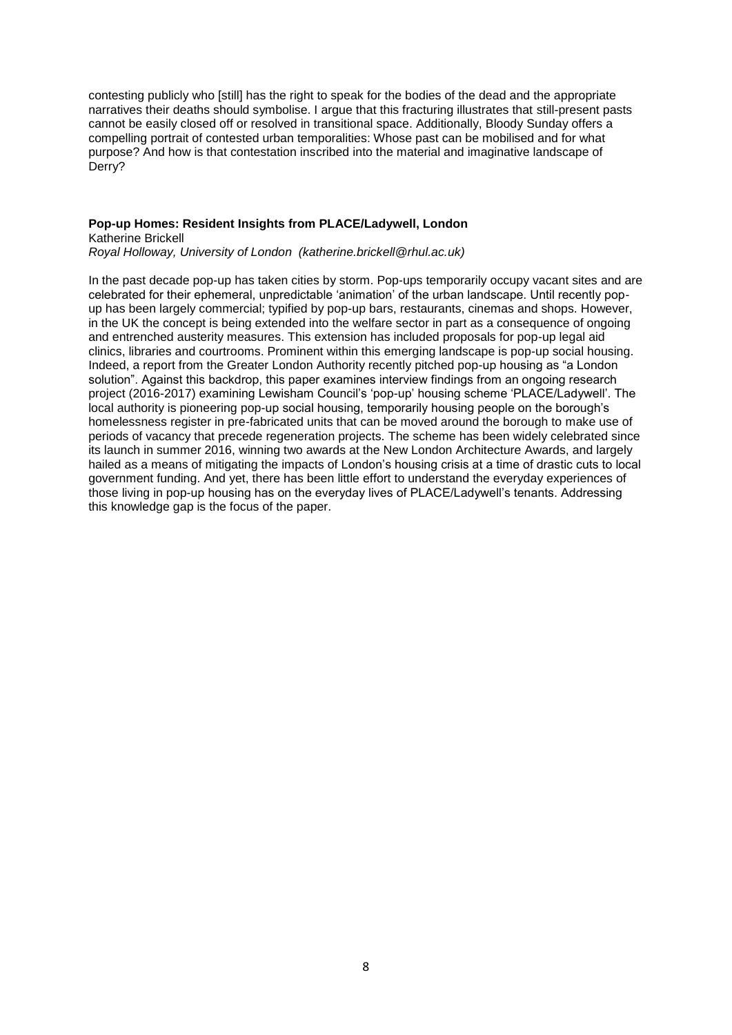contesting publicly who [still] has the right to speak for the bodies of the dead and the appropriate narratives their deaths should symbolise. I argue that this fracturing illustrates that still-present pasts cannot be easily closed off or resolved in transitional space. Additionally, Bloody Sunday offers a compelling portrait of contested urban temporalities: Whose past can be mobilised and for what purpose? And how is that contestation inscribed into the material and imaginative landscape of Derry?

**Pop-up Homes: Resident Insights from PLACE/Ladywell, London**
Katherine Brickell
*Royal Holloway, University of London (katherine.brickell@rhul.ac.uk)*

In the past decade pop-up has taken cities by storm. Pop-ups temporarily occupy vacant sites and are celebrated for their ephemeral, unpredictable 'animation' of the urban landscape. Until recently pop-up has been largely commercial; typified by pop-up bars, restaurants, cinemas and shops. However, in the UK the concept is being extended into the welfare sector in part as a consequence of ongoing and entrenched austerity measures. This extension has included proposals for pop-up legal aid clinics, libraries and courtrooms. Prominent within this emerging landscape is pop-up social housing. Indeed, a report from the Greater London Authority recently pitched pop-up housing as "a London solution". Against this backdrop, this paper examines interview findings from an ongoing research project (2016-2017) examining Lewisham Council's 'pop-up' housing scheme 'PLACE/Ladywell'. The local authority is pioneering pop-up social housing, temporarily housing people on the borough's homelessness register in pre-fabricated units that can be moved around the borough to make use of periods of vacancy that precede regeneration projects. The scheme has been widely celebrated since its launch in summer 2016, winning two awards at the New London Architecture Awards, and largely hailed as a means of mitigating the impacts of London's housing crisis at a time of drastic cuts to local government funding. And yet, there has been little effort to understand the everyday experiences of those living in pop-up housing has on the everyday lives of PLACE/Ladywell's tenants. Addressing this knowledge gap is the focus of the paper.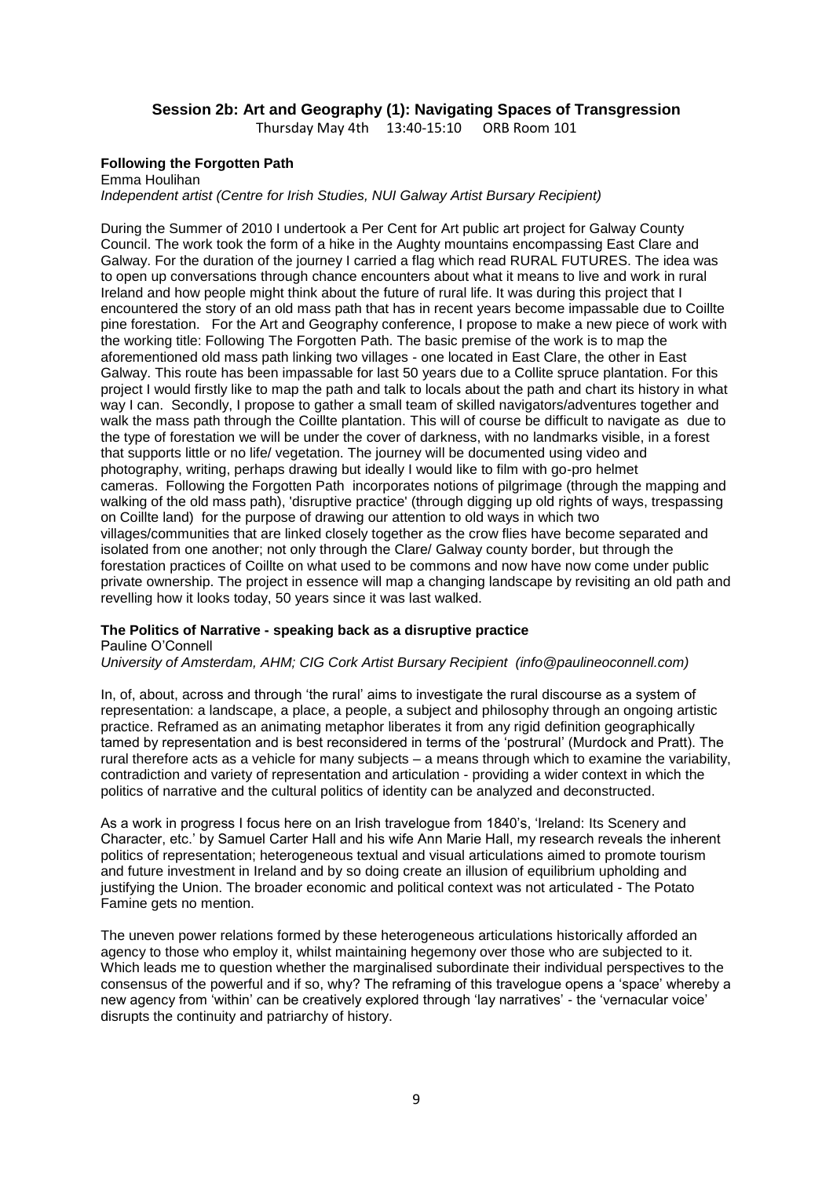## Session 2b: Art and Geography (1): Navigating Spaces of Transgression

Thursday May 4th 13:40-15:10 ORB Room 101

### Following the Forgotten Path

Emma Houlihan

*Independent artist (Centre for Irish Studies, NUI Galway Artist Bursary Recipient)*

During the Summer of 2010 I undertook a Per Cent for Art public art project for Galway County Council. The work took the form of a hike in the Aughty mountains encompassing East Clare and Galway. For the duration of the journey I carried a flag which read RURAL FUTURES. The idea was to open up conversations through chance encounters about what it means to live and work in rural Ireland and how people might think about the future of rural life. It was during this project that I encountered the story of an old mass path that has in recent years become impassable due to Coillte pine forestation. For the Art and Geography conference, I propose to make a new piece of work with the working title: Following The Forgotten Path. The basic premise of the work is to map the aforementioned old mass path linking two villages - one located in East Clare, the other in East Galway. This route has been impassable for last 50 years due to a Collite spruce plantation. For this project I would firstly like to map the path and talk to locals about the path and chart its history in what way I can. Secondly, I propose to gather a small team of skilled navigators/adventures together and walk the mass path through the Coillte plantation. This will of course be difficult to navigate as due to the type of forestation we will be under the cover of darkness, with no landmarks visible, in a forest that supports little or no life/ vegetation. The journey will be documented using video and photography, writing, perhaps drawing but ideally I would like to film with go-pro helmet cameras. Following the Forgotten Path incorporates notions of pilgrimage (through the mapping and walking of the old mass path), 'disruptive practice' (through digging up old rights of ways, trespassing on Coillte land) for the purpose of drawing our attention to old ways in which two villages/communities that are linked closely together as the crow flies have become separated and isolated from one another; not only through the Clare/ Galway county border, but through the forestation practices of Coillte on what used to be commons and now have now come under public private ownership. The project in essence will map a changing landscape by revisiting an old path and revelling how it looks today, 50 years since it was last walked.

### The Politics of Narrative - speaking back as a disruptive practice

Pauline O'Connell

*University of Amsterdam, AHM; CIG Cork Artist Bursary Recipient (info@paulineoconnell.com)*

In, of, about, across and through 'the rural' aims to investigate the rural discourse as a system of representation: a landscape, a place, a people, a subject and philosophy through an ongoing artistic practice. Reframed as an animating metaphor liberates it from any rigid definition geographically tamed by representation and is best reconsidered in terms of the 'postrural' (Murdock and Pratt). The rural therefore acts as a vehicle for many subjects – a means through which to examine the variability, contradiction and variety of representation and articulation - providing a wider context in which the politics of narrative and the cultural politics of identity can be analyzed and deconstructed.

As a work in progress I focus here on an Irish travelogue from 1840's, 'Ireland: Its Scenery and Character, etc.' by Samuel Carter Hall and his wife Ann Marie Hall, my research reveals the inherent politics of representation; heterogeneous textual and visual articulations aimed to promote tourism and future investment in Ireland and by so doing create an illusion of equilibrium upholding and justifying the Union. The broader economic and political context was not articulated - The Potato Famine gets no mention.

The uneven power relations formed by these heterogeneous articulations historically afforded an agency to those who employ it, whilst maintaining hegemony over those who are subjected to it. Which leads me to question whether the marginalised subordinate their individual perspectives to the consensus of the powerful and if so, why? The reframing of this travelogue opens a 'space' whereby a new agency from 'within' can be creatively explored through 'lay narratives' - the 'vernacular voice' disrupts the continuity and patriarchy of history.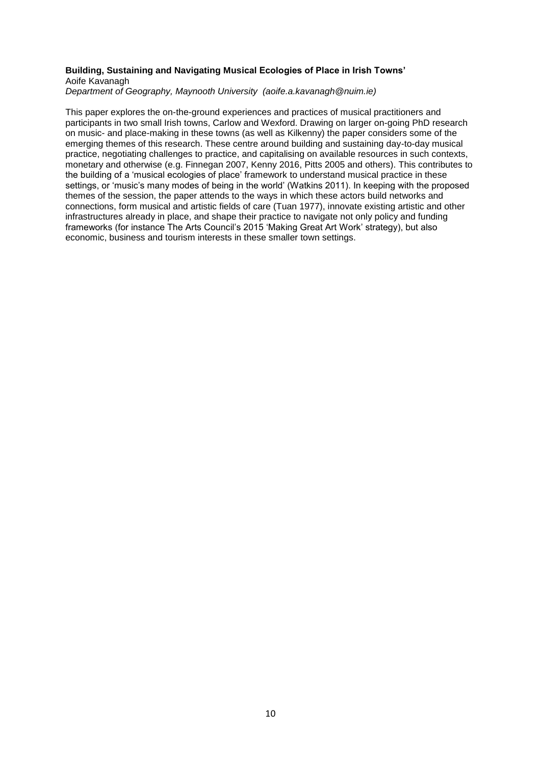**Building, Sustaining and Navigating Musical Ecologies of Place in Irish Towns'**
Aoife Kavanagh
*Department of Geography, Maynooth University (aoife.a.kavanagh@nuim.ie)*

This paper explores the on-the-ground experiences and practices of musical practitioners and participants in two small Irish towns, Carlow and Wexford. Drawing on larger on-going PhD research on music- and place-making in these towns (as well as Kilkenny) the paper considers some of the emerging themes of this research. These centre around building and sustaining day-to-day musical practice, negotiating challenges to practice, and capitalising on available resources in such contexts, monetary and otherwise (e.g. Finnegan 2007, Kenny 2016, Pitts 2005 and others). This contributes to the building of a 'musical ecologies of place' framework to understand musical practice in these settings, or 'music's many modes of being in the world' (Watkins 2011). In keeping with the proposed themes of the session, the paper attends to the ways in which these actors build networks and connections, form musical and artistic fields of care (Tuan 1977), innovate existing artistic and other infrastructures already in place, and shape their practice to navigate not only policy and funding frameworks (for instance The Arts Council's 2015 'Making Great Art Work' strategy), but also economic, business and tourism interests in these smaller town settings.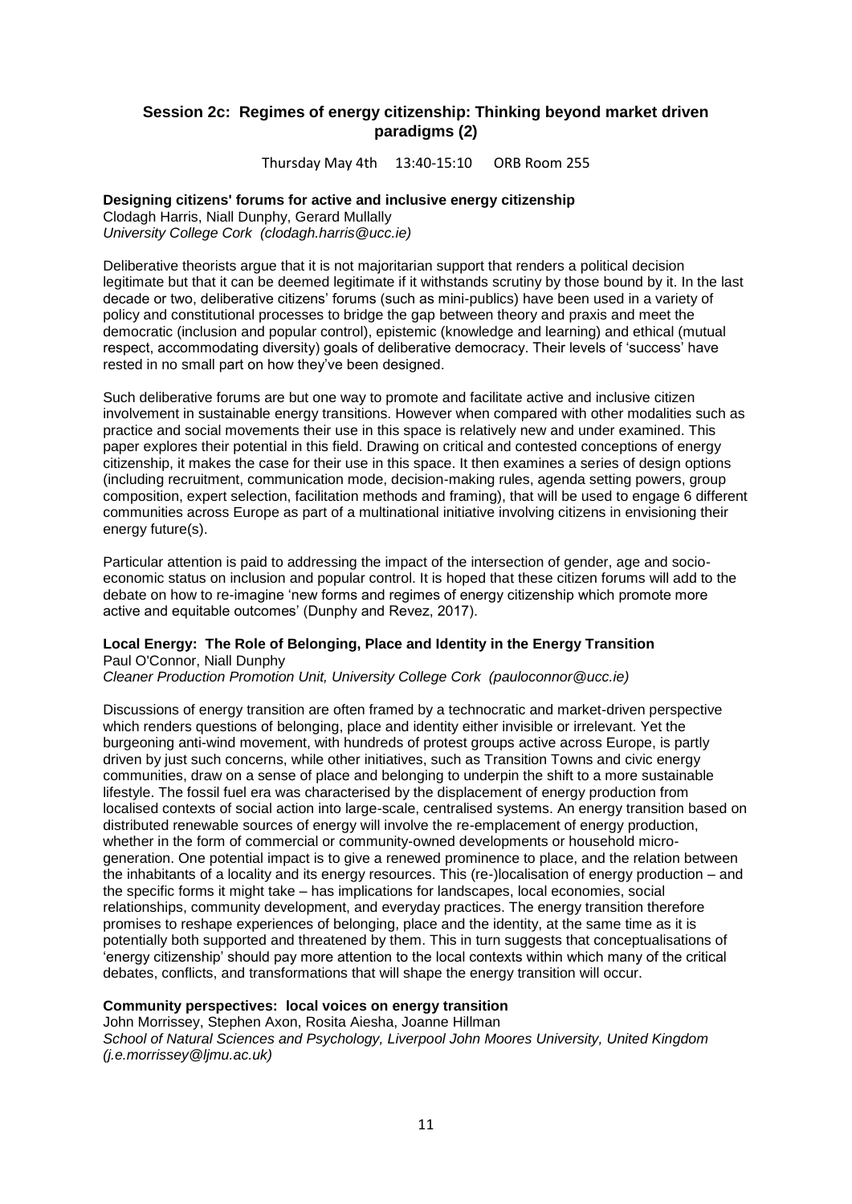## Session 2c: Regimes of energy citizenship: Thinking beyond market driven paradigms (2)

Thursday May 4th 13:40-15:10 ORB Room 255

**Designing citizens' forums for active and inclusive energy citizenship**
Clodagh Harris, Niall Dunphy, Gerard Mullally
*University College Cork (clodagh.harris@ucc.ie)*

Deliberative theorists argue that it is not majoritarian support that renders a political decision legitimate but that it can be deemed legitimate if it withstands scrutiny by those bound by it. In the last decade or two, deliberative citizens' forums (such as mini-publics) have been used in a variety of policy and constitutional processes to bridge the gap between theory and praxis and meet the democratic (inclusion and popular control), epistemic (knowledge and learning) and ethical (mutual respect, accommodating diversity) goals of deliberative democracy. Their levels of 'success' have rested in no small part on how they've been designed.

Such deliberative forums are but one way to promote and facilitate active and inclusive citizen involvement in sustainable energy transitions. However when compared with other modalities such as practice and social movements their use in this space is relatively new and under examined. This paper explores their potential in this field. Drawing on critical and contested conceptions of energy citizenship, it makes the case for their use in this space. It then examines a series of design options (including recruitment, communication mode, decision-making rules, agenda setting powers, group composition, expert selection, facilitation methods and framing), that will be used to engage 6 different communities across Europe as part of a multinational initiative involving citizens in envisioning their energy future(s).

Particular attention is paid to addressing the impact of the intersection of gender, age and socio-economic status on inclusion and popular control. It is hoped that these citizen forums will add to the debate on how to re-imagine 'new forms and regimes of energy citizenship which promote more active and equitable outcomes' (Dunphy and Revez, 2017).

**Local Energy: The Role of Belonging, Place and Identity in the Energy Transition**
Paul O'Connor, Niall Dunphy
*Cleaner Production Promotion Unit, University College Cork (pauloconnor@ucc.ie)*

Discussions of energy transition are often framed by a technocratic and market-driven perspective which renders questions of belonging, place and identity either invisible or irrelevant. Yet the burgeoning anti-wind movement, with hundreds of protest groups active across Europe, is partly driven by just such concerns, while other initiatives, such as Transition Towns and civic energy communities, draw on a sense of place and belonging to underpin the shift to a more sustainable lifestyle. The fossil fuel era was characterised by the displacement of energy production from localised contexts of social action into large-scale, centralised systems. An energy transition based on distributed renewable sources of energy will involve the re-emplacement of energy production, whether in the form of commercial or community-owned developments or household micro-generation. One potential impact is to give a renewed prominence to place, and the relation between the inhabitants of a locality and its energy resources. This (re-)localisation of energy production – and the specific forms it might take – has implications for landscapes, local economies, social relationships, community development, and everyday practices. The energy transition therefore promises to reshape experiences of belonging, place and the identity, at the same time as it is potentially both supported and threatened by them. This in turn suggests that conceptualisations of 'energy citizenship' should pay more attention to the local contexts within which many of the critical debates, conflicts, and transformations that will shape the energy transition will occur.

**Community perspectives: local voices on energy transition**
John Morrissey, Stephen Axon, Rosita Aiesha, Joanne Hillman
*School of Natural Sciences and Psychology, Liverpool John Moores University, United Kingdom (j.e.morrissey@ljmu.ac.uk)*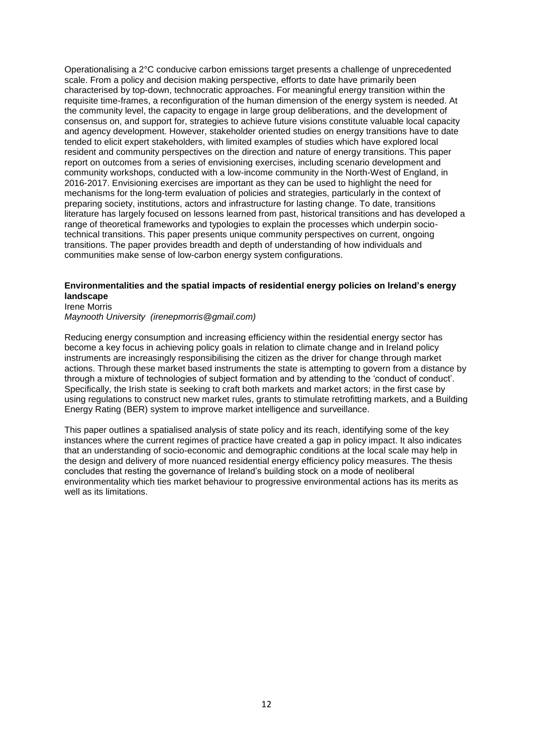Operationalising a 2°C conducive carbon emissions target presents a challenge of unprecedented scale. From a policy and decision making perspective, efforts to date have primarily been characterised by top-down, technocratic approaches. For meaningful energy transition within the requisite time-frames, a reconfiguration of the human dimension of the energy system is needed. At the community level, the capacity to engage in large group deliberations, and the development of consensus on, and support for, strategies to achieve future visions constitute valuable local capacity and agency development. However, stakeholder oriented studies on energy transitions have to date tended to elicit expert stakeholders, with limited examples of studies which have explored local resident and community perspectives on the direction and nature of energy transitions. This paper report on outcomes from a series of envisioning exercises, including scenario development and community workshops, conducted with a low-income community in the North-West of England, in 2016-2017. Envisioning exercises are important as they can be used to highlight the need for mechanisms for the long-term evaluation of policies and strategies, particularly in the context of preparing society, institutions, actors and infrastructure for lasting change. To date, transitions literature has largely focused on lessons learned from past, historical transitions and has developed a range of theoretical frameworks and typologies to explain the processes which underpin socio-technical transitions. This paper presents unique community perspectives on current, ongoing transitions. The paper provides breadth and depth of understanding of how individuals and communities make sense of low-carbon energy system configurations.

**Environmentalities and the spatial impacts of residential energy policies on Ireland's energy landscape**

Irene Morris

*Maynooth University (irenepmorris@gmail.com)*

Reducing energy consumption and increasing efficiency within the residential energy sector has become a key focus in achieving policy goals in relation to climate change and in Ireland policy instruments are increasingly responsibilising the citizen as the driver for change through market actions. Through these market based instruments the state is attempting to govern from a distance by through a mixture of technologies of subject formation and by attending to the 'conduct of conduct'. Specifically, the Irish state is seeking to craft both markets and market actors; in the first case by using regulations to construct new market rules, grants to stimulate retrofitting markets, and a Building Energy Rating (BER) system to improve market intelligence and surveillance.

This paper outlines a spatialised analysis of state policy and its reach, identifying some of the key instances where the current regimes of practice have created a gap in policy impact. It also indicates that an understanding of socio-economic and demographic conditions at the local scale may help in the design and delivery of more nuanced residential energy efficiency policy measures. The thesis concludes that resting the governance of Ireland's building stock on a mode of neoliberal environmentality which ties market behaviour to progressive environmental actions has its merits as well as its limitations.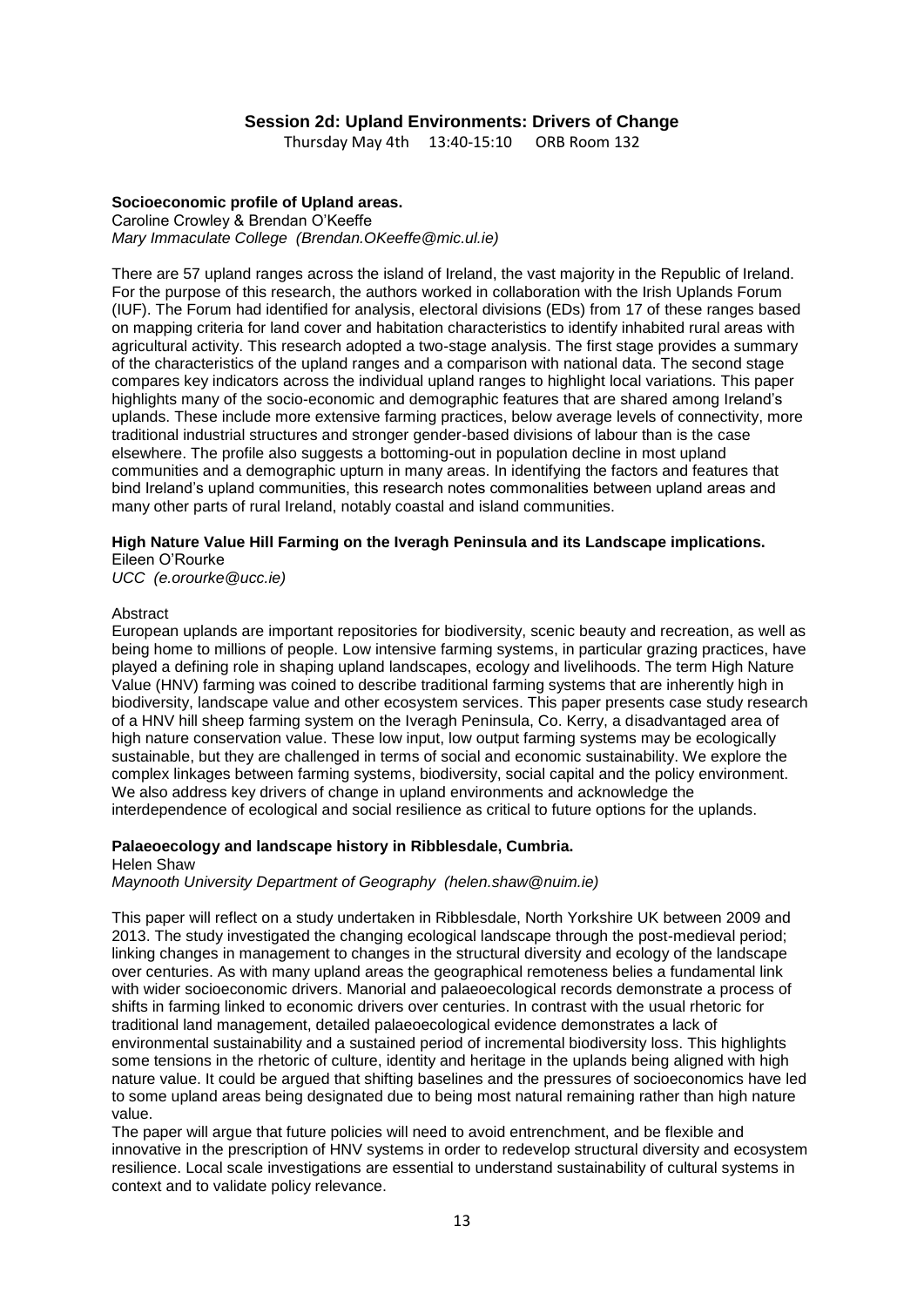## Session 2d: Upland Environments: Drivers of Change

Thursday May 4th 13:40-15:10 ORB Room 132

**Socioeconomic profile of Upland areas.**
Caroline Crowley & Brendan O'Keeffe
*Mary Immaculate College (Brendan.OKeeffe@mic.ul.ie)*

There are 57 upland ranges across the island of Ireland, the vast majority in the Republic of Ireland. For the purpose of this research, the authors worked in collaboration with the Irish Uplands Forum (IUF). The Forum had identified for analysis, electoral divisions (EDs) from 17 of these ranges based on mapping criteria for land cover and habitation characteristics to identify inhabited rural areas with agricultural activity. This research adopted a two-stage analysis. The first stage provides a summary of the characteristics of the upland ranges and a comparison with national data. The second stage compares key indicators across the individual upland ranges to highlight local variations. This paper highlights many of the socio-economic and demographic features that are shared among Ireland's uplands. These include more extensive farming practices, below average levels of connectivity, more traditional industrial structures and stronger gender-based divisions of labour than is the case elsewhere. The profile also suggests a bottoming-out in population decline in most upland communities and a demographic upturn in many areas. In identifying the factors and features that bind Ireland's upland communities, this research notes commonalities between upland areas and many other parts of rural Ireland, notably coastal and island communities.

**High Nature Value Hill Farming on the Iveragh Peninsula and its Landscape implications.**
Eileen O'Rourke
*UCC (e.orourke@ucc.ie)*

Abstract
European uplands are important repositories for biodiversity, scenic beauty and recreation, as well as being home to millions of people. Low intensive farming systems, in particular grazing practices, have played a defining role in shaping upland landscapes, ecology and livelihoods. The term High Nature Value (HNV) farming was coined to describe traditional farming systems that are inherently high in biodiversity, landscape value and other ecosystem services. This paper presents case study research of a HNV hill sheep farming system on the Iveragh Peninsula, Co. Kerry, a disadvantaged area of high nature conservation value. These low input, low output farming systems may be ecologically sustainable, but they are challenged in terms of social and economic sustainability. We explore the complex linkages between farming systems, biodiversity, social capital and the policy environment. We also address key drivers of change in upland environments and acknowledge the interdependence of ecological and social resilience as critical to future options for the uplands.

**Palaeoecology and landscape history in Ribblesdale, Cumbria.**
Helen Shaw
*Maynooth University Department of Geography (helen.shaw@nuim.ie)*

This paper will reflect on a study undertaken in Ribblesdale, North Yorkshire UK between 2009 and 2013. The study investigated the changing ecological landscape through the post-medieval period; linking changes in management to changes in the structural diversity and ecology of the landscape over centuries. As with many upland areas the geographical remoteness belies a fundamental link with wider socioeconomic drivers. Manorial and palaeoecological records demonstrate a process of shifts in farming linked to economic drivers over centuries. In contrast with the usual rhetoric for traditional land management, detailed palaeoecological evidence demonstrates a lack of environmental sustainability and a sustained period of incremental biodiversity loss. This highlights some tensions in the rhetoric of culture, identity and heritage in the uplands being aligned with high nature value. It could be argued that shifting baselines and the pressures of socioeconomics have led to some upland areas being designated due to being most natural remaining rather than high nature value.

The paper will argue that future policies will need to avoid entrenchment, and be flexible and innovative in the prescription of HNV systems in order to redevelop structural diversity and ecosystem resilience. Local scale investigations are essential to understand sustainability of cultural systems in context and to validate policy relevance.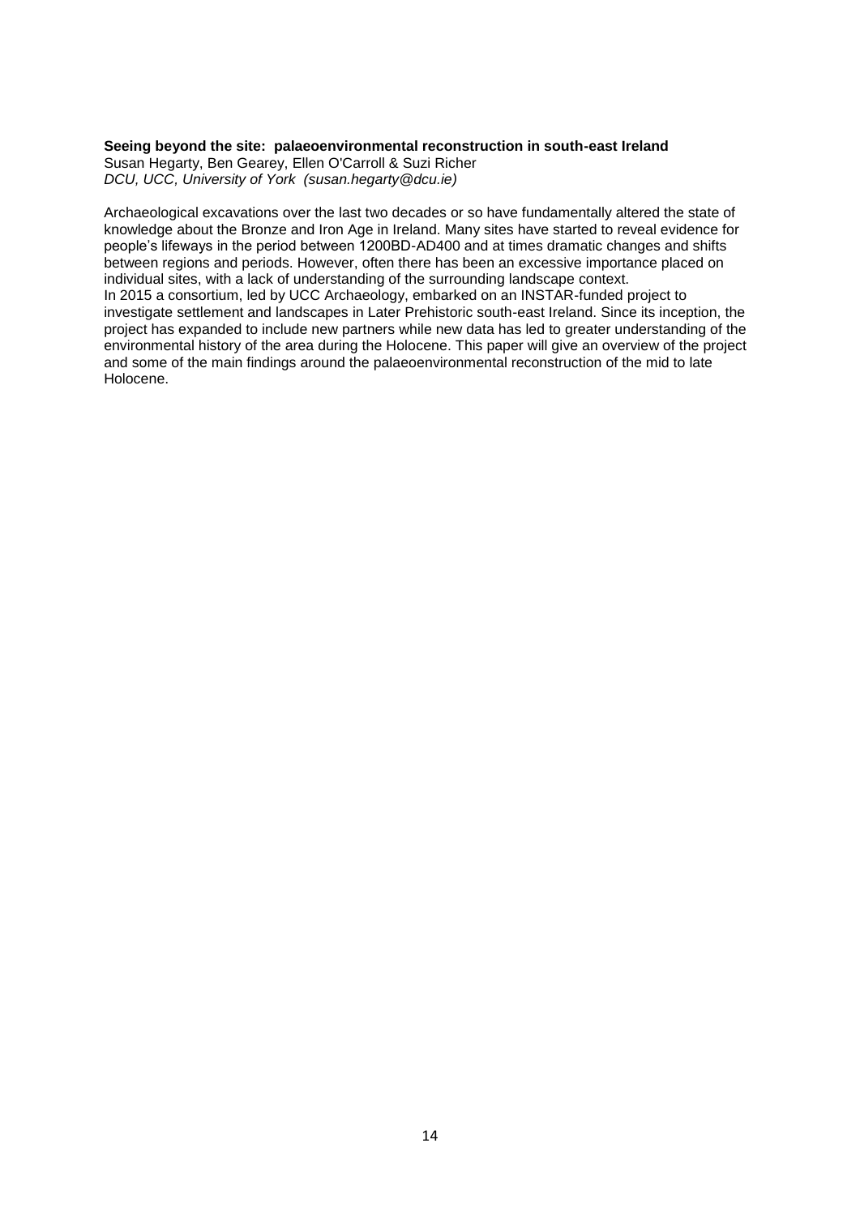**Seeing beyond the site: palaeoenvironmental reconstruction in south-east Ireland**

Susan Hegarty, Ben Gearey, Ellen O'Carroll & Suzi Richer

*DCU, UCC, University of York (susan.hegarty@dcu.ie)*

Archaeological excavations over the last two decades or so have fundamentally altered the state of knowledge about the Bronze and Iron Age in Ireland. Many sites have started to reveal evidence for people's lifeways in the period between 1200BD-AD400 and at times dramatic changes and shifts between regions and periods. However, often there has been an excessive importance placed on individual sites, with a lack of understanding of the surrounding landscape context.

In 2015 a consortium, led by UCC Archaeology, embarked on an INSTAR-funded project to investigate settlement and landscapes in Later Prehistoric south-east Ireland. Since its inception, the project has expanded to include new partners while new data has led to greater understanding of the environmental history of the area during the Holocene. This paper will give an overview of the project and some of the main findings around the palaeoenvironmental reconstruction of the mid to late Holocene.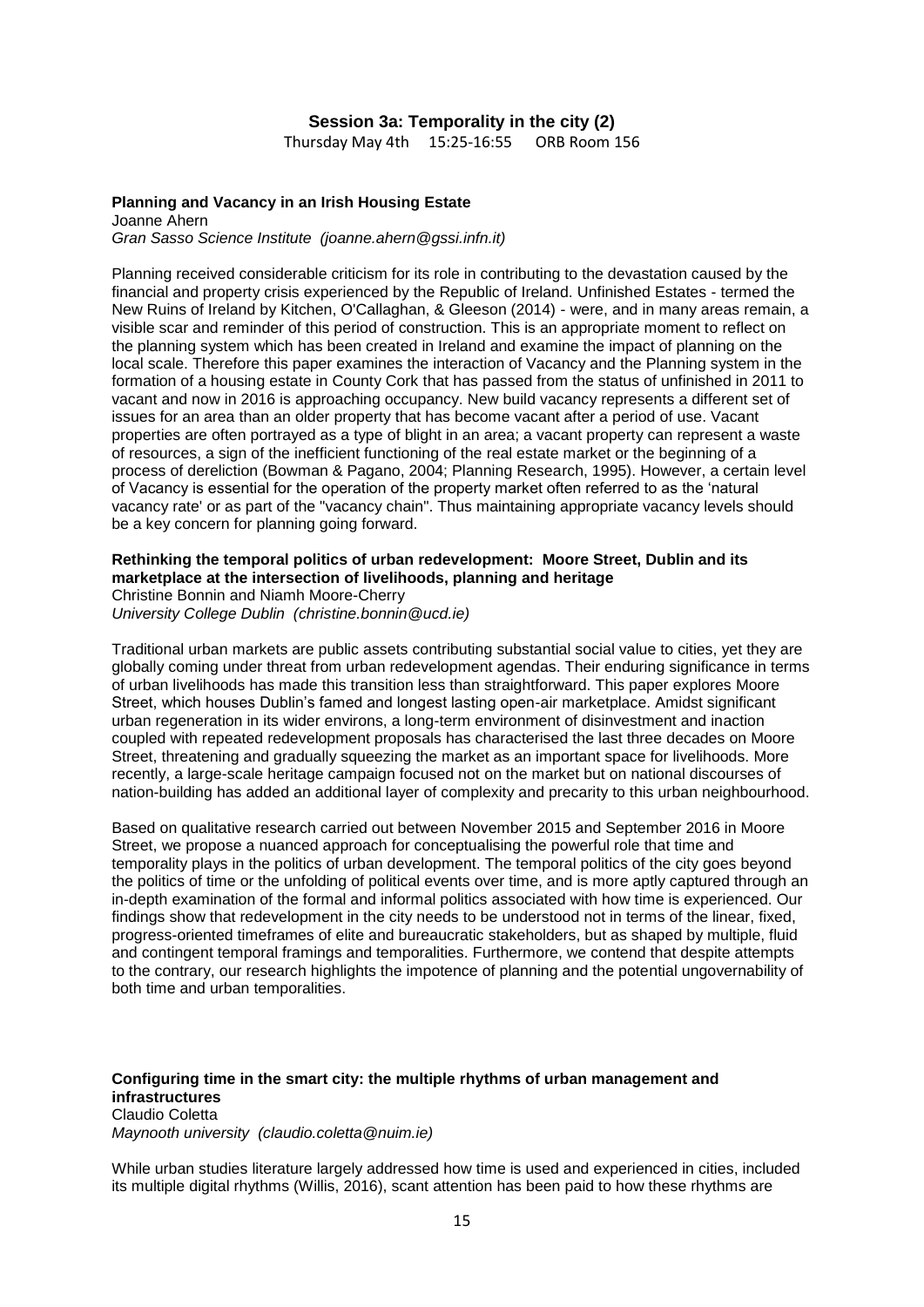## Session 3a: Temporality in the city (2)

Thursday May 4th 15:25-16:55 ORB Room 156

**Planning and Vacancy in an Irish Housing Estate**
Joanne Ahern
*Gran Sasso Science Institute (joanne.ahern@gssi.infn.it)*

Planning received considerable criticism for its role in contributing to the devastation caused by the financial and property crisis experienced by the Republic of Ireland. Unfinished Estates - termed the New Ruins of Ireland by Kitchen, O'Callaghan, & Gleeson (2014) - were, and in many areas remain, a visible scar and reminder of this period of construction. This is an appropriate moment to reflect on the planning system which has been created in Ireland and examine the impact of planning on the local scale. Therefore this paper examines the interaction of Vacancy and the Planning system in the formation of a housing estate in County Cork that has passed from the status of unfinished in 2011 to vacant and now in 2016 is approaching occupancy. New build vacancy represents a different set of issues for an area than an older property that has become vacant after a period of use. Vacant properties are often portrayed as a type of blight in an area; a vacant property can represent a waste of resources, a sign of the inefficient functioning of the real estate market or the beginning of a process of dereliction (Bowman & Pagano, 2004; Planning Research, 1995). However, a certain level of Vacancy is essential for the operation of the property market often referred to as the 'natural vacancy rate' or as part of the "vacancy chain". Thus maintaining appropriate vacancy levels should be a key concern for planning going forward.

**Rethinking the temporal politics of urban redevelopment: Moore Street, Dublin and its marketplace at the intersection of livelihoods, planning and heritage**
Christine Bonnin and Niamh Moore-Cherry
*University College Dublin (christine.bonnin@ucd.ie)*

Traditional urban markets are public assets contributing substantial social value to cities, yet they are globally coming under threat from urban redevelopment agendas. Their enduring significance in terms of urban livelihoods has made this transition less than straightforward. This paper explores Moore Street, which houses Dublin's famed and longest lasting open-air marketplace. Amidst significant urban regeneration in its wider environs, a long-term environment of disinvestment and inaction coupled with repeated redevelopment proposals has characterised the last three decades on Moore Street, threatening and gradually squeezing the market as an important space for livelihoods. More recently, a large-scale heritage campaign focused not on the market but on national discourses of nation-building has added an additional layer of complexity and precarity to this urban neighbourhood.

Based on qualitative research carried out between November 2015 and September 2016 in Moore Street, we propose a nuanced approach for conceptualising the powerful role that time and temporality plays in the politics of urban development. The temporal politics of the city goes beyond the politics of time or the unfolding of political events over time, and is more aptly captured through an in-depth examination of the formal and informal politics associated with how time is experienced. Our findings show that redevelopment in the city needs to be understood not in terms of the linear, fixed, progress-oriented timeframes of elite and bureaucratic stakeholders, but as shaped by multiple, fluid and contingent temporal framings and temporalities. Furthermore, we contend that despite attempts to the contrary, our research highlights the impotence of planning and the potential ungovernability of both time and urban temporalities.

**Configuring time in the smart city: the multiple rhythms of urban management and infrastructures**
Claudio Coletta
*Maynooth university (claudio.coletta@nuim.ie)*

While urban studies literature largely addressed how time is used and experienced in cities, included its multiple digital rhythms (Willis, 2016), scant attention has been paid to how these rhythms are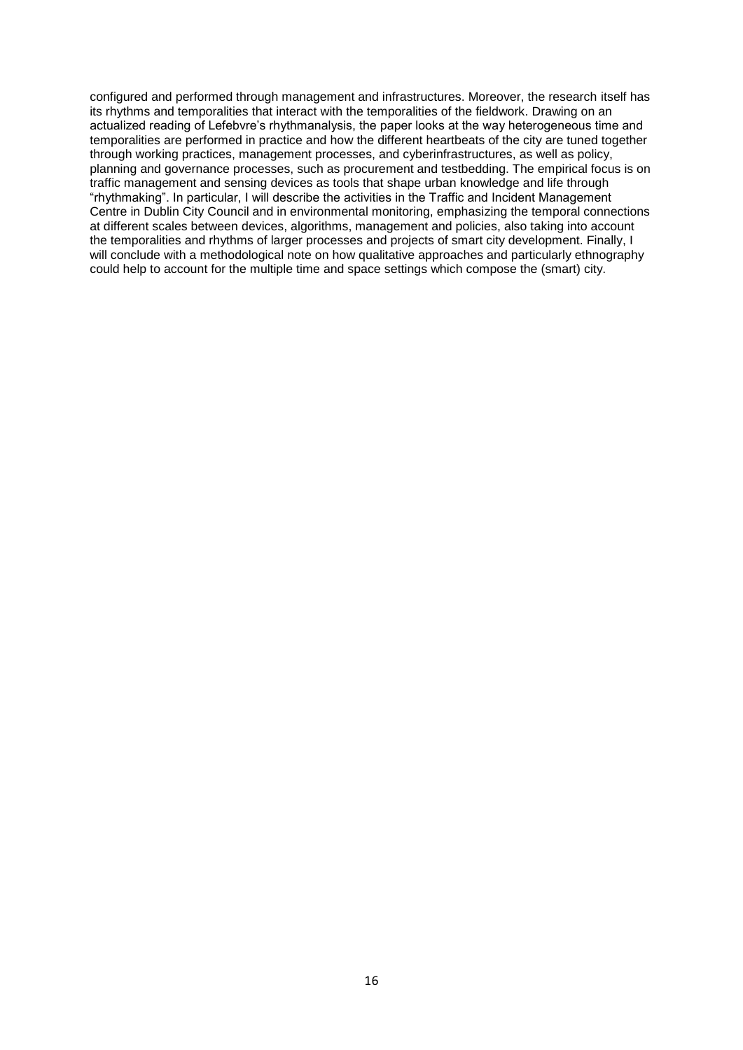configured and performed through management and infrastructures. Moreover, the research itself has its rhythms and temporalities that interact with the temporalities of the fieldwork. Drawing on an actualized reading of Lefebvre's rhythmanalysis, the paper looks at the way heterogeneous time and temporalities are performed in practice and how the different heartbeats of the city are tuned together through working practices, management processes, and cyberinfrastructures, as well as policy, planning and governance processes, such as procurement and testbedding. The empirical focus is on traffic management and sensing devices as tools that shape urban knowledge and life through "rhythmaking". In particular, I will describe the activities in the Traffic and Incident Management Centre in Dublin City Council and in environmental monitoring, emphasizing the temporal connections at different scales between devices, algorithms, management and policies, also taking into account the temporalities and rhythms of larger processes and projects of smart city development. Finally, I will conclude with a methodological note on how qualitative approaches and particularly ethnography could help to account for the multiple time and space settings which compose the (smart) city.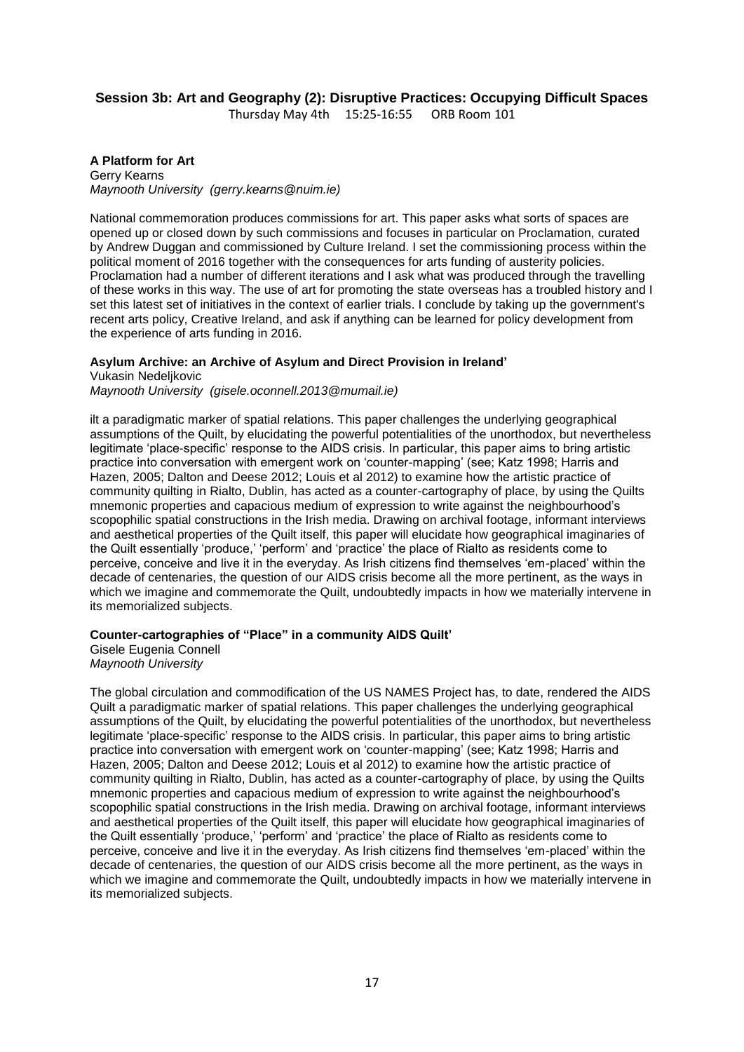**Session 3b: Art and Geography (2): Disruptive Practices: Occupying Difficult Spaces**
Thursday May 4th 15:25-16:55 ORB Room 101

**A Platform for Art**
Gerry Kearns
*Maynooth University (gerry.kearns@nuim.ie)*

National commemoration produces commissions for art. This paper asks what sorts of spaces are opened up or closed down by such commissions and focuses in particular on Proclamation, curated by Andrew Duggan and commissioned by Culture Ireland. I set the commissioning process within the political moment of 2016 together with the consequences for arts funding of austerity policies. Proclamation had a number of different iterations and I ask what was produced through the travelling of these works in this way. The use of art for promoting the state overseas has a troubled history and I set this latest set of initiatives in the context of earlier trials. I conclude by taking up the government's recent arts policy, Creative Ireland, and ask if anything can be learned for policy development from the experience of arts funding in 2016.

**Asylum Archive: an Archive of Asylum and Direct Provision in Ireland'**
Vukasin Nedeljkovic
*Maynooth University (gisele.oconnell.2013@mumail.ie)*

ilt a paradigmatic marker of spatial relations. This paper challenges the underlying geographical assumptions of the Quilt, by elucidating the powerful potentialities of the unorthodox, but nevertheless legitimate 'place-specific' response to the AIDS crisis. In particular, this paper aims to bring artistic practice into conversation with emergent work on 'counter-mapping' (see; Katz 1998; Harris and Hazen, 2005; Dalton and Deese 2012; Louis et al 2012) to examine how the artistic practice of community quilting in Rialto, Dublin, has acted as a counter-cartography of place, by using the Quilts mnemonic properties and capacious medium of expression to write against the neighbourhood's scopophilic spatial constructions in the Irish media. Drawing on archival footage, informant interviews and aesthetical properties of the Quilt itself, this paper will elucidate how geographical imaginaries of the Quilt essentially 'produce,' 'perform' and 'practice' the place of Rialto as residents come to perceive, conceive and live it in the everyday. As Irish citizens find themselves 'em-placed' within the decade of centenaries, the question of our AIDS crisis become all the more pertinent, as the ways in which we imagine and commemorate the Quilt, undoubtedly impacts in how we materially intervene in its memorialized subjects.

**Counter-cartographies of "Place" in a community AIDS Quilt'**
Gisele Eugenia Connell
*Maynooth University*

The global circulation and commodification of the US NAMES Project has, to date, rendered the AIDS Quilt a paradigmatic marker of spatial relations. This paper challenges the underlying geographical assumptions of the Quilt, by elucidating the powerful potentialities of the unorthodox, but nevertheless legitimate 'place-specific' response to the AIDS crisis. In particular, this paper aims to bring artistic practice into conversation with emergent work on 'counter-mapping' (see; Katz 1998; Harris and Hazen, 2005; Dalton and Deese 2012; Louis et al 2012) to examine how the artistic practice of community quilting in Rialto, Dublin, has acted as a counter-cartography of place, by using the Quilts mnemonic properties and capacious medium of expression to write against the neighbourhood's scopophilic spatial constructions in the Irish media. Drawing on archival footage, informant interviews and aesthetical properties of the Quilt itself, this paper will elucidate how geographical imaginaries of the Quilt essentially 'produce,' 'perform' and 'practice' the place of Rialto as residents come to perceive, conceive and live it in the everyday. As Irish citizens find themselves 'em-placed' within the decade of centenaries, the question of our AIDS crisis become all the more pertinent, as the ways in which we imagine and commemorate the Quilt, undoubtedly impacts in how we materially intervene in its memorialized subjects.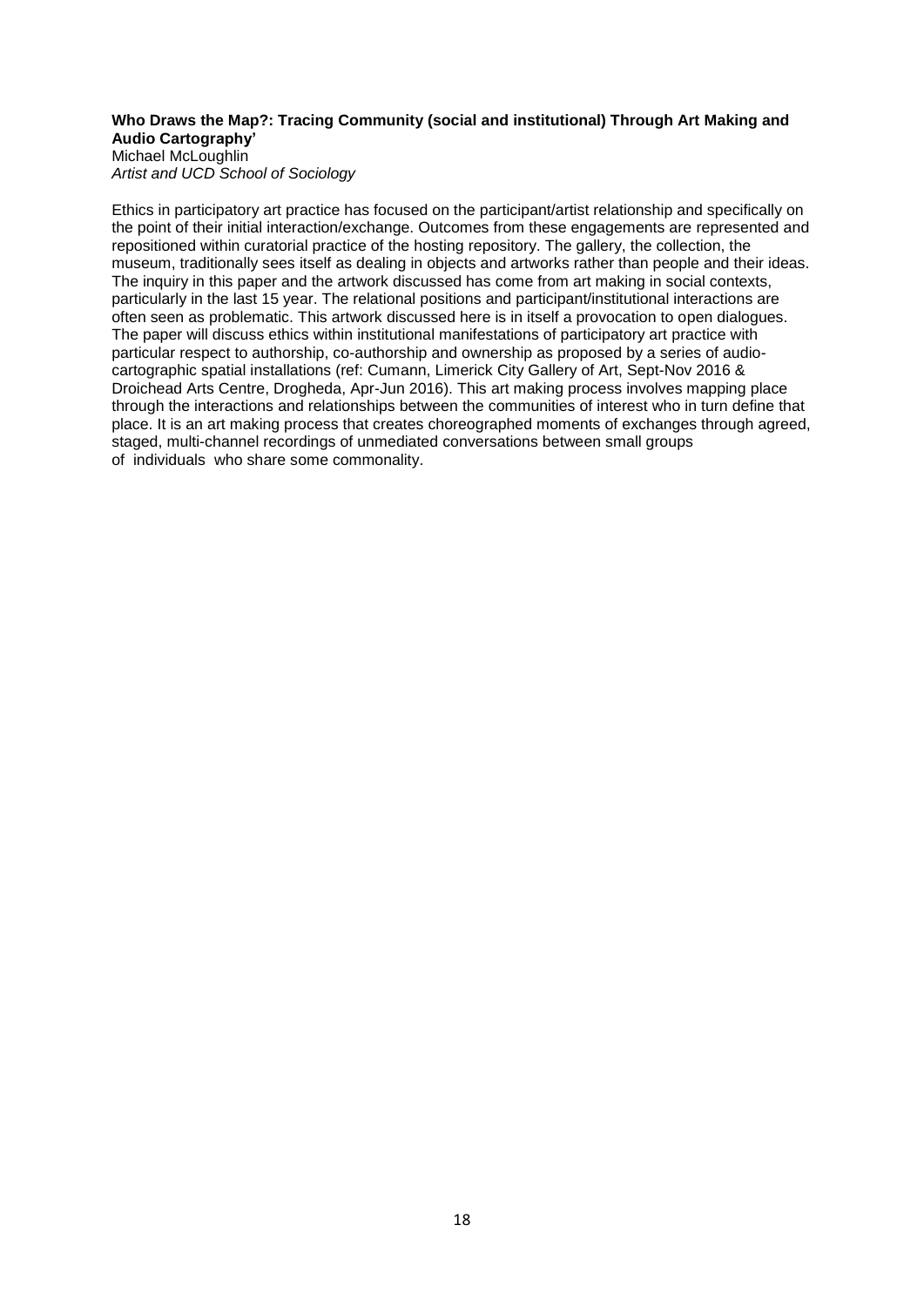**Who Draws the Map?: Tracing Community (social and institutional) Through Art Making and Audio Cartography'**

Michael McLoughlin

*Artist and UCD School of Sociology*

Ethics in participatory art practice has focused on the participant/artist relationship and specifically on the point of their initial interaction/exchange. Outcomes from these engagements are represented and repositioned within curatorial practice of the hosting repository. The gallery, the collection, the museum, traditionally sees itself as dealing in objects and artworks rather than people and their ideas. The inquiry in this paper and the artwork discussed has come from art making in social contexts, particularly in the last 15 year. The relational positions and participant/institutional interactions are often seen as problematic. This artwork discussed here is in itself a provocation to open dialogues. The paper will discuss ethics within institutional manifestations of participatory art practice with particular respect to authorship, co-authorship and ownership as proposed by a series of audio-cartographic spatial installations (ref: Cumann, Limerick City Gallery of Art, Sept-Nov 2016 & Droichead Arts Centre, Drogheda, Apr-Jun 2016). This art making process involves mapping place through the interactions and relationships between the communities of interest who in turn define that place. It is an art making process that creates choreographed moments of exchanges through agreed, staged, multi-channel recordings of unmediated conversations between small groups of individuals who share some commonality.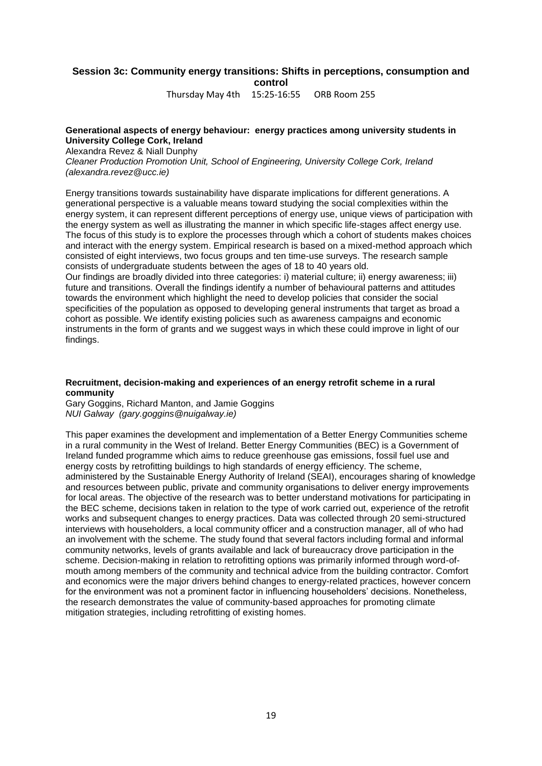## Session 3c: Community energy transitions: Shifts in perceptions, consumption and control

Thursday May 4th 15:25-16:55 ORB Room 255

### Generational aspects of energy behaviour: energy practices among university students in University College Cork, Ireland

Alexandra Revez & Niall Dunphy

*Cleaner Production Promotion Unit, School of Engineering, University College Cork, Ireland (alexandra.revez@ucc.ie)*

Energy transitions towards sustainability have disparate implications for different generations. A generational perspective is a valuable means toward studying the social complexities within the energy system, it can represent different perceptions of energy use, unique views of participation with the energy system as well as illustrating the manner in which specific life-stages affect energy use. The focus of this study is to explore the processes through which a cohort of students makes choices and interact with the energy system. Empirical research is based on a mixed-method approach which consisted of eight interviews, two focus groups and ten time-use surveys. The research sample consists of undergraduate students between the ages of 18 to 40 years old.
Our findings are broadly divided into three categories: i) material culture; ii) energy awareness; iii) future and transitions. Overall the findings identify a number of behavioural patterns and attitudes towards the environment which highlight the need to develop policies that consider the social specificities of the population as opposed to developing general instruments that target as broad a cohort as possible. We identify existing policies such as awareness campaigns and economic instruments in the form of grants and we suggest ways in which these could improve in light of our findings.

### Recruitment, decision-making and experiences of an energy retrofit scheme in a rural community

Gary Goggins, Richard Manton, and Jamie Goggins

*NUI Galway (gary.goggins@nuigalway.ie)*

This paper examines the development and implementation of a Better Energy Communities scheme in a rural community in the West of Ireland. Better Energy Communities (BEC) is a Government of Ireland funded programme which aims to reduce greenhouse gas emissions, fossil fuel use and energy costs by retrofitting buildings to high standards of energy efficiency. The scheme, administered by the Sustainable Energy Authority of Ireland (SEAI), encourages sharing of knowledge and resources between public, private and community organisations to deliver energy improvements for local areas. The objective of the research was to better understand motivations for participating in the BEC scheme, decisions taken in relation to the type of work carried out, experience of the retrofit works and subsequent changes to energy practices. Data was collected through 20 semi-structured interviews with householders, a local community officer and a construction manager, all of who had an involvement with the scheme. The study found that several factors including formal and informal community networks, levels of grants available and lack of bureaucracy drove participation in the scheme. Decision-making in relation to retrofitting options was primarily informed through word-of-mouth among members of the community and technical advice from the building contractor. Comfort and economics were the major drivers behind changes to energy-related practices, however concern for the environment was not a prominent factor in influencing householders' decisions. Nonetheless, the research demonstrates the value of community-based approaches for promoting climate mitigation strategies, including retrofitting of existing homes.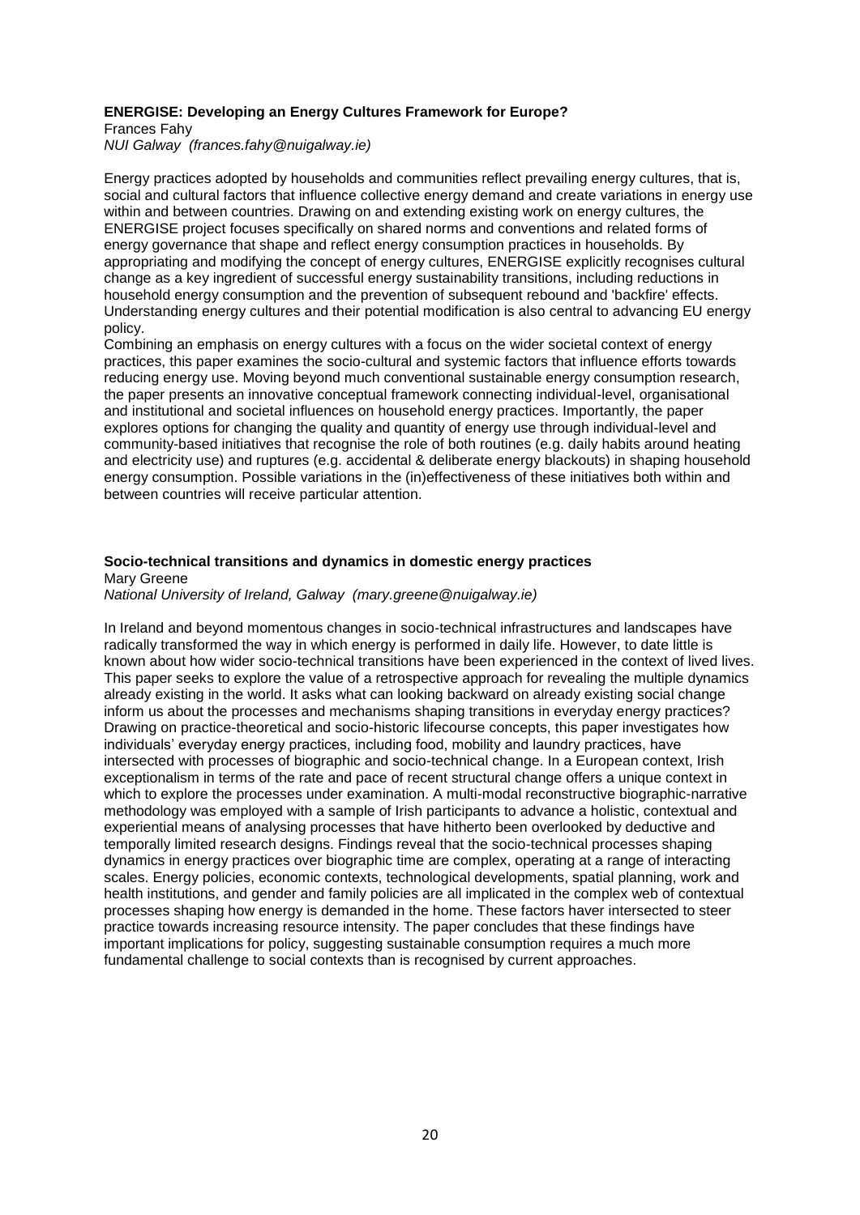**ENERGISE: Developing an Energy Cultures Framework for Europe?**

Frances Fahy

*NUI Galway (frances.fahy@nuigalway.ie)*

Energy practices adopted by households and communities reflect prevailing energy cultures, that is, social and cultural factors that influence collective energy demand and create variations in energy use within and between countries. Drawing on and extending existing work on energy cultures, the ENERGISE project focuses specifically on shared norms and conventions and related forms of energy governance that shape and reflect energy consumption practices in households. By appropriating and modifying the concept of energy cultures, ENERGISE explicitly recognises cultural change as a key ingredient of successful energy sustainability transitions, including reductions in household energy consumption and the prevention of subsequent rebound and 'backfire' effects. Understanding energy cultures and their potential modification is also central to advancing EU energy policy.

Combining an emphasis on energy cultures with a focus on the wider societal context of energy practices, this paper examines the socio-cultural and systemic factors that influence efforts towards reducing energy use. Moving beyond much conventional sustainable energy consumption research, the paper presents an innovative conceptual framework connecting individual-level, organisational and institutional and societal influences on household energy practices. Importantly, the paper explores options for changing the quality and quantity of energy use through individual-level and community-based initiatives that recognise the role of both routines (e.g. daily habits around heating and electricity use) and ruptures (e.g. accidental & deliberate energy blackouts) in shaping household energy consumption. Possible variations in the (in)effectiveness of these initiatives both within and between countries will receive particular attention.

**Socio-technical transitions and dynamics in domestic energy practices**

Mary Greene

*National University of Ireland, Galway (mary.greene@nuigalway.ie)*

In Ireland and beyond momentous changes in socio-technical infrastructures and landscapes have radically transformed the way in which energy is performed in daily life. However, to date little is known about how wider socio-technical transitions have been experienced in the context of lived lives. This paper seeks to explore the value of a retrospective approach for revealing the multiple dynamics already existing in the world. It asks what can looking backward on already existing social change inform us about the processes and mechanisms shaping transitions in everyday energy practices? Drawing on practice-theoretical and socio-historic lifecourse concepts, this paper investigates how individuals' everyday energy practices, including food, mobility and laundry practices, have intersected with processes of biographic and socio-technical change. In a European context, Irish exceptionalism in terms of the rate and pace of recent structural change offers a unique context in which to explore the processes under examination. A multi-modal reconstructive biographic-narrative methodology was employed with a sample of Irish participants to advance a holistic, contextual and experiential means of analysing processes that have hitherto been overlooked by deductive and temporally limited research designs. Findings reveal that the socio-technical processes shaping dynamics in energy practices over biographic time are complex, operating at a range of interacting scales. Energy policies, economic contexts, technological developments, spatial planning, work and health institutions, and gender and family policies are all implicated in the complex web of contextual processes shaping how energy is demanded in the home. These factors haver intersected to steer practice towards increasing resource intensity. The paper concludes that these findings have important implications for policy, suggesting sustainable consumption requires a much more fundamental challenge to social contexts than is recognised by current approaches.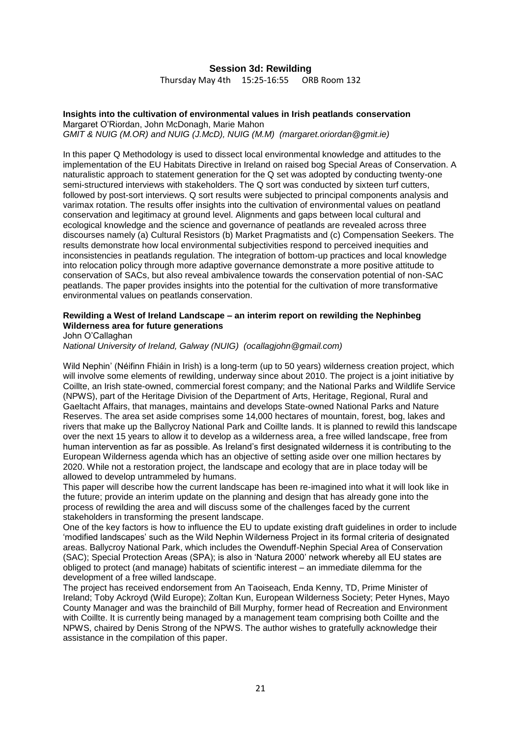## Session 3d: Rewilding

Thursday May 4th 15:25-16:55 ORB Room 132

**Insights into the cultivation of environmental values in Irish peatlands conservation**
Margaret O'Riordan, John McDonagh, Marie Mahon
*GMIT & NUIG (M.OR) and NUIG (J.McD), NUIG (M.M) (margaret.oriordan@gmit.ie)*

In this paper Q Methodology is used to dissect local environmental knowledge and attitudes to the implementation of the EU Habitats Directive in Ireland on raised bog Special Areas of Conservation. A naturalistic approach to statement generation for the Q set was adopted by conducting twenty-one semi-structured interviews with stakeholders. The Q sort was conducted by sixteen turf cutters, followed by post-sort interviews. Q sort results were subjected to principal components analysis and varimax rotation. The results offer insights into the cultivation of environmental values on peatland conservation and legitimacy at ground level. Alignments and gaps between local cultural and ecological knowledge and the science and governance of peatlands are revealed across three discourses namely (a) Cultural Resistors (b) Market Pragmatists and (c) Compensation Seekers. The results demonstrate how local environmental subjectivities respond to perceived inequities and inconsistencies in peatlands regulation. The integration of bottom-up practices and local knowledge into relocation policy through more adaptive governance demonstrate a more positive attitude to conservation of SACs, but also reveal ambivalence towards the conservation potential of non-SAC peatlands. The paper provides insights into the potential for the cultivation of more transformative environmental values on peatlands conservation.

**Rewilding a West of Ireland Landscape – an interim report on rewilding the Nephinbeg Wilderness area for future generations**
John O'Callaghan
*National University of Ireland, Galway (NUIG) (ocallagjohn@gmail.com)*

Wild Nephin' (Néifinn Fhiáin in Irish) is a long-term (up to 50 years) wilderness creation project, which will involve some elements of rewilding, underway since about 2010. The project is a joint initiative by Coillte, an Irish state-owned, commercial forest company; and the National Parks and Wildlife Service (NPWS), part of the Heritage Division of the Department of Arts, Heritage, Regional, Rural and Gaeltacht Affairs, that manages, maintains and develops State-owned National Parks and Nature Reserves. The area set aside comprises some 14,000 hectares of mountain, forest, bog, lakes and rivers that make up the Ballycroy National Park and Coillte lands. It is planned to rewild this landscape over the next 15 years to allow it to develop as a wilderness area, a free willed landscape, free from human intervention as far as possible. As Ireland's first designated wilderness it is contributing to the European Wilderness agenda which has an objective of setting aside over one million hectares by 2020. While not a restoration project, the landscape and ecology that are in place today will be allowed to develop untrammeled by humans.

This paper will describe how the current landscape has been re-imagined into what it will look like in the future; provide an interim update on the planning and design that has already gone into the process of rewilding the area and will discuss some of the challenges faced by the current stakeholders in transforming the present landscape.

One of the key factors is how to influence the EU to update existing draft guidelines in order to include 'modified landscapes' such as the Wild Nephin Wilderness Project in its formal criteria of designated areas. Ballycroy National Park, which includes the Owenduff-Nephin Special Area of Conservation (SAC); Special Protection Areas (SPA); is also in 'Natura 2000' network whereby all EU states are obliged to protect (and manage) habitats of scientific interest – an immediate dilemma for the development of a free willed landscape.

The project has received endorsement from An Taoiseach, Enda Kenny, TD, Prime Minister of Ireland; Toby Ackroyd (Wild Europe); Zoltan Kun, European Wilderness Society; Peter Hynes, Mayo County Manager and was the brainchild of Bill Murphy, former head of Recreation and Environment with Coillte. It is currently being managed by a management team comprising both Coillte and the NPWS, chaired by Denis Strong of the NPWS. The author wishes to gratefully acknowledge their assistance in the compilation of this paper.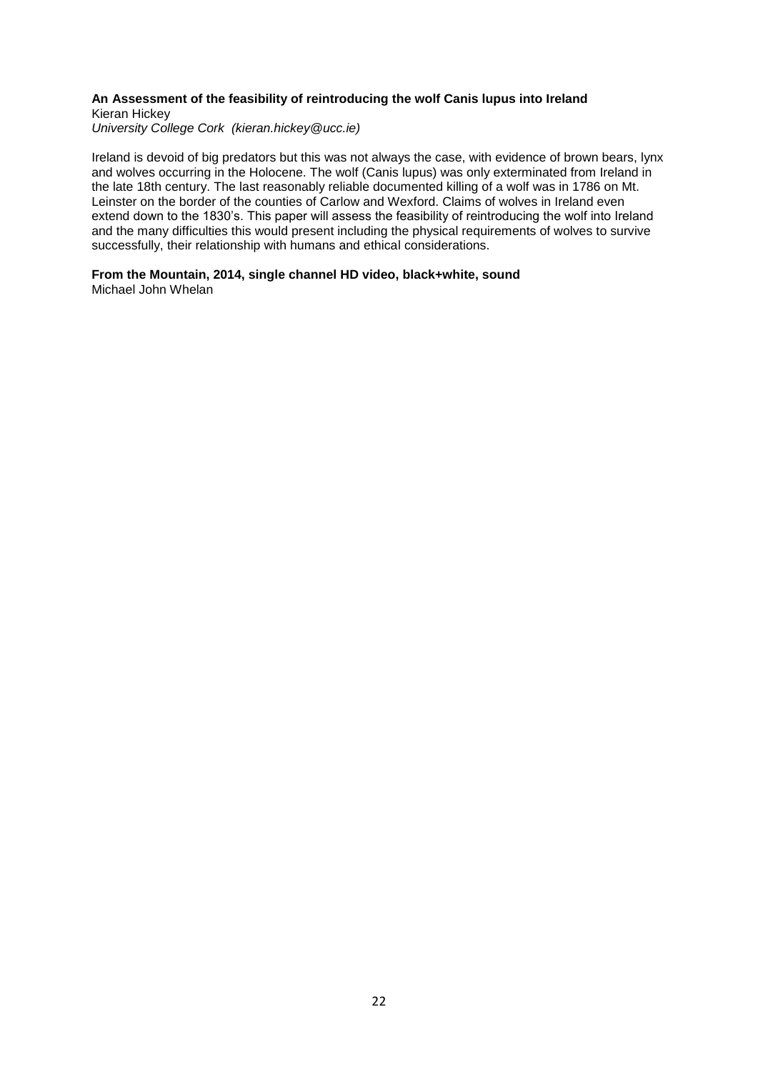**An Assessment of the feasibility of reintroducing the wolf Canis lupus into Ireland**
Kieran Hickey
*University College Cork (kieran.hickey@ucc.ie)*

Ireland is devoid of big predators but this was not always the case, with evidence of brown bears, lynx and wolves occurring in the Holocene. The wolf (Canis lupus) was only exterminated from Ireland in the late 18th century. The last reasonably reliable documented killing of a wolf was in 1786 on Mt. Leinster on the border of the counties of Carlow and Wexford. Claims of wolves in Ireland even extend down to the 1830's. This paper will assess the feasibility of reintroducing the wolf into Ireland and the many difficulties this would present including the physical requirements of wolves to survive successfully, their relationship with humans and ethical considerations.

**From the Mountain, 2014, single channel HD video, black+white, sound**
Michael John Whelan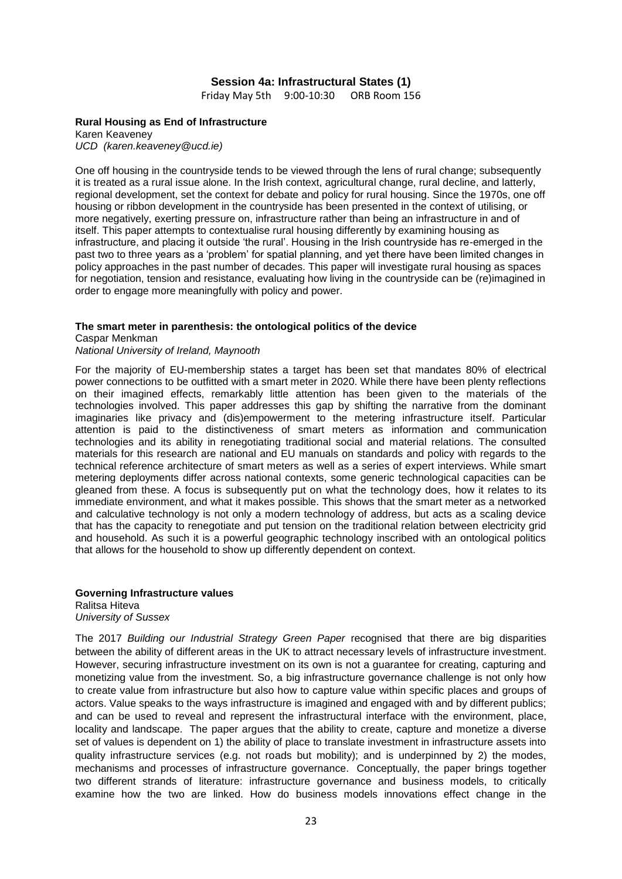## Session 4a: Infrastructural States (1)

Friday May 5th 9:00-10:30 ORB Room 156

**Rural Housing as End of Infrastructure**

Karen Keaveney
*UCD (karen.keaveney@ucd.ie)*

One off housing in the countryside tends to be viewed through the lens of rural change; subsequently it is treated as a rural issue alone. In the Irish context, agricultural change, rural decline, and latterly, regional development, set the context for debate and policy for rural housing. Since the 1970s, one off housing or ribbon development in the countryside has been presented in the context of utilising, or more negatively, exerting pressure on, infrastructure rather than being an infrastructure in and of itself. This paper attempts to contextualise rural housing differently by examining housing as infrastructure, and placing it outside 'the rural'. Housing in the Irish countryside has re-emerged in the past two to three years as a 'problem' for spatial planning, and yet there have been limited changes in policy approaches in the past number of decades. This paper will investigate rural housing as spaces for negotiation, tension and resistance, evaluating how living in the countryside can be (re)imagined in order to engage more meaningfully with policy and power.

**The smart meter in parenthesis: the ontological politics of the device**

Caspar Menkman
*National University of Ireland, Maynooth*

For the majority of EU-membership states a target has been set that mandates 80% of electrical power connections to be outfitted with a smart meter in 2020. While there have been plenty reflections on their imagined effects, remarkably little attention has been given to the materials of the technologies involved. This paper addresses this gap by shifting the narrative from the dominant imaginaries like privacy and (dis)empowerment to the metering infrastructure itself. Particular attention is paid to the distinctiveness of smart meters as information and communication technologies and its ability in renegotiating traditional social and material relations. The consulted materials for this research are national and EU manuals on standards and policy with regards to the technical reference architecture of smart meters as well as a series of expert interviews. While smart metering deployments differ across national contexts, some generic technological capacities can be gleaned from these. A focus is subsequently put on what the technology does, how it relates to its immediate environment, and what it makes possible. This shows that the smart meter as a networked and calculative technology is not only a modern technology of address, but acts as a scaling device that has the capacity to renegotiate and put tension on the traditional relation between electricity grid and household. As such it is a powerful geographic technology inscribed with an ontological politics that allows for the household to show up differently dependent on context.

**Governing Infrastructure values**

Ralitsa Hiteva
*University of Sussex*

The 2017 *Building our Industrial Strategy Green Paper* recognised that there are big disparities between the ability of different areas in the UK to attract necessary levels of infrastructure investment. However, securing infrastructure investment on its own is not a guarantee for creating, capturing and monetizing value from the investment. So, a big infrastructure governance challenge is not only how to create value from infrastructure but also how to capture value within specific places and groups of actors. Value speaks to the ways infrastructure is imagined and engaged with and by different publics; and can be used to reveal and represent the infrastructural interface with the environment, place, locality and landscape. The paper argues that the ability to create, capture and monetize a diverse set of values is dependent on 1) the ability of place to translate investment in infrastructure assets into quality infrastructure services (e.g. not roads but mobility); and is underpinned by 2) the modes, mechanisms and processes of infrastructure governance. Conceptually, the paper brings together two different strands of literature: infrastructure governance and business models, to critically examine how the two are linked. How do business models innovations effect change in the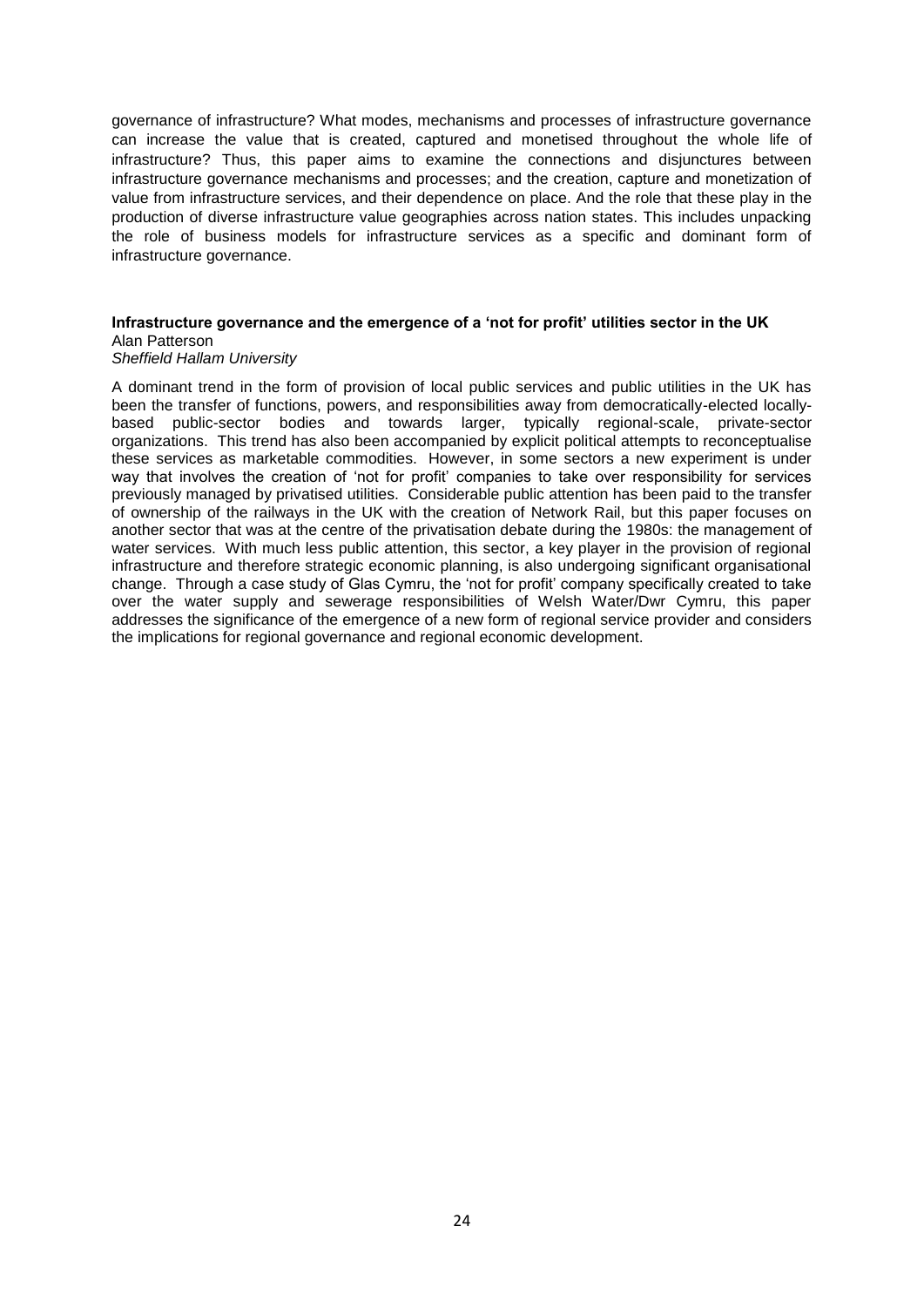governance of infrastructure? What modes, mechanisms and processes of infrastructure governance can increase the value that is created, captured and monetised throughout the whole life of infrastructure? Thus, this paper aims to examine the connections and disjunctures between infrastructure governance mechanisms and processes; and the creation, capture and monetization of value from infrastructure services, and their dependence on place. And the role that these play in the production of diverse infrastructure value geographies across nation states. This includes unpacking the role of business models for infrastructure services as a specific and dominant form of infrastructure governance.

**Infrastructure governance and the emergence of a 'not for profit' utilities sector in the UK**
Alan Patterson
*Sheffield Hallam University*

A dominant trend in the form of provision of local public services and public utilities in the UK has been the transfer of functions, powers, and responsibilities away from democratically-elected locally-based public-sector bodies and towards larger, typically regional-scale, private-sector organizations. This trend has also been accompanied by explicit political attempts to reconceptualise these services as marketable commodities. However, in some sectors a new experiment is under way that involves the creation of 'not for profit' companies to take over responsibility for services previously managed by privatised utilities. Considerable public attention has been paid to the transfer of ownership of the railways in the UK with the creation of Network Rail, but this paper focuses on another sector that was at the centre of the privatisation debate during the 1980s: the management of water services. With much less public attention, this sector, a key player in the provision of regional infrastructure and therefore strategic economic planning, is also undergoing significant organisational change. Through a case study of Glas Cymru, the 'not for profit' company specifically created to take over the water supply and sewerage responsibilities of Welsh Water/Dwr Cymru, this paper addresses the significance of the emergence of a new form of regional service provider and considers the implications for regional governance and regional economic development.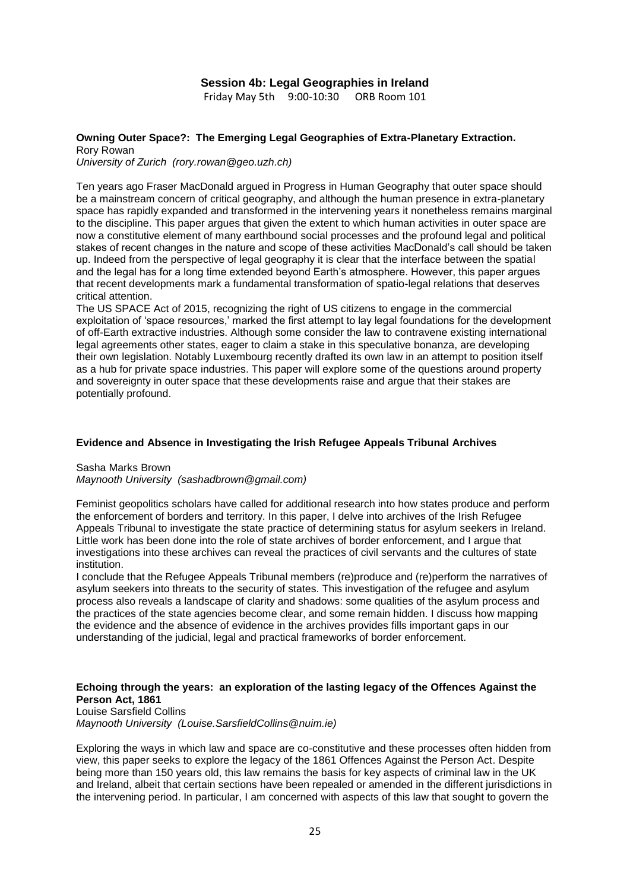## Session 4b: Legal Geographies in Ireland

Friday May 5th 9:00-10:30 ORB Room 101

**Owning Outer Space?: The Emerging Legal Geographies of Extra-Planetary Extraction.**
Rory Rowan
*University of Zurich (rory.rowan@geo.uzh.ch)*

Ten years ago Fraser MacDonald argued in Progress in Human Geography that outer space should be a mainstream concern of critical geography, and although the human presence in extra-planetary space has rapidly expanded and transformed in the intervening years it nonetheless remains marginal to the discipline. This paper argues that given the extent to which human activities in outer space are now a constitutive element of many earthbound social processes and the profound legal and political stakes of recent changes in the nature and scope of these activities MacDonald's call should be taken up. Indeed from the perspective of legal geography it is clear that the interface between the spatial and the legal has for a long time extended beyond Earth's atmosphere. However, this paper argues that recent developments mark a fundamental transformation of spatio-legal relations that deserves critical attention.

The US SPACE Act of 2015, recognizing the right of US citizens to engage in the commercial exploitation of 'space resources,' marked the first attempt to lay legal foundations for the development of off-Earth extractive industries. Although some consider the law to contravene existing international legal agreements other states, eager to claim a stake in this speculative bonanza, are developing their own legislation. Notably Luxembourg recently drafted its own law in an attempt to position itself as a hub for private space industries. This paper will explore some of the questions around property and sovereignty in outer space that these developments raise and argue that their stakes are potentially profound.

**Evidence and Absence in Investigating the Irish Refugee Appeals Tribunal Archives**

Sasha Marks Brown
*Maynooth University (sashadbrown@gmail.com)*

Feminist geopolitics scholars have called for additional research into how states produce and perform the enforcement of borders and territory. In this paper, I delve into archives of the Irish Refugee Appeals Tribunal to investigate the state practice of determining status for asylum seekers in Ireland. Little work has been done into the role of state archives of border enforcement, and I argue that investigations into these archives can reveal the practices of civil servants and the cultures of state institution.

I conclude that the Refugee Appeals Tribunal members (re)produce and (re)perform the narratives of asylum seekers into threats to the security of states. This investigation of the refugee and asylum process also reveals a landscape of clarity and shadows: some qualities of the asylum process and the practices of the state agencies become clear, and some remain hidden. I discuss how mapping the evidence and the absence of evidence in the archives provides fills important gaps in our understanding of the judicial, legal and practical frameworks of border enforcement.

**Echoing through the years: an exploration of the lasting legacy of the Offences Against the Person Act, 1861**
Louise Sarsfield Collins
*Maynooth University (Louise.SarsfieldCollins@nuim.ie)*

Exploring the ways in which law and space are co-constitutive and these processes often hidden from view, this paper seeks to explore the legacy of the 1861 Offences Against the Person Act. Despite being more than 150 years old, this law remains the basis for key aspects of criminal law in the UK and Ireland, albeit that certain sections have been repealed or amended in the different jurisdictions in the intervening period. In particular, I am concerned with aspects of this law that sought to govern the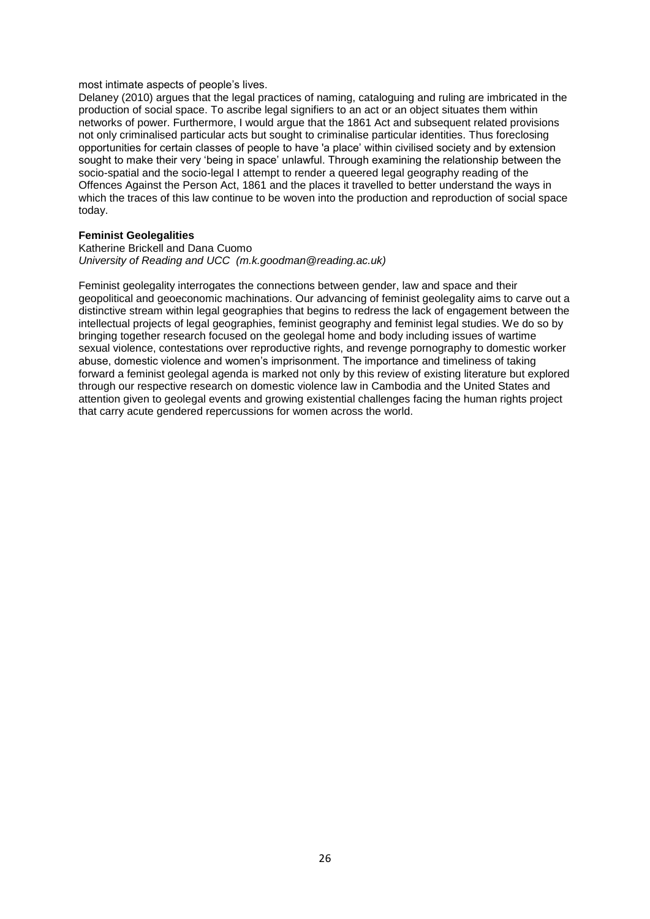most intimate aspects of people's lives.

Delaney (2010) argues that the legal practices of naming, cataloguing and ruling are imbricated in the production of social space. To ascribe legal signifiers to an act or an object situates them within networks of power. Furthermore, I would argue that the 1861 Act and subsequent related provisions not only criminalised particular acts but sought to criminalise particular identities. Thus foreclosing opportunities for certain classes of people to have 'a place' within civilised society and by extension sought to make their very 'being in space' unlawful. Through examining the relationship between the socio-spatial and the socio-legal I attempt to render a queered legal geography reading of the Offences Against the Person Act, 1861 and the places it travelled to better understand the ways in which the traces of this law continue to be woven into the production and reproduction of social space today.

**Feminist Geolegalities**

Katherine Brickell and Dana Cuomo
*University of Reading and UCC (m.k.goodman@reading.ac.uk)*

Feminist geolegality interrogates the connections between gender, law and space and their geopolitical and geoeconomic machinations. Our advancing of feminist geolegality aims to carve out a distinctive stream within legal geographies that begins to redress the lack of engagement between the intellectual projects of legal geographies, feminist geography and feminist legal studies. We do so by bringing together research focused on the geolegal home and body including issues of wartime sexual violence, contestations over reproductive rights, and revenge pornography to domestic worker abuse, domestic violence and women's imprisonment. The importance and timeliness of taking forward a feminist geolegal agenda is marked not only by this review of existing literature but explored through our respective research on domestic violence law in Cambodia and the United States and attention given to geolegal events and growing existential challenges facing the human rights project that carry acute gendered repercussions for women across the world.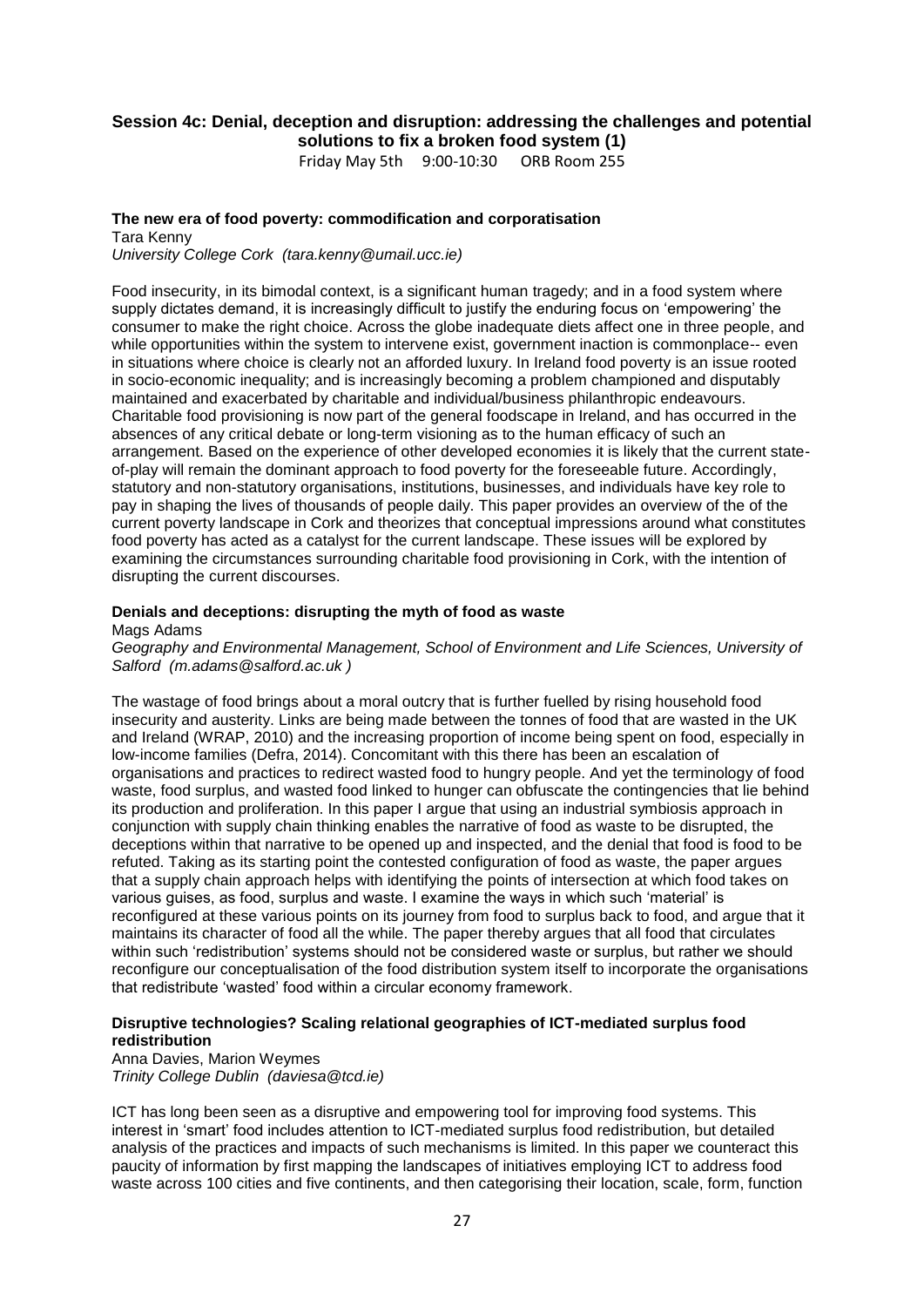### Session 4c: Denial, deception and disruption: addressing the challenges and potential solutions to fix a broken food system (1)

Friday May 5th 9:00-10:30 ORB Room 255

**The new era of food poverty: commodification and corporatisation**

Tara Kenny

*University College Cork (tara.kenny@umail.ucc.ie)*

Food insecurity, in its bimodal context, is a significant human tragedy; and in a food system where supply dictates demand, it is increasingly difficult to justify the enduring focus on 'empowering' the consumer to make the right choice. Across the globe inadequate diets affect one in three people, and while opportunities within the system to intervene exist, government inaction is commonplace-- even in situations where choice is clearly not an afforded luxury. In Ireland food poverty is an issue rooted in socio-economic inequality; and is increasingly becoming a problem championed and disputably maintained and exacerbated by charitable and individual/business philanthropic endeavours. Charitable food provisioning is now part of the general foodscape in Ireland, and has occurred in the absences of any critical debate or long-term visioning as to the human efficacy of such an arrangement. Based on the experience of other developed economies it is likely that the current state-of-play will remain the dominant approach to food poverty for the foreseeable future. Accordingly, statutory and non-statutory organisations, institutions, businesses, and individuals have key role to pay in shaping the lives of thousands of people daily. This paper provides an overview of the of the current poverty landscape in Cork and theorizes that conceptual impressions around what constitutes food poverty has acted as a catalyst for the current landscape. These issues will be explored by examining the circumstances surrounding charitable food provisioning in Cork, with the intention of disrupting the current discourses.

**Denials and deceptions: disrupting the myth of food as waste**

Mags Adams

*Geography and Environmental Management, School of Environment and Life Sciences, University of Salford (m.adams@salford.ac.uk )*

The wastage of food brings about a moral outcry that is further fuelled by rising household food insecurity and austerity. Links are being made between the tonnes of food that are wasted in the UK and Ireland (WRAP, 2010) and the increasing proportion of income being spent on food, especially in low-income families (Defra, 2014). Concomitant with this there has been an escalation of organisations and practices to redirect wasted food to hungry people. And yet the terminology of food waste, food surplus, and wasted food linked to hunger can obfuscate the contingencies that lie behind its production and proliferation. In this paper I argue that using an industrial symbiosis approach in conjunction with supply chain thinking enables the narrative of food as waste to be disrupted, the deceptions within that narrative to be opened up and inspected, and the denial that food is food to be refuted. Taking as its starting point the contested configuration of food as waste, the paper argues that a supply chain approach helps with identifying the points of intersection at which food takes on various guises, as food, surplus and waste. I examine the ways in which such 'material' is reconfigured at these various points on its journey from food to surplus back to food, and argue that it maintains its character of food all the while. The paper thereby argues that all food that circulates within such 'redistribution' systems should not be considered waste or surplus, but rather we should reconfigure our conceptualisation of the food distribution system itself to incorporate the organisations that redistribute 'wasted' food within a circular economy framework.

**Disruptive technologies? Scaling relational geographies of ICT-mediated surplus food redistribution**

Anna Davies, Marion Weymes

*Trinity College Dublin (daviesa@tcd.ie)*

ICT has long been seen as a disruptive and empowering tool for improving food systems. This interest in 'smart' food includes attention to ICT-mediated surplus food redistribution, but detailed analysis of the practices and impacts of such mechanisms is limited. In this paper we counteract this paucity of information by first mapping the landscapes of initiatives employing ICT to address food waste across 100 cities and five continents, and then categorising their location, scale, form, function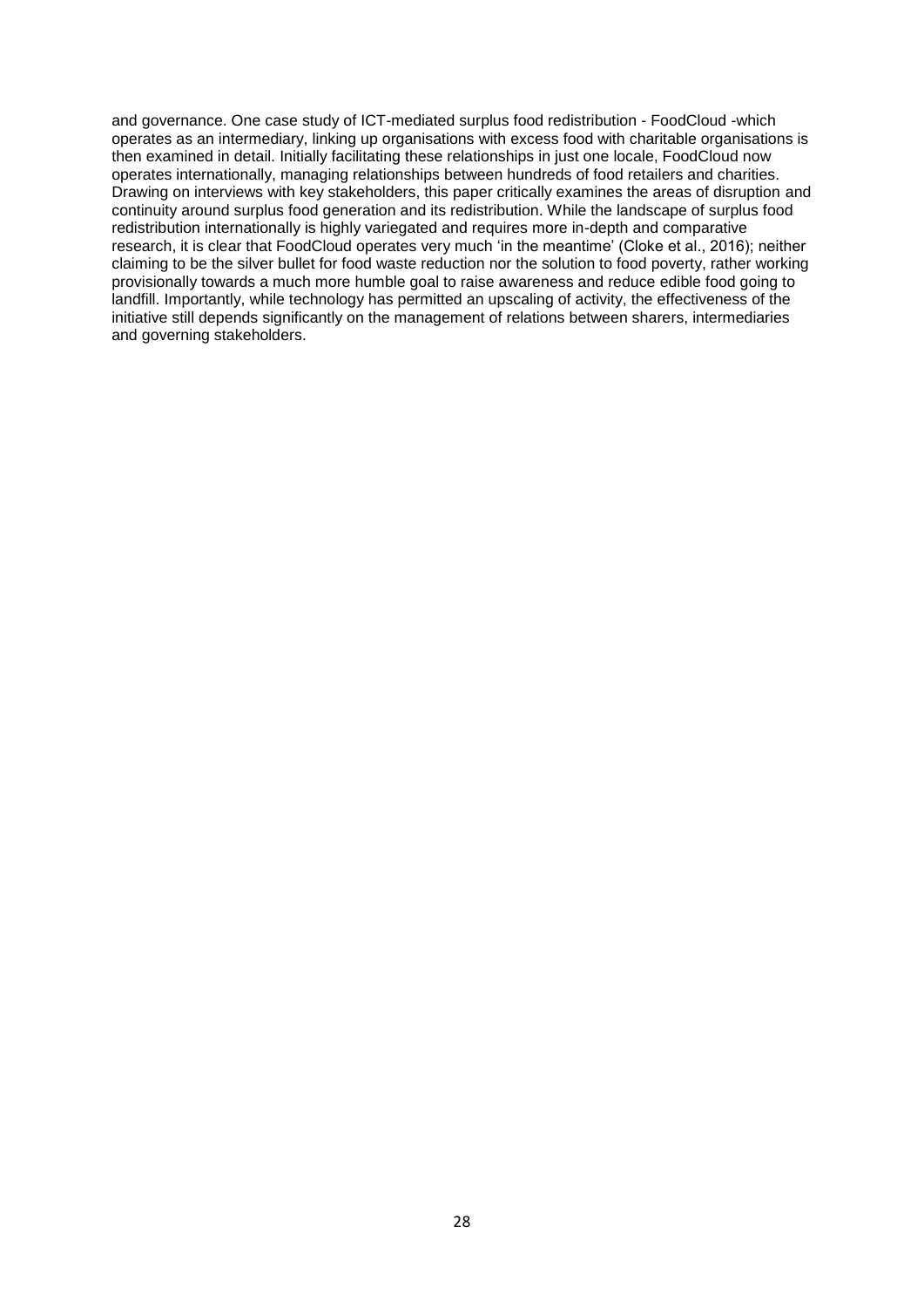and governance. One case study of ICT-mediated surplus food redistribution - FoodCloud -which operates as an intermediary, linking up organisations with excess food with charitable organisations is then examined in detail. Initially facilitating these relationships in just one locale, FoodCloud now operates internationally, managing relationships between hundreds of food retailers and charities. Drawing on interviews with key stakeholders, this paper critically examines the areas of disruption and continuity around surplus food generation and its redistribution. While the landscape of surplus food redistribution internationally is highly variegated and requires more in-depth and comparative research, it is clear that FoodCloud operates very much 'in the meantime' (Cloke et al., 2016); neither claiming to be the silver bullet for food waste reduction nor the solution to food poverty, rather working provisionally towards a much more humble goal to raise awareness and reduce edible food going to landfill. Importantly, while technology has permitted an upscaling of activity, the effectiveness of the initiative still depends significantly on the management of relations between sharers, intermediaries and governing stakeholders.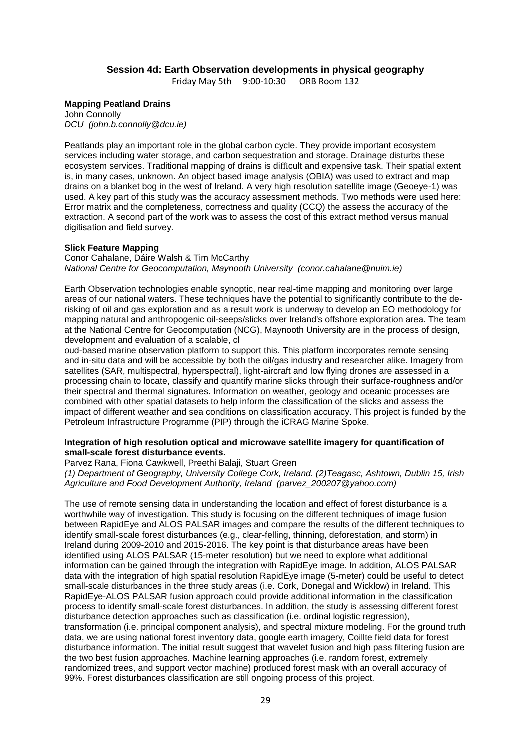## Session 4d: Earth Observation developments in physical geography

Friday May 5th 9:00-10:30 ORB Room 132

**Mapping Peatland Drains**

John Connolly

*DCU (john.b.connolly@dcu.ie)*

Peatlands play an important role in the global carbon cycle. They provide important ecosystem services including water storage, and carbon sequestration and storage. Drainage disturbs these ecosystem services. Traditional mapping of drains is difficult and expensive task. Their spatial extent is, in many cases, unknown. An object based image analysis (OBIA) was used to extract and map drains on a blanket bog in the west of Ireland. A very high resolution satellite image (Geoeye-1) was used. A key part of this study was the accuracy assessment methods. Two methods were used here: Error matrix and the completeness, correctness and quality (CCQ) the assess the accuracy of the extraction. A second part of the work was to assess the cost of this extract method versus manual digitisation and field survey.

**Slick Feature Mapping**

Conor Cahalane, Dáire Walsh & Tim McCarthy

*National Centre for Geocomputation, Maynooth University (conor.cahalane@nuim.ie)*

Earth Observation technologies enable synoptic, near real-time mapping and monitoring over large areas of our national waters. These techniques have the potential to significantly contribute to the de-risking of oil and gas exploration and as a result work is underway to develop an EO methodology for mapping natural and anthropogenic oil-seeps/slicks over Ireland's offshore exploration area. The team at the National Centre for Geocomputation (NCG), Maynooth University are in the process of design, development and evaluation of a scalable, cl

oud-based marine observation platform to support this. This platform incorporates remote sensing and in-situ data and will be accessible by both the oil/gas industry and researcher alike. Imagery from satellites (SAR, multispectral, hyperspectral), light-aircraft and low flying drones are assessed in a processing chain to locate, classify and quantify marine slicks through their surface-roughness and/or their spectral and thermal signatures. Information on weather, geology and oceanic processes are combined with other spatial datasets to help inform the classification of the slicks and assess the impact of different weather and sea conditions on classification accuracy. This project is funded by the Petroleum Infrastructure Programme (PIP) through the iCRAG Marine Spoke.

**Integration of high resolution optical and microwave satellite imagery for quantification of small-scale forest disturbance events.**

Parvez Rana, Fiona Cawkwell, Preethi Balaji, Stuart Green

*(1) Department of Geography, University College Cork, Ireland. (2)Teagasc, Ashtown, Dublin 15, Irish Agriculture and Food Development Authority, Ireland (parvez_200207@yahoo.com)*

The use of remote sensing data in understanding the location and effect of forest disturbance is a worthwhile way of investigation. This study is focusing on the different techniques of image fusion between RapidEye and ALOS PALSAR images and compare the results of the different techniques to identify small-scale forest disturbances (e.g., clear-felling, thinning, deforestation, and storm) in Ireland during 2009-2010 and 2015-2016. The key point is that disturbance areas have been identified using ALOS PALSAR (15-meter resolution) but we need to explore what additional information can be gained through the integration with RapidEye image. In addition, ALOS PALSAR data with the integration of high spatial resolution RapidEye image (5-meter) could be useful to detect small-scale disturbances in the three study areas (i.e. Cork, Donegal and Wicklow) in Ireland. This RapidEye-ALOS PALSAR fusion approach could provide additional information in the classification process to identify small-scale forest disturbances. In addition, the study is assessing different forest disturbance detection approaches such as classification (i.e. ordinal logistic regression), transformation (i.e. principal component analysis), and spectral mixture modeling. For the ground truth data, we are using national forest inventory data, google earth imagery, Coillte field data for forest disturbance information. The initial result suggest that wavelet fusion and high pass filtering fusion are the two best fusion approaches. Machine learning approaches (i.e. random forest, extremely randomized trees, and support vector machine) produced forest mask with an overall accuracy of 99%. Forest disturbances classification are still ongoing process of this project.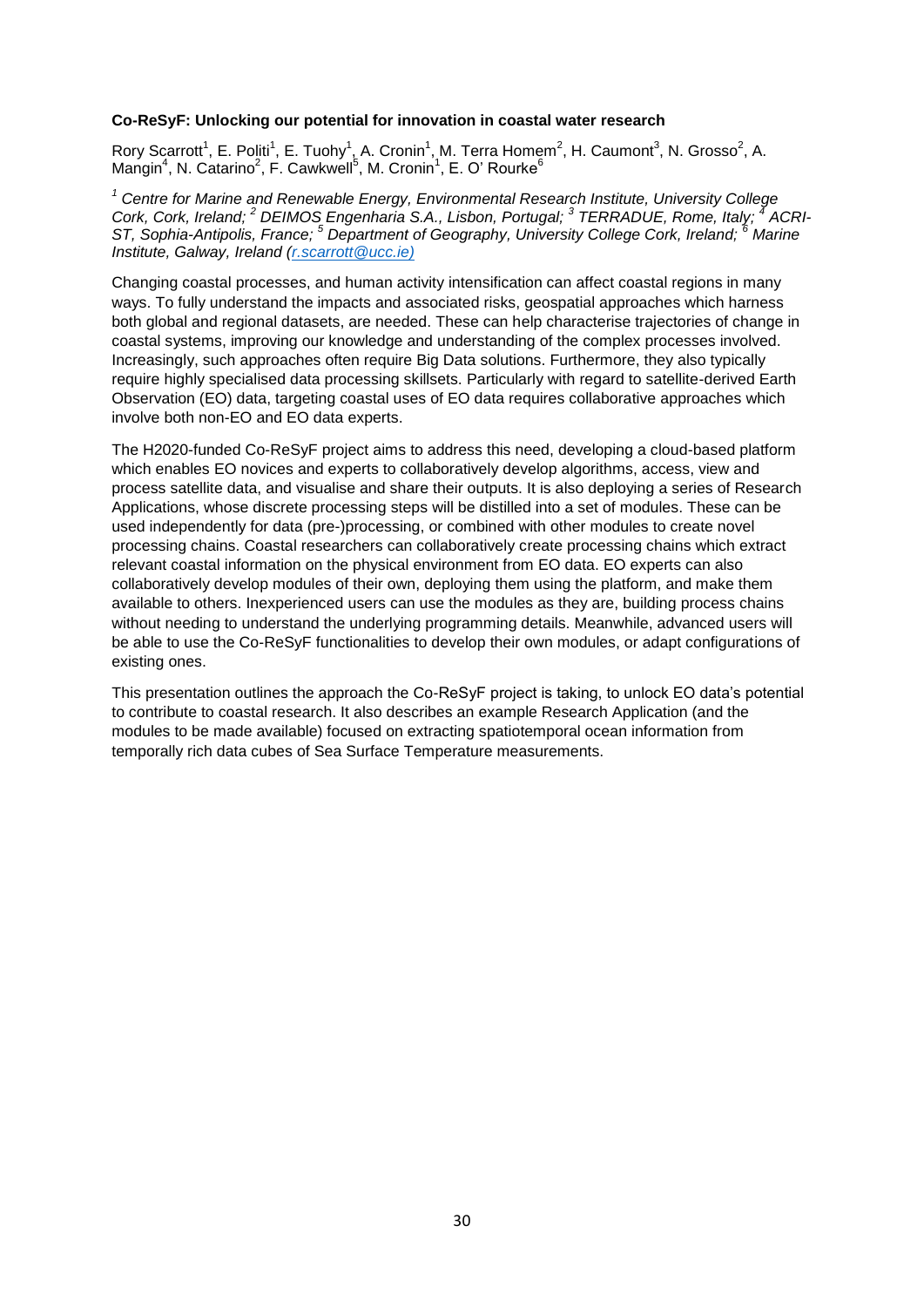**Co-ReSyF: Unlocking our potential for innovation in coastal water research**

Rory Scarrott[1], E. Politi[1], E. Tuohy[1], A. Cronin[1], M. Terra Homem[2], H. Caumont[3], N. Grosso[2], A. Mangin[4], N. Catarino[2], F. Cawkwell[5], M. Cronin[1], E. O' Rourke[6]

*[1] Centre for Marine and Renewable Energy, Environmental Research Institute, University College Cork, Cork, Ireland; [2] DEIMOS Engenharia S.A., Lisbon, Portugal; [3] TERRADUE, Rome, Italy; [4] ACRI-ST, Sophia-Antipolis, France; [5] Department of Geography, University College Cork, Ireland; [6] Marine Institute, Galway, Ireland (r.scarrott@ucc.ie)*

Changing coastal processes, and human activity intensification can affect coastal regions in many ways. To fully understand the impacts and associated risks, geospatial approaches which harness both global and regional datasets, are needed. These can help characterise trajectories of change in coastal systems, improving our knowledge and understanding of the complex processes involved. Increasingly, such approaches often require Big Data solutions. Furthermore, they also typically require highly specialised data processing skillsets. Particularly with regard to satellite-derived Earth Observation (EO) data, targeting coastal uses of EO data requires collaborative approaches which involve both non-EO and EO data experts.

The H2020-funded Co-ReSyF project aims to address this need, developing a cloud-based platform which enables EO novices and experts to collaboratively develop algorithms, access, view and process satellite data, and visualise and share their outputs. It is also deploying a series of Research Applications, whose discrete processing steps will be distilled into a set of modules. These can be used independently for data (pre-)processing, or combined with other modules to create novel processing chains. Coastal researchers can collaboratively create processing chains which extract relevant coastal information on the physical environment from EO data. EO experts can also collaboratively develop modules of their own, deploying them using the platform, and make them available to others. Inexperienced users can use the modules as they are, building process chains without needing to understand the underlying programming details. Meanwhile, advanced users will be able to use the Co-ReSyF functionalities to develop their own modules, or adapt configurations of existing ones.

This presentation outlines the approach the Co-ReSyF project is taking, to unlock EO data's potential to contribute to coastal research. It also describes an example Research Application (and the modules to be made available) focused on extracting spatiotemporal ocean information from temporally rich data cubes of Sea Surface Temperature measurements.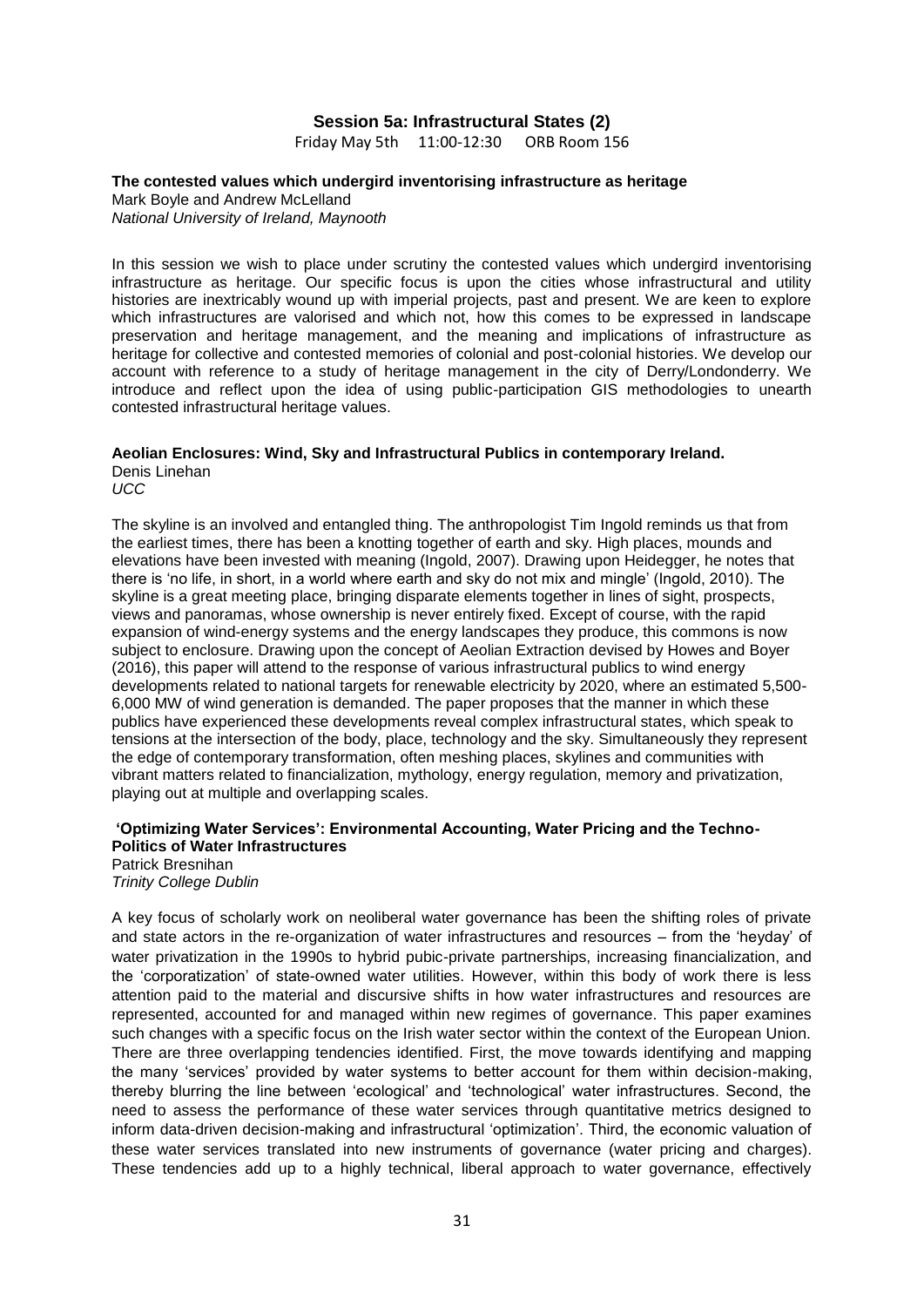## Session 5a: Infrastructural States (2)

Friday May 5th 11:00-12:30 ORB Room 156

### The contested values which undergird inventorising infrastructure as heritage

Mark Boyle and Andrew McLelland
*National University of Ireland, Maynooth*

In this session we wish to place under scrutiny the contested values which undergird inventorising infrastructure as heritage. Our specific focus is upon the cities whose infrastructural and utility histories are inextricably wound up with imperial projects, past and present. We are keen to explore which infrastructures are valorised and which not, how this comes to be expressed in landscape preservation and heritage management, and the meaning and implications of infrastructure as heritage for collective and contested memories of colonial and post-colonial histories. We develop our account with reference to a study of heritage management in the city of Derry/Londonderry. We introduce and reflect upon the idea of using public-participation GIS methodologies to unearth contested infrastructural heritage values.

### Aeolian Enclosures: Wind, Sky and Infrastructural Publics in contemporary Ireland.

Denis Linehan
*UCC*

The skyline is an involved and entangled thing. The anthropologist Tim Ingold reminds us that from the earliest times, there has been a knotting together of earth and sky. High places, mounds and elevations have been invested with meaning (Ingold, 2007). Drawing upon Heidegger, he notes that there is 'no life, in short, in a world where earth and sky do not mix and mingle' (Ingold, 2010). The skyline is a great meeting place, bringing disparate elements together in lines of sight, prospects, views and panoramas, whose ownership is never entirely fixed. Except of course, with the rapid expansion of wind-energy systems and the energy landscapes they produce, this commons is now subject to enclosure. Drawing upon the concept of Aeolian Extraction devised by Howes and Boyer (2016), this paper will attend to the response of various infrastructural publics to wind energy developments related to national targets for renewable electricity by 2020, where an estimated 5,500-6,000 MW of wind generation is demanded. The paper proposes that the manner in which these publics have experienced these developments reveal complex infrastructural states, which speak to tensions at the intersection of the body, place, technology and the sky. Simultaneously they represent the edge of contemporary transformation, often meshing places, skylines and communities with vibrant matters related to financialization, mythology, energy regulation, memory and privatization, playing out at multiple and overlapping scales.

### 'Optimizing Water Services': Environmental Accounting, Water Pricing and the Techno-Politics of Water Infrastructures

Patrick Bresnihan
*Trinity College Dublin*

A key focus of scholarly work on neoliberal water governance has been the shifting roles of private and state actors in the re-organization of water infrastructures and resources – from the 'heyday' of water privatization in the 1990s to hybrid pubic-private partnerships, increasing financialization, and the 'corporatization' of state-owned water utilities. However, within this body of work there is less attention paid to the material and discursive shifts in how water infrastructures and resources are represented, accounted for and managed within new regimes of governance. This paper examines such changes with a specific focus on the Irish water sector within the context of the European Union. There are three overlapping tendencies identified. First, the move towards identifying and mapping the many 'services' provided by water systems to better account for them within decision-making, thereby blurring the line between 'ecological' and 'technological' water infrastructures. Second, the need to assess the performance of these water services through quantitative metrics designed to inform data-driven decision-making and infrastructural 'optimization'. Third, the economic valuation of these water services translated into new instruments of governance (water pricing and charges). These tendencies add up to a highly technical, liberal approach to water governance, effectively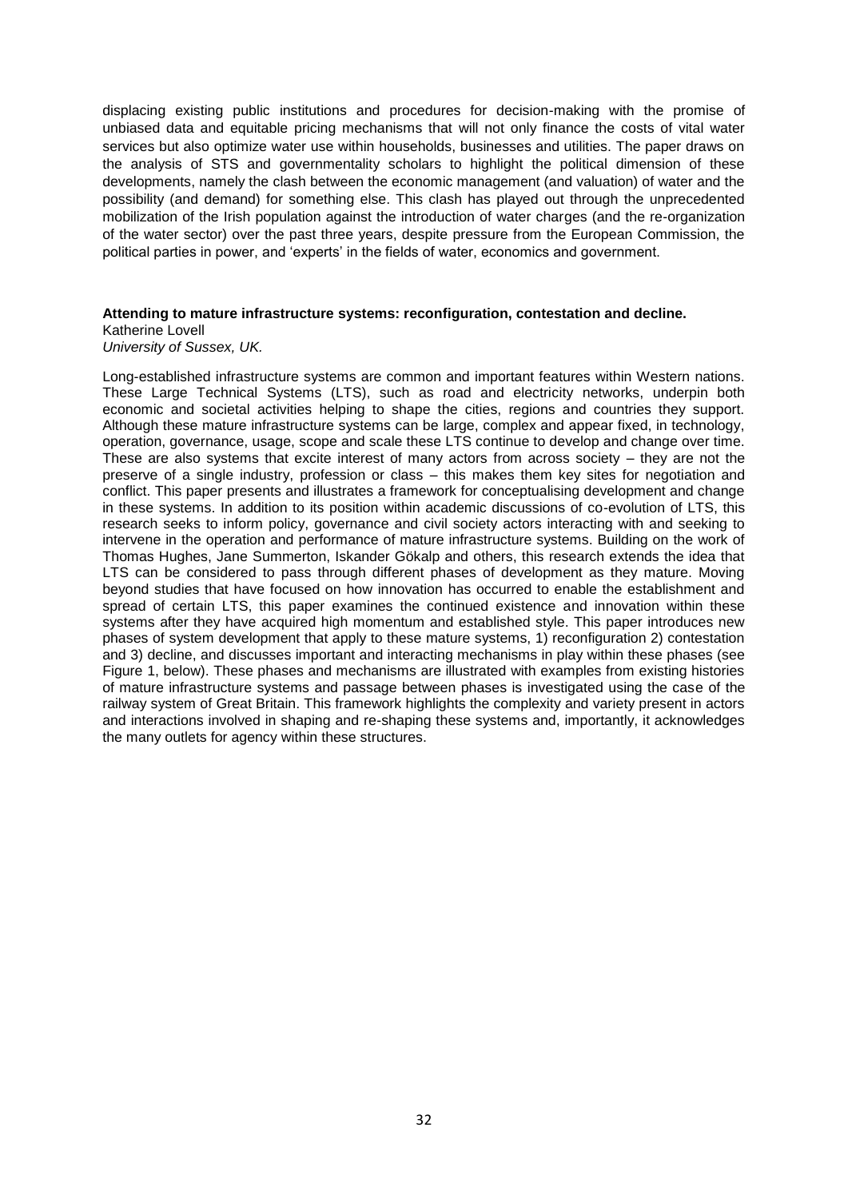displacing existing public institutions and procedures for decision-making with the promise of unbiased data and equitable pricing mechanisms that will not only finance the costs of vital water services but also optimize water use within households, businesses and utilities. The paper draws on the analysis of STS and governmentality scholars to highlight the political dimension of these developments, namely the clash between the economic management (and valuation) of water and the possibility (and demand) for something else. This clash has played out through the unprecedented mobilization of the Irish population against the introduction of water charges (and the re-organization of the water sector) over the past three years, despite pressure from the European Commission, the political parties in power, and 'experts' in the fields of water, economics and government.

**Attending to mature infrastructure systems: reconfiguration, contestation and decline.**
Katherine Lovell
*University of Sussex, UK.*

Long-established infrastructure systems are common and important features within Western nations. These Large Technical Systems (LTS), such as road and electricity networks, underpin both economic and societal activities helping to shape the cities, regions and countries they support. Although these mature infrastructure systems can be large, complex and appear fixed, in technology, operation, governance, usage, scope and scale these LTS continue to develop and change over time. These are also systems that excite interest of many actors from across society – they are not the preserve of a single industry, profession or class – this makes them key sites for negotiation and conflict. This paper presents and illustrates a framework for conceptualising development and change in these systems. In addition to its position within academic discussions of co-evolution of LTS, this research seeks to inform policy, governance and civil society actors interacting with and seeking to intervene in the operation and performance of mature infrastructure systems. Building on the work of Thomas Hughes, Jane Summerton, Iskander Gökalp and others, this research extends the idea that LTS can be considered to pass through different phases of development as they mature. Moving beyond studies that have focused on how innovation has occurred to enable the establishment and spread of certain LTS, this paper examines the continued existence and innovation within these systems after they have acquired high momentum and established style. This paper introduces new phases of system development that apply to these mature systems, 1) reconfiguration 2) contestation and 3) decline, and discusses important and interacting mechanisms in play within these phases (see Figure 1, below). These phases and mechanisms are illustrated with examples from existing histories of mature infrastructure systems and passage between phases is investigated using the case of the railway system of Great Britain. This framework highlights the complexity and variety present in actors and interactions involved in shaping and re-shaping these systems and, importantly, it acknowledges the many outlets for agency within these structures.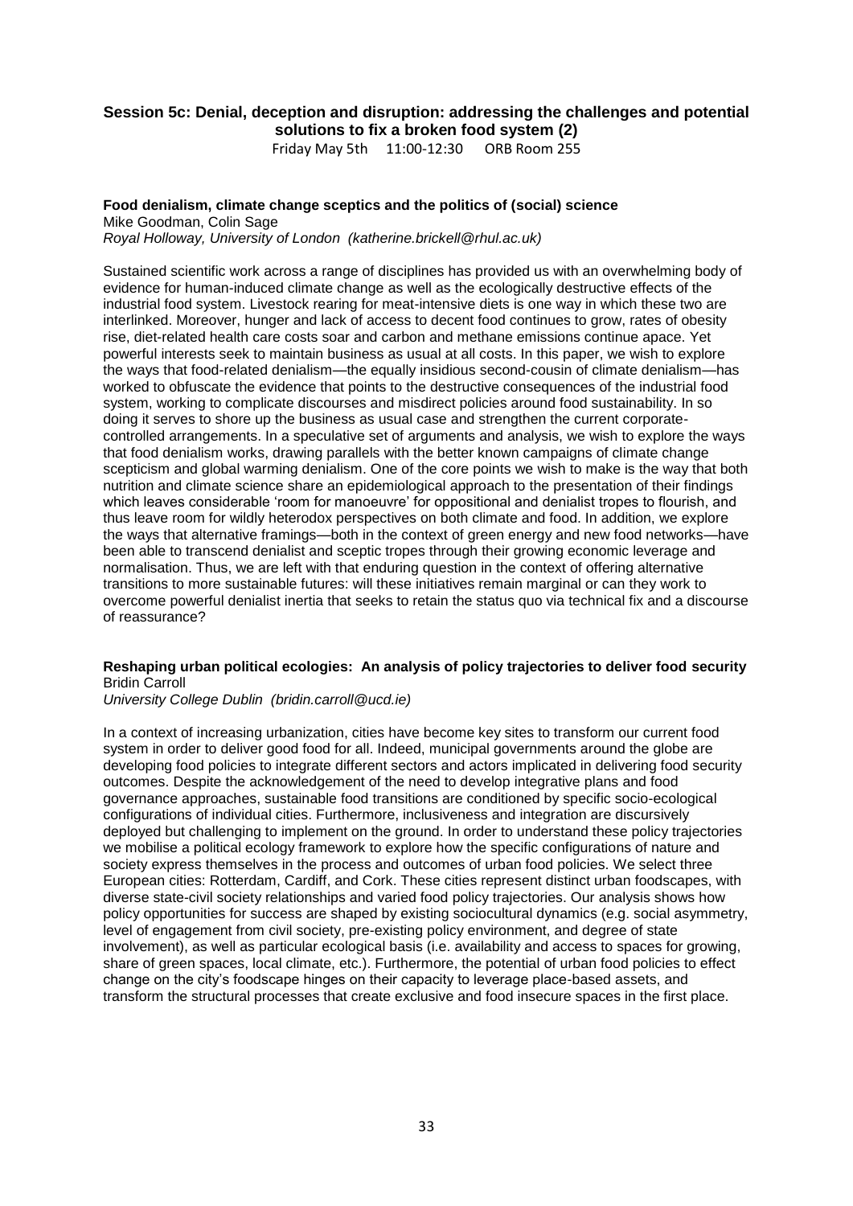## Session 5c: Denial, deception and disruption: addressing the challenges and potential solutions to fix a broken food system (2)

Friday May 5th 11:00-12:30 ORB Room 255

### Food denialism, climate change sceptics and the politics of (social) science

Mike Goodman, Colin Sage

*Royal Holloway, University of London (katherine.brickell@rhul.ac.uk)*

Sustained scientific work across a range of disciplines has provided us with an overwhelming body of evidence for human-induced climate change as well as the ecologically destructive effects of the industrial food system. Livestock rearing for meat-intensive diets is one way in which these two are interlinked. Moreover, hunger and lack of access to decent food continues to grow, rates of obesity rise, diet-related health care costs soar and carbon and methane emissions continue apace. Yet powerful interests seek to maintain business as usual at all costs. In this paper, we wish to explore the ways that food-related denialism—the equally insidious second-cousin of climate denialism—has worked to obfuscate the evidence that points to the destructive consequences of the industrial food system, working to complicate discourses and misdirect policies around food sustainability. In so doing it serves to shore up the business as usual case and strengthen the current corporate-controlled arrangements. In a speculative set of arguments and analysis, we wish to explore the ways that food denialism works, drawing parallels with the better known campaigns of climate change scepticism and global warming denialism. One of the core points we wish to make is the way that both nutrition and climate science share an epidemiological approach to the presentation of their findings which leaves considerable 'room for manoeuvre' for oppositional and denialist tropes to flourish, and thus leave room for wildly heterodox perspectives on both climate and food. In addition, we explore the ways that alternative framings—both in the context of green energy and new food networks—have been able to transcend denialist and sceptic tropes through their growing economic leverage and normalisation. Thus, we are left with that enduring question in the context of offering alternative transitions to more sustainable futures: will these initiatives remain marginal or can they work to overcome powerful denialist inertia that seeks to retain the status quo via technical fix and a discourse of reassurance?

### Reshaping urban political ecologies: An analysis of policy trajectories to deliver food security

Bridin Carroll

*University College Dublin (bridin.carroll@ucd.ie)*

In a context of increasing urbanization, cities have become key sites to transform our current food system in order to deliver good food for all. Indeed, municipal governments around the globe are developing food policies to integrate different sectors and actors implicated in delivering food security outcomes. Despite the acknowledgement of the need to develop integrative plans and food governance approaches, sustainable food transitions are conditioned by specific socio-ecological configurations of individual cities. Furthermore, inclusiveness and integration are discursively deployed but challenging to implement on the ground. In order to understand these policy trajectories we mobilise a political ecology framework to explore how the specific configurations of nature and society express themselves in the process and outcomes of urban food policies. We select three European cities: Rotterdam, Cardiff, and Cork. These cities represent distinct urban foodscapes, with diverse state-civil society relationships and varied food policy trajectories. Our analysis shows how policy opportunities for success are shaped by existing sociocultural dynamics (e.g. social asymmetry, level of engagement from civil society, pre-existing policy environment, and degree of state involvement), as well as particular ecological basis (i.e. availability and access to spaces for growing, share of green spaces, local climate, etc.). Furthermore, the potential of urban food policies to effect change on the city's foodscape hinges on their capacity to leverage place-based assets, and transform the structural processes that create exclusive and food insecure spaces in the first place.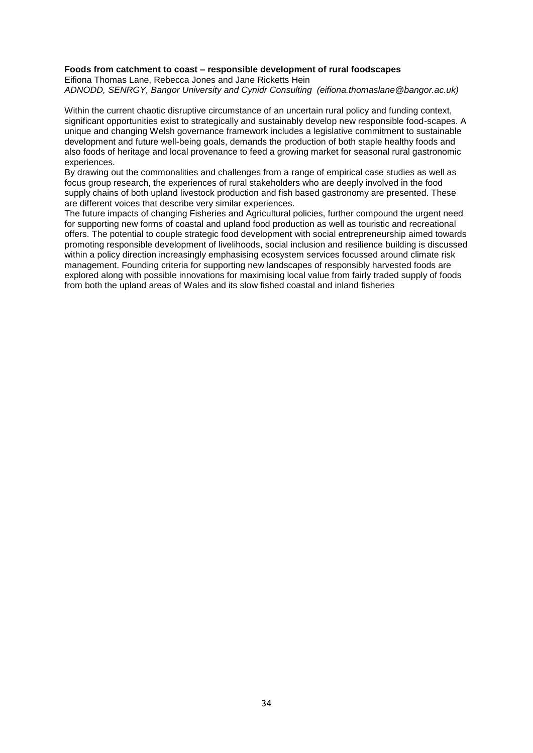**Foods from catchment to coast – responsible development of rural foodscapes**

Eifiona Thomas Lane, Rebecca Jones and Jane Ricketts Hein

*ADNODD, SENRGY, Bangor University and Cynidr Consulting (eifiona.thomaslane@bangor.ac.uk)*

Within the current chaotic disruptive circumstance of an uncertain rural policy and funding context, significant opportunities exist to strategically and sustainably develop new responsible food-scapes. A unique and changing Welsh governance framework includes a legislative commitment to sustainable development and future well-being goals, demands the production of both staple healthy foods and also foods of heritage and local provenance to feed a growing market for seasonal rural gastronomic experiences.

By drawing out the commonalities and challenges from a range of empirical case studies as well as focus group research, the experiences of rural stakeholders who are deeply involved in the food supply chains of both upland livestock production and fish based gastronomy are presented. These are different voices that describe very similar experiences.

The future impacts of changing Fisheries and Agricultural policies, further compound the urgent need for supporting new forms of coastal and upland food production as well as touristic and recreational offers. The potential to couple strategic food development with social entrepreneurship aimed towards promoting responsible development of livelihoods, social inclusion and resilience building is discussed within a policy direction increasingly emphasising ecosystem services focussed around climate risk management. Founding criteria for supporting new landscapes of responsibly harvested foods are explored along with possible innovations for maximising local value from fairly traded supply of foods from both the upland areas of Wales and its slow fished coastal and inland fisheries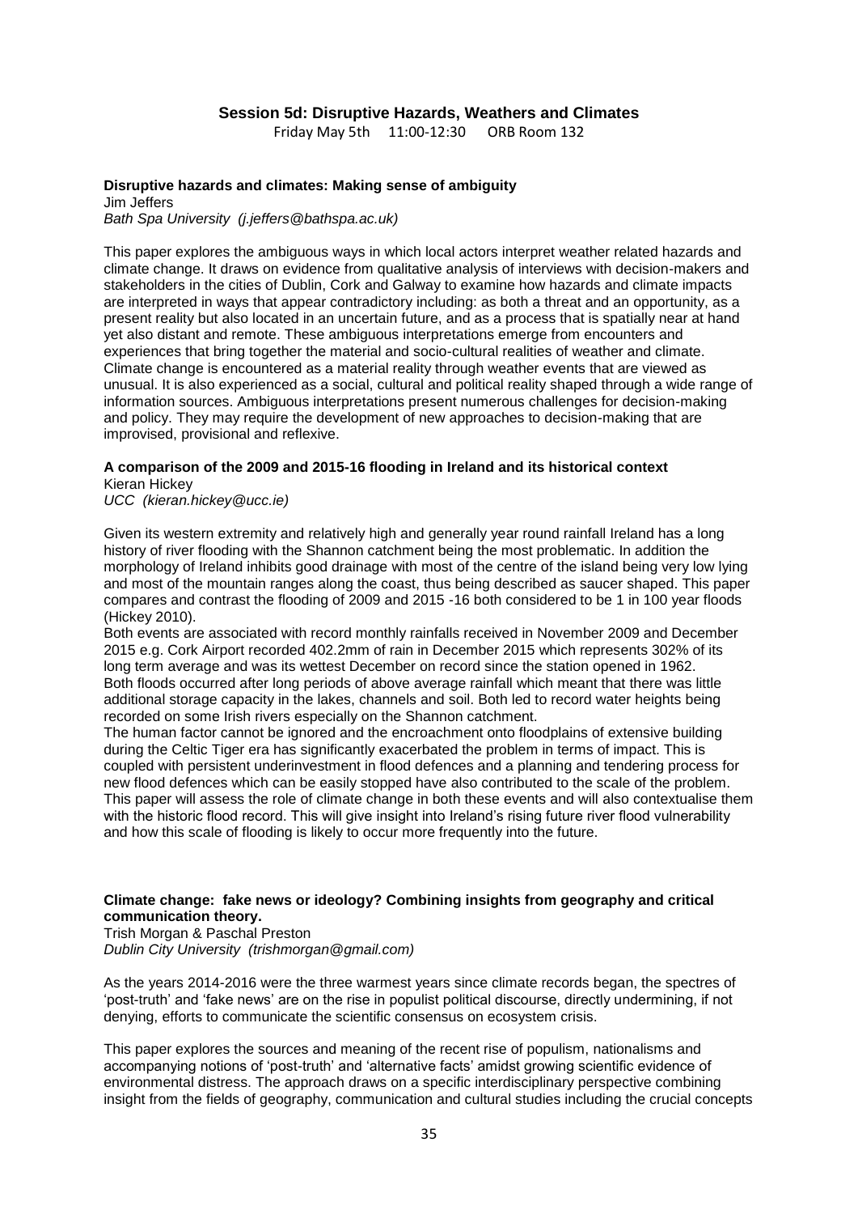## Session 5d: Disruptive Hazards, Weathers and Climates

Friday May 5th 11:00-12:30 ORB Room 132

**Disruptive hazards and climates: Making sense of ambiguity**
Jim Jeffers
*Bath Spa University (j.jeffers@bathspa.ac.uk)*

This paper explores the ambiguous ways in which local actors interpret weather related hazards and climate change. It draws on evidence from qualitative analysis of interviews with decision-makers and stakeholders in the cities of Dublin, Cork and Galway to examine how hazards and climate impacts are interpreted in ways that appear contradictory including: as both a threat and an opportunity, as a present reality but also located in an uncertain future, and as a process that is spatially near at hand yet also distant and remote. These ambiguous interpretations emerge from encounters and experiences that bring together the material and socio-cultural realities of weather and climate. Climate change is encountered as a material reality through weather events that are viewed as unusual. It is also experienced as a social, cultural and political reality shaped through a wide range of information sources. Ambiguous interpretations present numerous challenges for decision-making and policy. They may require the development of new approaches to decision-making that are improvised, provisional and reflexive.

**A comparison of the 2009 and 2015-16 flooding in Ireland and its historical context**
Kieran Hickey
*UCC (kieran.hickey@ucc.ie)*

Given its western extremity and relatively high and generally year round rainfall Ireland has a long history of river flooding with the Shannon catchment being the most problematic. In addition the morphology of Ireland inhibits good drainage with most of the centre of the island being very low lying and most of the mountain ranges along the coast, thus being described as saucer shaped. This paper compares and contrast the flooding of 2009 and 2015 -16 both considered to be 1 in 100 year floods (Hickey 2010).

Both events are associated with record monthly rainfalls received in November 2009 and December 2015 e.g. Cork Airport recorded 402.2mm of rain in December 2015 which represents 302% of its long term average and was its wettest December on record since the station opened in 1962.
Both floods occurred after long periods of above average rainfall which meant that there was little additional storage capacity in the lakes, channels and soil. Both led to record water heights being recorded on some Irish rivers especially on the Shannon catchment.

The human factor cannot be ignored and the encroachment onto floodplains of extensive building during the Celtic Tiger era has significantly exacerbated the problem in terms of impact. This is coupled with persistent underinvestment in flood defences and a planning and tendering process for new flood defences which can be easily stopped have also contributed to the scale of the problem. This paper will assess the role of climate change in both these events and will also contextualise them with the historic flood record. This will give insight into Ireland's rising future river flood vulnerability and how this scale of flooding is likely to occur more frequently into the future.

**Climate change: fake news or ideology? Combining insights from geography and critical communication theory.**
Trish Morgan & Paschal Preston
*Dublin City University (trishmorgan@gmail.com)*

As the years 2014-2016 were the three warmest years since climate records began, the spectres of 'post-truth' and 'fake news' are on the rise in populist political discourse, directly undermining, if not denying, efforts to communicate the scientific consensus on ecosystem crisis.

This paper explores the sources and meaning of the recent rise of populism, nationalisms and accompanying notions of 'post-truth' and 'alternative facts' amidst growing scientific evidence of environmental distress. The approach draws on a specific interdisciplinary perspective combining insight from the fields of geography, communication and cultural studies including the crucial concepts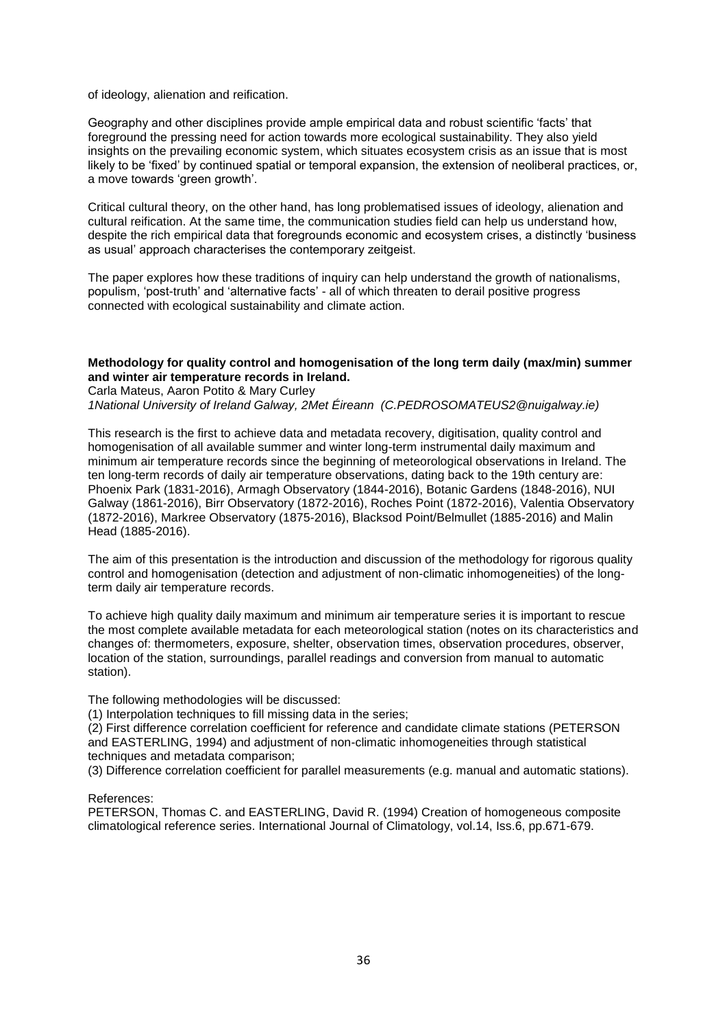of ideology, alienation and reification.

Geography and other disciplines provide ample empirical data and robust scientific 'facts' that foreground the pressing need for action towards more ecological sustainability. They also yield insights on the prevailing economic system, which situates ecosystem crisis as an issue that is most likely to be 'fixed' by continued spatial or temporal expansion, the extension of neoliberal practices, or, a move towards 'green growth'.

Critical cultural theory, on the other hand, has long problematised issues of ideology, alienation and cultural reification. At the same time, the communication studies field can help us understand how, despite the rich empirical data that foregrounds economic and ecosystem crises, a distinctly 'business as usual' approach characterises the contemporary zeitgeist.

The paper explores how these traditions of inquiry can help understand the growth of nationalisms, populism, 'post-truth' and 'alternative facts' - all of which threaten to derail positive progress connected with ecological sustainability and climate action.

**Methodology for quality control and homogenisation of the long term daily (max/min) summer and winter air temperature records in Ireland.**

Carla Mateus, Aaron Potito & Mary Curley

*1National University of Ireland Galway, 2Met Éireann (C.PEDROSOMATEUS2@nuigalway.ie)*

This research is the first to achieve data and metadata recovery, digitisation, quality control and homogenisation of all available summer and winter long-term instrumental daily maximum and minimum air temperature records since the beginning of meteorological observations in Ireland. The ten long-term records of daily air temperature observations, dating back to the 19th century are: Phoenix Park (1831-2016), Armagh Observatory (1844-2016), Botanic Gardens (1848-2016), NUI Galway (1861-2016), Birr Observatory (1872-2016), Roches Point (1872-2016), Valentia Observatory (1872-2016), Markree Observatory (1875-2016), Blacksod Point/Belmullet (1885-2016) and Malin Head (1885-2016).

The aim of this presentation is the introduction and discussion of the methodology for rigorous quality control and homogenisation (detection and adjustment of non-climatic inhomogeneities) of the long-term daily air temperature records.

To achieve high quality daily maximum and minimum air temperature series it is important to rescue the most complete available metadata for each meteorological station (notes on its characteristics and changes of: thermometers, exposure, shelter, observation times, observation procedures, observer, location of the station, surroundings, parallel readings and conversion from manual to automatic station).

The following methodologies will be discussed:

(1) Interpolation techniques to fill missing data in the series;

(2) First difference correlation coefficient for reference and candidate climate stations (PETERSON and EASTERLING, 1994) and adjustment of non-climatic inhomogeneities through statistical techniques and metadata comparison;

(3) Difference correlation coefficient for parallel measurements (e.g. manual and automatic stations).

References:

PETERSON, Thomas C. and EASTERLING, David R. (1994) Creation of homogeneous composite climatological reference series. International Journal of Climatology, vol.14, Iss.6, pp.671-679.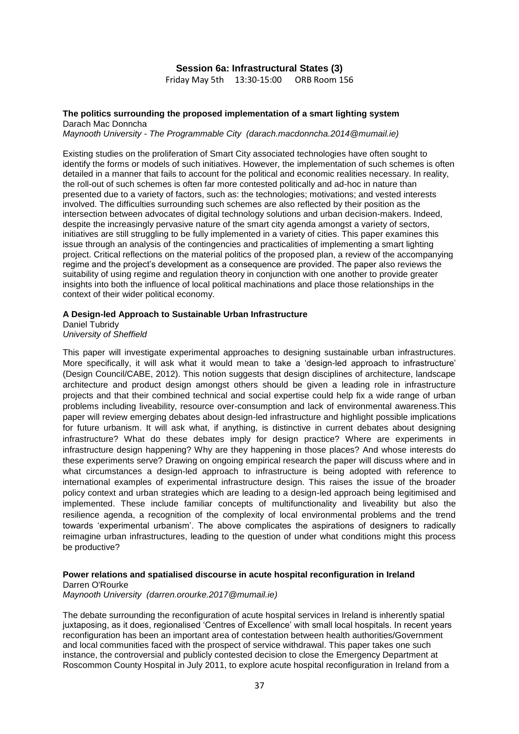## Session 6a: Infrastructural States (3)

Friday May 5th 13:30-15:00 ORB Room 156

### The politics surrounding the proposed implementation of a smart lighting system

Darach Mac Donncha
*Maynooth University - The Programmable City (darach.macdonncha.2014@mumail.ie)*

Existing studies on the proliferation of Smart City associated technologies have often sought to identify the forms or models of such initiatives. However, the implementation of such schemes is often detailed in a manner that fails to account for the political and economic realities necessary. In reality, the roll-out of such schemes is often far more contested politically and ad-hoc in nature than presented due to a variety of factors, such as: the technologies; motivations; and vested interests involved. The difficulties surrounding such schemes are also reflected by their position as the intersection between advocates of digital technology solutions and urban decision-makers. Indeed, despite the increasingly pervasive nature of the smart city agenda amongst a variety of sectors, initiatives are still struggling to be fully implemented in a variety of cities. This paper examines this issue through an analysis of the contingencies and practicalities of implementing a smart lighting project. Critical reflections on the material politics of the proposed plan, a review of the accompanying regime and the project's development as a consequence are provided. The paper also reviews the suitability of using regime and regulation theory in conjunction with one another to provide greater insights into both the influence of local political machinations and place those relationships in the context of their wider political economy.

### A Design-led Approach to Sustainable Urban Infrastructure

Daniel Tubridy
*University of Sheffield*

This paper will investigate experimental approaches to designing sustainable urban infrastructures. More specifically, it will ask what it would mean to take a 'design-led approach to infrastructure' (Design Council/CABE, 2012). This notion suggests that design disciplines of architecture, landscape architecture and product design amongst others should be given a leading role in infrastructure projects and that their combined technical and social expertise could help fix a wide range of urban problems including liveability, resource over-consumption and lack of environmental awareness.This paper will review emerging debates about design-led infrastructure and highlight possible implications for future urbanism. It will ask what, if anything, is distinctive in current debates about designing infrastructure? What do these debates imply for design practice? Where are experiments in infrastructure design happening? Why are they happening in those places? And whose interests do these experiments serve? Drawing on ongoing empirical research the paper will discuss where and in what circumstances a design-led approach to infrastructure is being adopted with reference to international examples of experimental infrastructure design. This raises the issue of the broader policy context and urban strategies which are leading to a design-led approach being legitimised and implemented. These include familiar concepts of multifunctionality and liveability but also the resilience agenda, a recognition of the complexity of local environmental problems and the trend towards 'experimental urbanism'. The above complicates the aspirations of designers to radically reimagine urban infrastructures, leading to the question of under what conditions might this process be productive?

### Power relations and spatialised discourse in acute hospital reconfiguration in Ireland

Darren O'Rourke
*Maynooth University (darren.orourke.2017@mumail.ie)*

The debate surrounding the reconfiguration of acute hospital services in Ireland is inherently spatial juxtaposing, as it does, regionalised 'Centres of Excellence' with small local hospitals. In recent years reconfiguration has been an important area of contestation between health authorities/Government and local communities faced with the prospect of service withdrawal. This paper takes one such instance, the controversial and publicly contested decision to close the Emergency Department at Roscommon County Hospital in July 2011, to explore acute hospital reconfiguration in Ireland from a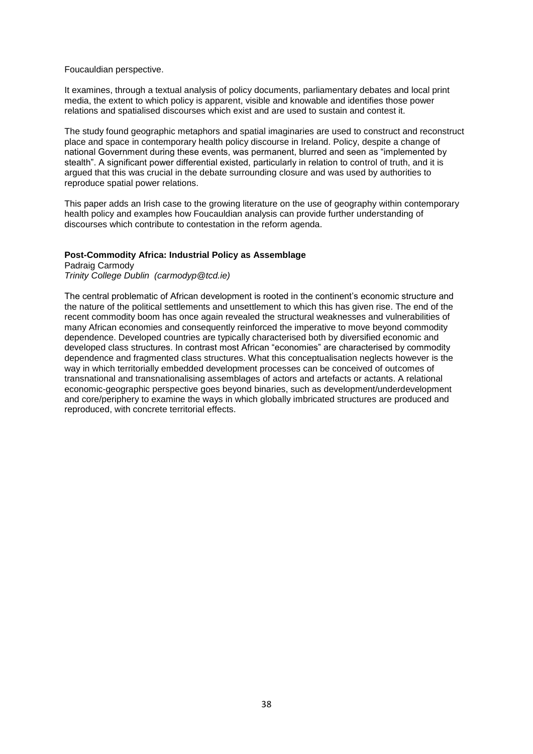Foucauldian perspective.

It examines, through a textual analysis of policy documents, parliamentary debates and local print media, the extent to which policy is apparent, visible and knowable and identifies those power relations and spatialised discourses which exist and are used to sustain and contest it.

The study found geographic metaphors and spatial imaginaries are used to construct and reconstruct place and space in contemporary health policy discourse in Ireland. Policy, despite a change of national Government during these events, was permanent, blurred and seen as "implemented by stealth". A significant power differential existed, particularly in relation to control of truth, and it is argued that this was crucial in the debate surrounding closure and was used by authorities to reproduce spatial power relations.

This paper adds an Irish case to the growing literature on the use of geography within contemporary health policy and examples how Foucauldian analysis can provide further understanding of discourses which contribute to contestation in the reform agenda.

**Post-Commodity Africa: Industrial Policy as Assemblage**
Padraig Carmody
*Trinity College Dublin (carmodyp@tcd.ie)*

The central problematic of African development is rooted in the continent's economic structure and the nature of the political settlements and unsettlement to which this has given rise. The end of the recent commodity boom has once again revealed the structural weaknesses and vulnerabilities of many African economies and consequently reinforced the imperative to move beyond commodity dependence. Developed countries are typically characterised both by diversified economic and developed class structures. In contrast most African "economies" are characterised by commodity dependence and fragmented class structures. What this conceptualisation neglects however is the way in which territorially embedded development processes can be conceived of outcomes of transnational and transnationalising assemblages of actors and artefacts or actants. A relational economic-geographic perspective goes beyond binaries, such as development/underdevelopment and core/periphery to examine the ways in which globally imbricated structures are produced and reproduced, with concrete territorial effects.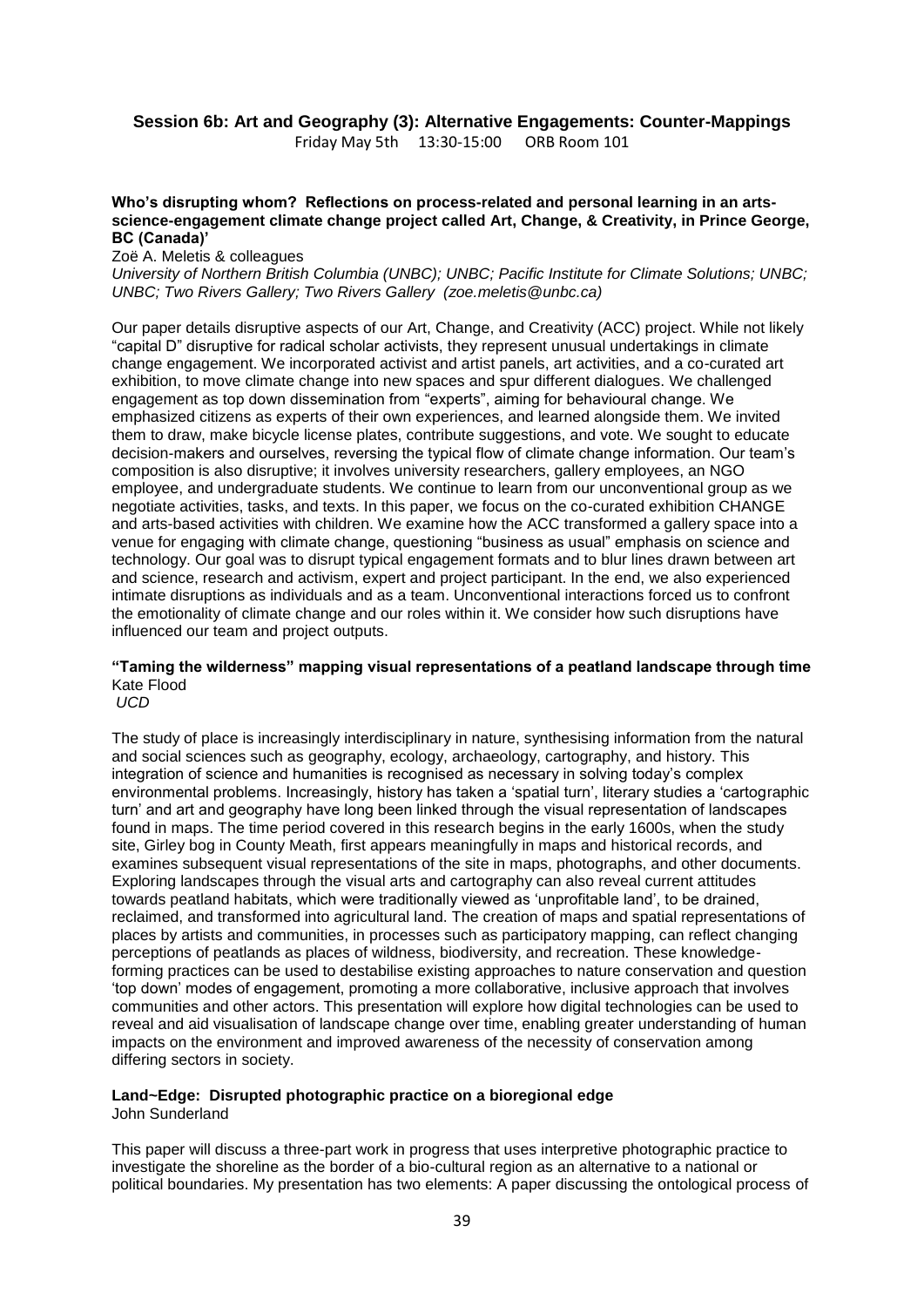## Session 6b: Art and Geography (3): Alternative Engagements: Counter-Mappings

Friday May 5th 13:30-15:00 ORB Room 101

**Who's disrupting whom? Reflections on process-related and personal learning in an arts-science-engagement climate change project called Art, Change, & Creativity, in Prince George, BC (Canada)'**

Zoë A. Meletis & colleagues

*University of Northern British Columbia (UNBC); UNBC; Pacific Institute for Climate Solutions; UNBC; UNBC; Two Rivers Gallery; Two Rivers Gallery (zoe.meletis@unbc.ca)*

Our paper details disruptive aspects of our Art, Change, and Creativity (ACC) project. While not likely "capital D" disruptive for radical scholar activists, they represent unusual undertakings in climate change engagement. We incorporated activist and artist panels, art activities, and a co-curated art exhibition, to move climate change into new spaces and spur different dialogues. We challenged engagement as top down dissemination from "experts", aiming for behavioural change. We emphasized citizens as experts of their own experiences, and learned alongside them. We invited them to draw, make bicycle license plates, contribute suggestions, and vote. We sought to educate decision-makers and ourselves, reversing the typical flow of climate change information. Our team's composition is also disruptive; it involves university researchers, gallery employees, an NGO employee, and undergraduate students. We continue to learn from our unconventional group as we negotiate activities, tasks, and texts. In this paper, we focus on the co-curated exhibition CHANGE and arts-based activities with children. We examine how the ACC transformed a gallery space into a venue for engaging with climate change, questioning "business as usual" emphasis on science and technology. Our goal was to disrupt typical engagement formats and to blur lines drawn between art and science, research and activism, expert and project participant. In the end, we also experienced intimate disruptions as individuals and as a team. Unconventional interactions forced us to confront the emotionality of climate change and our roles within it. We consider how such disruptions have influenced our team and project outputs.

**"Taming the wilderness" mapping visual representations of a peatland landscape through time**

Kate Flood

*UCD*

The study of place is increasingly interdisciplinary in nature, synthesising information from the natural and social sciences such as geography, ecology, archaeology, cartography, and history. This integration of science and humanities is recognised as necessary in solving today's complex environmental problems. Increasingly, history has taken a 'spatial turn', literary studies a 'cartographic turn' and art and geography have long been linked through the visual representation of landscapes found in maps. The time period covered in this research begins in the early 1600s, when the study site, Girley bog in County Meath, first appears meaningfully in maps and historical records, and examines subsequent visual representations of the site in maps, photographs, and other documents. Exploring landscapes through the visual arts and cartography can also reveal current attitudes towards peatland habitats, which were traditionally viewed as 'unprofitable land', to be drained, reclaimed, and transformed into agricultural land. The creation of maps and spatial representations of places by artists and communities, in processes such as participatory mapping, can reflect changing perceptions of peatlands as places of wildness, biodiversity, and recreation. These knowledge-forming practices can be used to destabilise existing approaches to nature conservation and question 'top down' modes of engagement, promoting a more collaborative, inclusive approach that involves communities and other actors. This presentation will explore how digital technologies can be used to reveal and aid visualisation of landscape change over time, enabling greater understanding of human impacts on the environment and improved awareness of the necessity of conservation among differing sectors in society.

**Land~Edge: Disrupted photographic practice on a bioregional edge**

John Sunderland

This paper will discuss a three-part work in progress that uses interpretive photographic practice to investigate the shoreline as the border of a bio-cultural region as an alternative to a national or political boundaries. My presentation has two elements: A paper discussing the ontological process of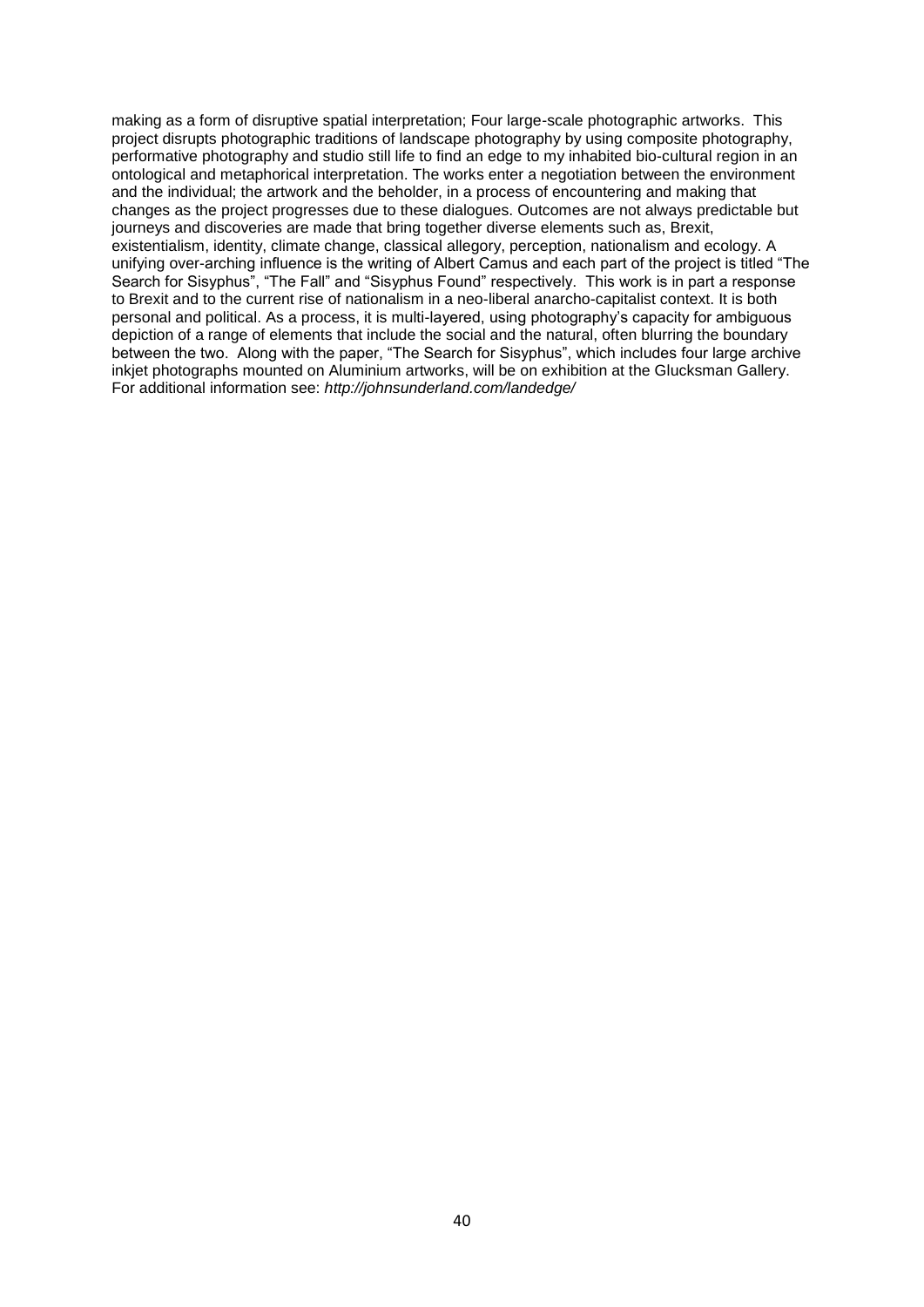making as a form of disruptive spatial interpretation; Four large-scale photographic artworks. This project disrupts photographic traditions of landscape photography by using composite photography, performative photography and studio still life to find an edge to my inhabited bio-cultural region in an ontological and metaphorical interpretation. The works enter a negotiation between the environment and the individual; the artwork and the beholder, in a process of encountering and making that changes as the project progresses due to these dialogues. Outcomes are not always predictable but journeys and discoveries are made that bring together diverse elements such as, Brexit, existentialism, identity, climate change, classical allegory, perception, nationalism and ecology. A unifying over-arching influence is the writing of Albert Camus and each part of the project is titled "The Search for Sisyphus", "The Fall" and "Sisyphus Found" respectively. This work is in part a response to Brexit and to the current rise of nationalism in a neo-liberal anarcho-capitalist context. It is both personal and political. As a process, it is multi-layered, using photography's capacity for ambiguous depiction of a range of elements that include the social and the natural, often blurring the boundary between the two. Along with the paper, "The Search for Sisyphus", which includes four large archive inkjet photographs mounted on Aluminium artworks, will be on exhibition at the Glucksman Gallery. For additional information see: *http://johnsunderland.com/landedge/*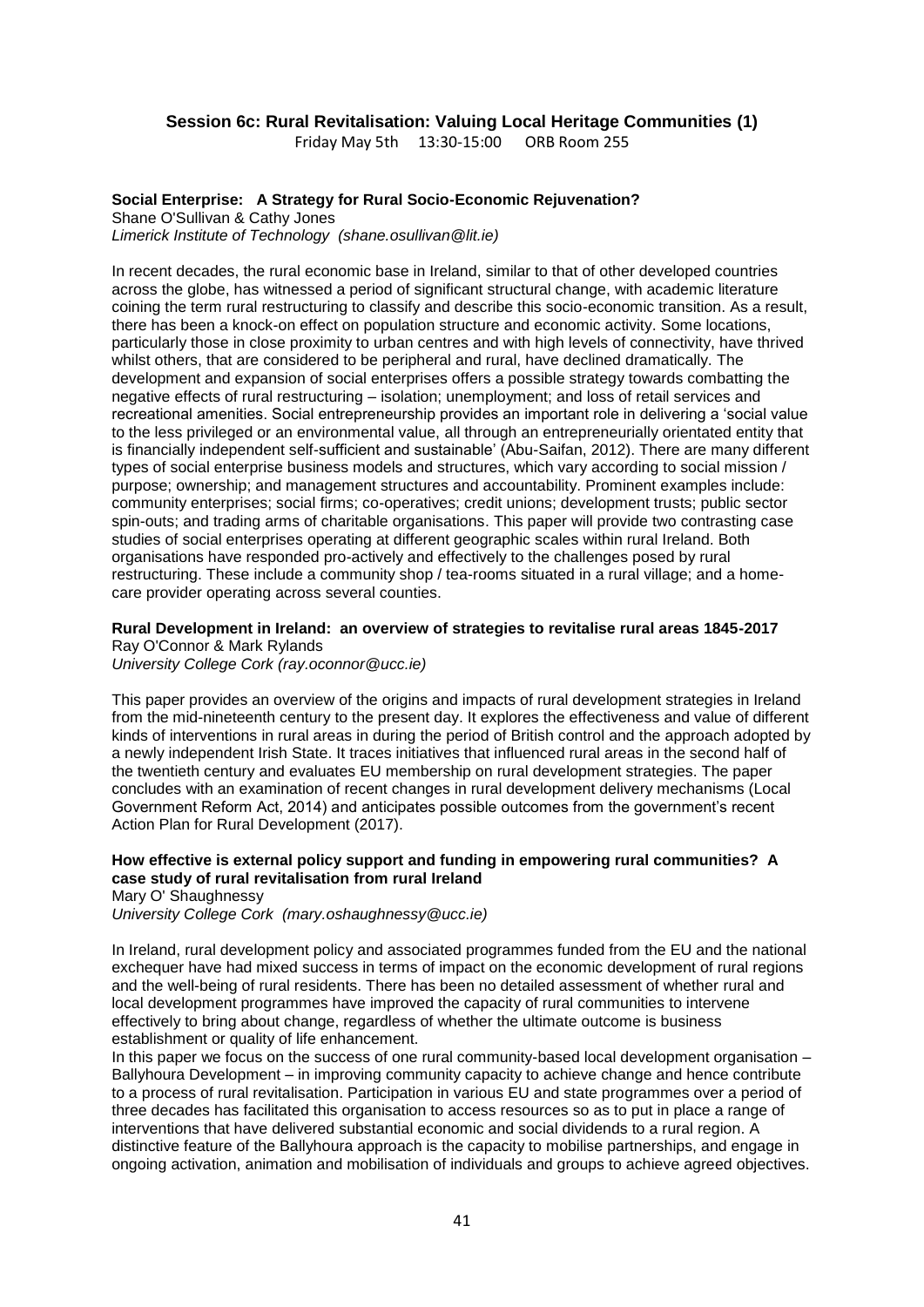## Session 6c: Rural Revitalisation: Valuing Local Heritage Communities (1)

Friday May 5th 13:30-15:00 ORB Room 255

### Social Enterprise: A Strategy for Rural Socio-Economic Rejuvenation?

Shane O'Sullivan & Cathy Jones
*Limerick Institute of Technology (shane.osullivan@lit.ie)*

In recent decades, the rural economic base in Ireland, similar to that of other developed countries across the globe, has witnessed a period of significant structural change, with academic literature coining the term rural restructuring to classify and describe this socio-economic transition. As a result, there has been a knock-on effect on population structure and economic activity. Some locations, particularly those in close proximity to urban centres and with high levels of connectivity, have thrived whilst others, that are considered to be peripheral and rural, have declined dramatically. The development and expansion of social enterprises offers a possible strategy towards combatting the negative effects of rural restructuring – isolation; unemployment; and loss of retail services and recreational amenities. Social entrepreneurship provides an important role in delivering a 'social value to the less privileged or an environmental value, all through an entrepreneurially orientated entity that is financially independent self-sufficient and sustainable' (Abu-Saifan, 2012). There are many different types of social enterprise business models and structures, which vary according to social mission / purpose; ownership; and management structures and accountability. Prominent examples include: community enterprises; social firms; co-operatives; credit unions; development trusts; public sector spin-outs; and trading arms of charitable organisations. This paper will provide two contrasting case studies of social enterprises operating at different geographic scales within rural Ireland. Both organisations have responded pro-actively and effectively to the challenges posed by rural restructuring. These include a community shop / tea-rooms situated in a rural village; and a home-care provider operating across several counties.

### Rural Development in Ireland: an overview of strategies to revitalise rural areas 1845-2017

Ray O'Connor & Mark Rylands
*University College Cork (ray.oconnor@ucc.ie)*

This paper provides an overview of the origins and impacts of rural development strategies in Ireland from the mid-nineteenth century to the present day. It explores the effectiveness and value of different kinds of interventions in rural areas in during the period of British control and the approach adopted by a newly independent Irish State. It traces initiatives that influenced rural areas in the second half of the twentieth century and evaluates EU membership on rural development strategies. The paper concludes with an examination of recent changes in rural development delivery mechanisms (Local Government Reform Act, 2014) and anticipates possible outcomes from the government's recent Action Plan for Rural Development (2017).

### How effective is external policy support and funding in empowering rural communities? A case study of rural revitalisation from rural Ireland

Mary O' Shaughnessy
*University College Cork (mary.oshaughnessy@ucc.ie)*

In Ireland, rural development policy and associated programmes funded from the EU and the national exchequer have had mixed success in terms of impact on the economic development of rural regions and the well-being of rural residents. There has been no detailed assessment of whether rural and local development programmes have improved the capacity of rural communities to intervene effectively to bring about change, regardless of whether the ultimate outcome is business establishment or quality of life enhancement.

In this paper we focus on the success of one rural community-based local development organisation – Ballyhoura Development – in improving community capacity to achieve change and hence contribute to a process of rural revitalisation. Participation in various EU and state programmes over a period of three decades has facilitated this organisation to access resources so as to put in place a range of interventions that have delivered substantial economic and social dividends to a rural region. A distinctive feature of the Ballyhoura approach is the capacity to mobilise partnerships, and engage in ongoing activation, animation and mobilisation of individuals and groups to achieve agreed objectives.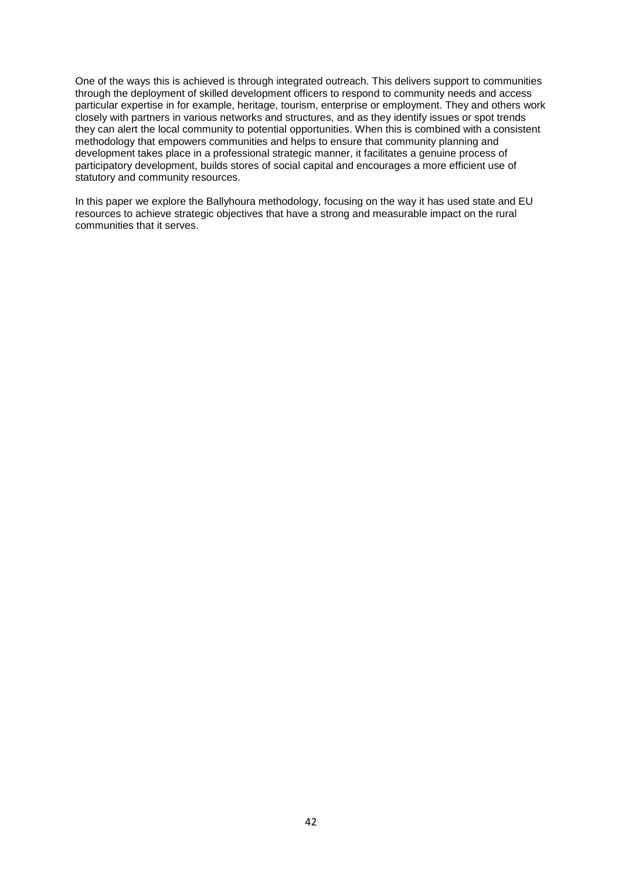One of the ways this is achieved is through integrated outreach. This delivers support to communities through the deployment of skilled development officers to respond to community needs and access particular expertise in for example, heritage, tourism, enterprise or employment. They and others work closely with partners in various networks and structures, and as they identify issues or spot trends they can alert the local community to potential opportunities. When this is combined with a consistent methodology that empowers communities and helps to ensure that community planning and development takes place in a professional strategic manner, it facilitates a genuine process of participatory development, builds stores of social capital and encourages a more efficient use of statutory and community resources.

In this paper we explore the Ballyhoura methodology, focusing on the way it has used state and EU resources to achieve strategic objectives that have a strong and measurable impact on the rural communities that it serves.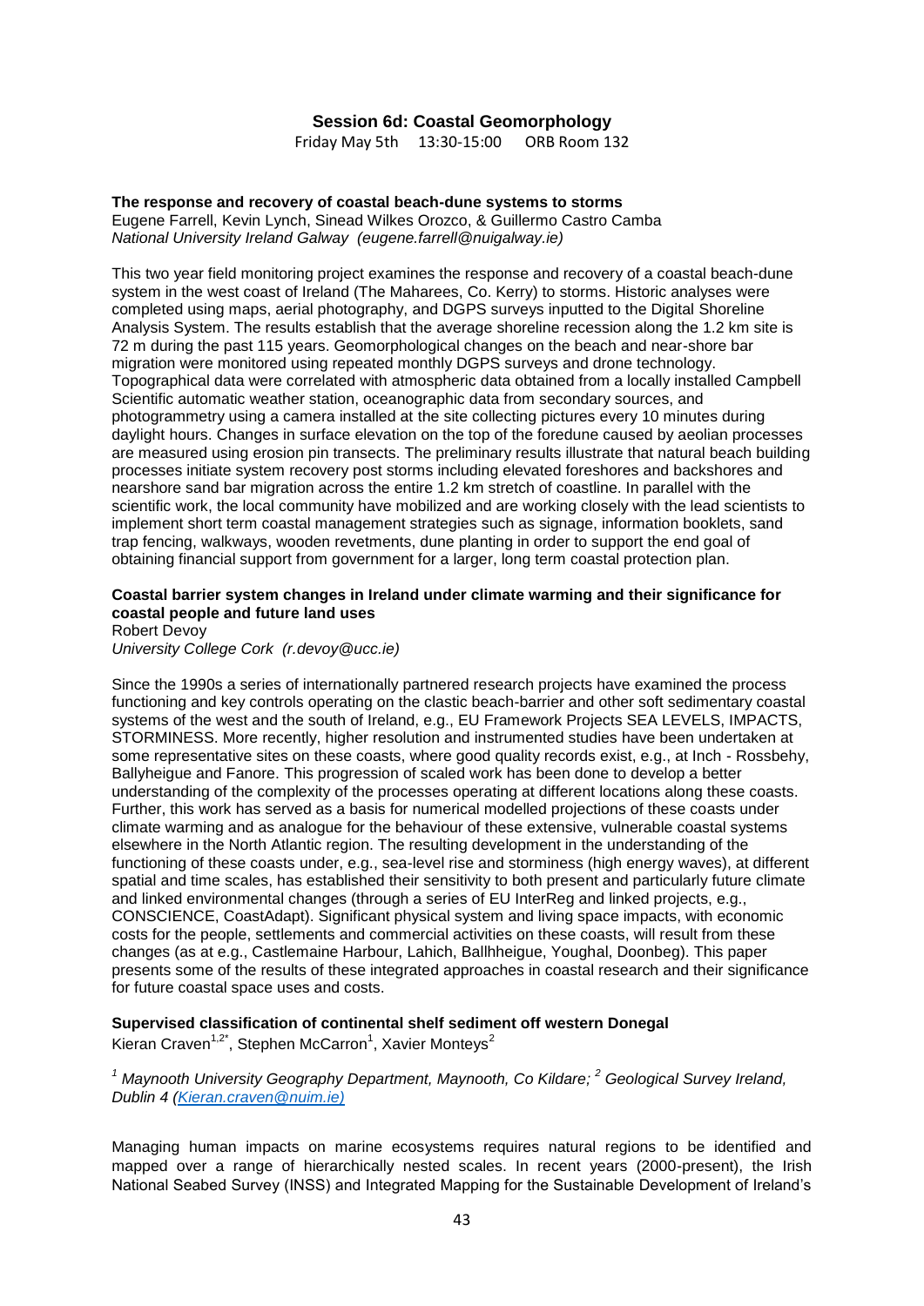## Session 6d: Coastal Geomorphology

Friday May 5th 13:30-15:00 ORB Room 132

**The response and recovery of coastal beach-dune systems to storms**
Eugene Farrell, Kevin Lynch, Sinead Wilkes Orozco, & Guillermo Castro Camba
*National University Ireland Galway (eugene.farrell@nuigalway.ie)*

This two year field monitoring project examines the response and recovery of a coastal beach-dune system in the west coast of Ireland (The Maharees, Co. Kerry) to storms. Historic analyses were completed using maps, aerial photography, and DGPS surveys inputted to the Digital Shoreline Analysis System. The results establish that the average shoreline recession along the 1.2 km site is 72 m during the past 115 years. Geomorphological changes on the beach and near-shore bar migration were monitored using repeated monthly DGPS surveys and drone technology. Topographical data were correlated with atmospheric data obtained from a locally installed Campbell Scientific automatic weather station, oceanographic data from secondary sources, and photogrammetry using a camera installed at the site collecting pictures every 10 minutes during daylight hours. Changes in surface elevation on the top of the foredune caused by aeolian processes are measured using erosion pin transects. The preliminary results illustrate that natural beach building processes initiate system recovery post storms including elevated foreshores and backshores and nearshore sand bar migration across the entire 1.2 km stretch of coastline. In parallel with the scientific work, the local community have mobilized and are working closely with the lead scientists to implement short term coastal management strategies such as signage, information booklets, sand trap fencing, walkways, wooden revetments, dune planting in order to support the end goal of obtaining financial support from government for a larger, long term coastal protection plan.

**Coastal barrier system changes in Ireland under climate warming and their significance for coastal people and future land uses**
Robert Devoy
*University College Cork (r.devoy@ucc.ie)*

Since the 1990s a series of internationally partnered research projects have examined the process functioning and key controls operating on the clastic beach-barrier and other soft sedimentary coastal systems of the west and the south of Ireland, e.g., EU Framework Projects SEA LEVELS, IMPACTS, STORMINESS. More recently, higher resolution and instrumented studies have been undertaken at some representative sites on these coasts, where good quality records exist, e.g., at Inch - Rossbehy, Ballyheigue and Fanore. This progression of scaled work has been done to develop a better understanding of the complexity of the processes operating at different locations along these coasts. Further, this work has served as a basis for numerical modelled projections of these coasts under climate warming and as analogue for the behaviour of these extensive, vulnerable coastal systems elsewhere in the North Atlantic region. The resulting development in the understanding of the functioning of these coasts under, e.g., sea-level rise and storminess (high energy waves), at different spatial and time scales, has established their sensitivity to both present and particularly future climate and linked environmental changes (through a series of EU InterReg and linked projects, e.g., CONSCIENCE, CoastAdapt). Significant physical system and living space impacts, with economic costs for the people, settlements and commercial activities on these coasts, will result from these changes (as at e.g., Castlemaine Harbour, Lahich, Ballhheigue, Youghal, Doonbeg). This paper presents some of the results of these integrated approaches in coastal research and their significance for future coastal space uses and costs.

**Supervised classification of continental shelf sediment off western Donegal**
Kieran Craven[1,2*], Stephen McCarron[1], Xavier Monteys[2]

*[1] Maynooth University Geography Department, Maynooth, Co Kildare; [2] Geological Survey Ireland, Dublin 4 (Kieran.craven@nuim.ie)*

Managing human impacts on marine ecosystems requires natural regions to be identified and mapped over a range of hierarchically nested scales. In recent years (2000-present), the Irish National Seabed Survey (INSS) and Integrated Mapping for the Sustainable Development of Ireland's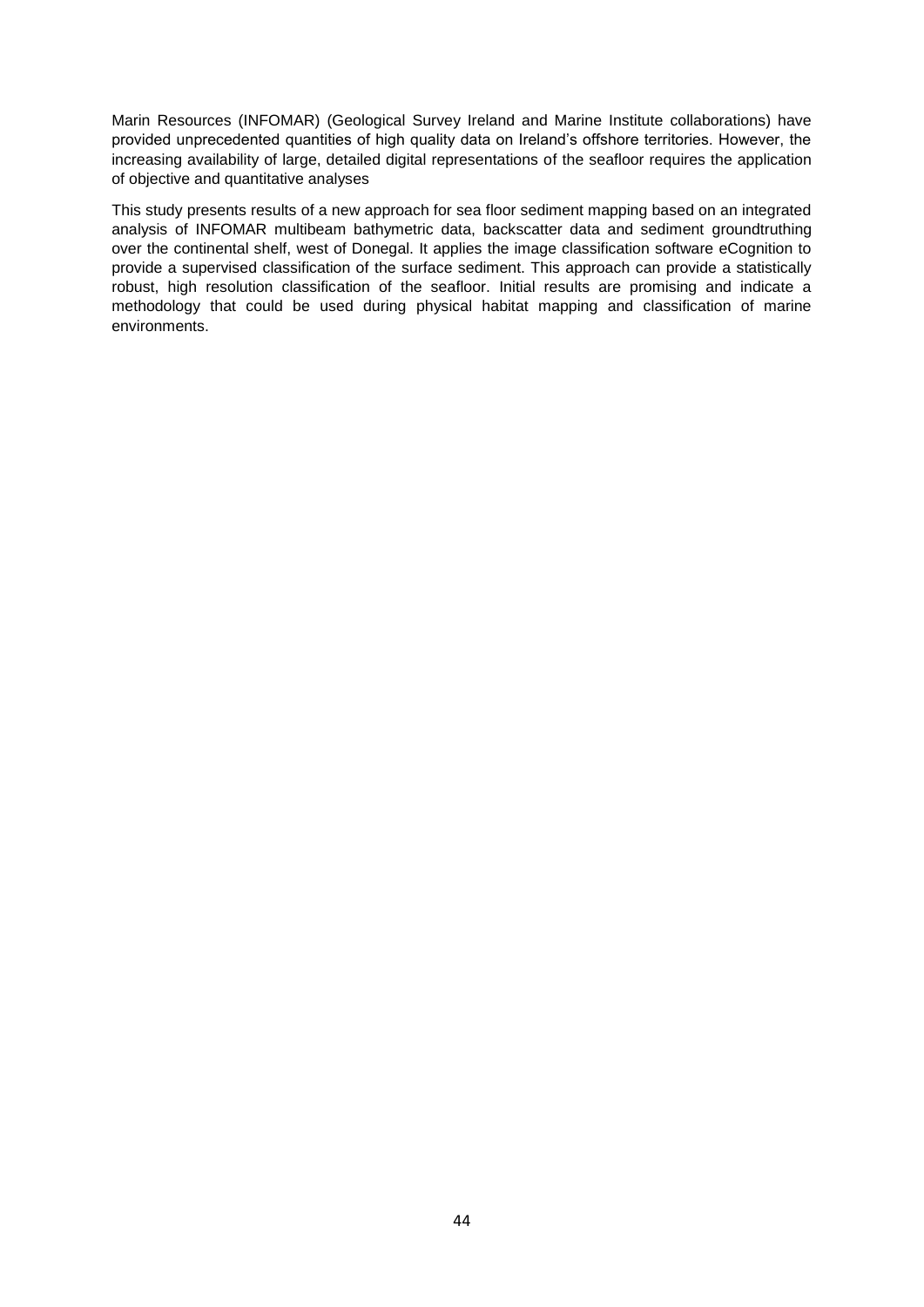Marin Resources (INFOMAR) (Geological Survey Ireland and Marine Institute collaborations) have provided unprecedented quantities of high quality data on Ireland's offshore territories. However, the increasing availability of large, detailed digital representations of the seafloor requires the application of objective and quantitative analyses

This study presents results of a new approach for sea floor sediment mapping based on an integrated analysis of INFOMAR multibeam bathymetric data, backscatter data and sediment groundtruthing over the continental shelf, west of Donegal. It applies the image classification software eCognition to provide a supervised classification of the surface sediment. This approach can provide a statistically robust, high resolution classification of the seafloor. Initial results are promising and indicate a methodology that could be used during physical habitat mapping and classification of marine environments.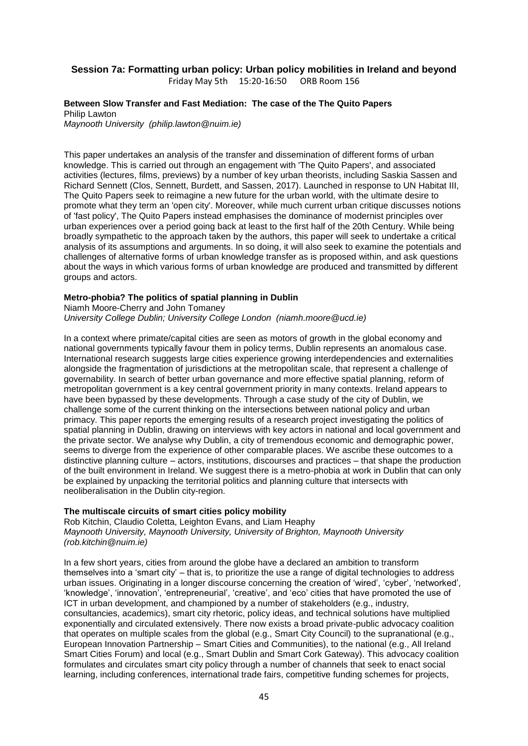## Session 7a: Formatting urban policy: Urban policy mobilities in Ireland and beyond

Friday May 5th 15:20-16:50 ORB Room 156

**Between Slow Transfer and Fast Mediation: The case of the The Quito Papers**
Philip Lawton
*Maynooth University (philip.lawton@nuim.ie)*

This paper undertakes an analysis of the transfer and dissemination of different forms of urban knowledge. This is carried out through an engagement with 'The Quito Papers', and associated activities (lectures, films, previews) by a number of key urban theorists, including Saskia Sassen and Richard Sennett (Clos, Sennett, Burdett, and Sassen, 2017). Launched in response to UN Habitat III, The Quito Papers seek to reimagine a new future for the urban world, with the ultimate desire to promote what they term an 'open city'. Moreover, while much current urban critique discusses notions of 'fast policy', The Quito Papers instead emphasises the dominance of modernist principles over urban experiences over a period going back at least to the first half of the 20th Century. While being broadly sympathetic to the approach taken by the authors, this paper will seek to undertake a critical analysis of its assumptions and arguments. In so doing, it will also seek to examine the potentials and challenges of alternative forms of urban knowledge transfer as is proposed within, and ask questions about the ways in which various forms of urban knowledge are produced and transmitted by different groups and actors.

**Metro-phobia? The politics of spatial planning in Dublin**
Niamh Moore-Cherry and John Tomaney
*University College Dublin; University College London (niamh.moore@ucd.ie)*

In a context where primate/capital cities are seen as motors of growth in the global economy and national governments typically favour them in policy terms, Dublin represents an anomalous case. International research suggests large cities experience growing interdependencies and externalities alongside the fragmentation of jurisdictions at the metropolitan scale, that represent a challenge of governability. In search of better urban governance and more effective spatial planning, reform of metropolitan government is a key central government priority in many contexts. Ireland appears to have been bypassed by these developments. Through a case study of the city of Dublin, we challenge some of the current thinking on the intersections between national policy and urban primacy. This paper reports the emerging results of a research project investigating the politics of spatial planning in Dublin, drawing on interviews with key actors in national and local government and the private sector. We analyse why Dublin, a city of tremendous economic and demographic power, seems to diverge from the experience of other comparable places. We ascribe these outcomes to a distinctive planning culture – actors, institutions, discourses and practices – that shape the production of the built environment in Ireland. We suggest there is a metro-phobia at work in Dublin that can only be explained by unpacking the territorial politics and planning culture that intersects with neoliberalisation in the Dublin city-region.

**The multiscale circuits of smart cities policy mobility**
Rob Kitchin, Claudio Coletta, Leighton Evans, and Liam Heaphy
*Maynooth University, Maynooth University, University of Brighton, Maynooth University (rob.kitchin@nuim.ie)*

In a few short years, cities from around the globe have a declared an ambition to transform themselves into a 'smart city' – that is, to prioritize the use a range of digital technologies to address urban issues. Originating in a longer discourse concerning the creation of 'wired', 'cyber', 'networked', 'knowledge', 'innovation', 'entrepreneurial', 'creative', and 'eco' cities that have promoted the use of ICT in urban development, and championed by a number of stakeholders (e.g., industry, consultancies, academics), smart city rhetoric, policy ideas, and technical solutions have multiplied exponentially and circulated extensively. There now exists a broad private-public advocacy coalition that operates on multiple scales from the global (e.g., Smart City Council) to the supranational (e.g., European Innovation Partnership – Smart Cities and Communities), to the national (e.g., All Ireland Smart Cities Forum) and local (e.g., Smart Dublin and Smart Cork Gateway). This advocacy coalition formulates and circulates smart city policy through a number of channels that seek to enact social learning, including conferences, international trade fairs, competitive funding schemes for projects,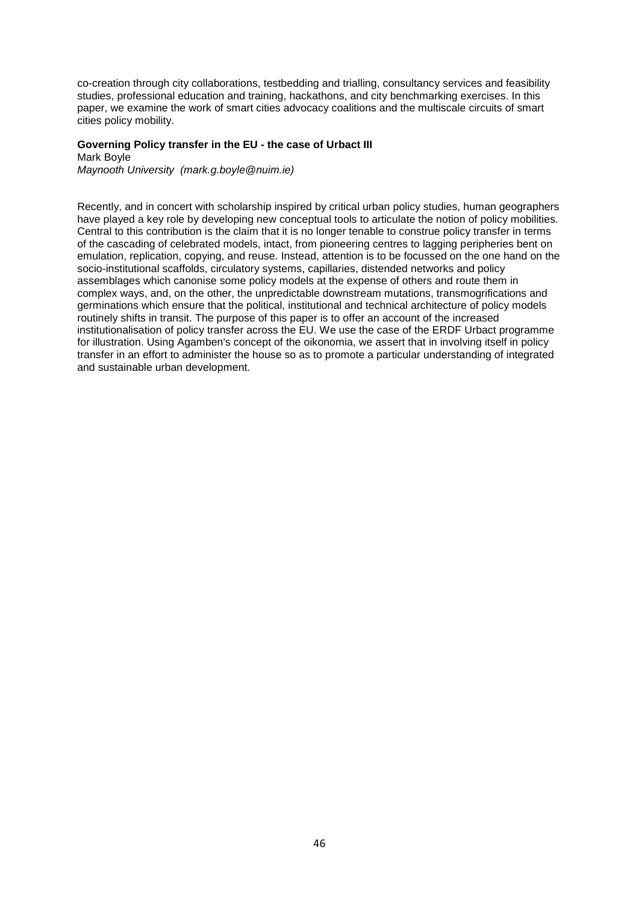co-creation through city collaborations, testbedding and trialling, consultancy services and feasibility studies, professional education and training, hackathons, and city benchmarking exercises. In this paper, we examine the work of smart cities advocacy coalitions and the multiscale circuits of smart cities policy mobility.

**Governing Policy transfer in the EU - the case of Urbact III**
Mark Boyle
*Maynooth University (mark.g.boyle@nuim.ie)*

Recently, and in concert with scholarship inspired by critical urban policy studies, human geographers have played a key role by developing new conceptual tools to articulate the notion of policy mobilities. Central to this contribution is the claim that it is no longer tenable to construe policy transfer in terms of the cascading of celebrated models, intact, from pioneering centres to lagging peripheries bent on emulation, replication, copying, and reuse. Instead, attention is to be focussed on the one hand on the socio-institutional scaffolds, circulatory systems, capillaries, distended networks and policy assemblages which canonise some policy models at the expense of others and route them in complex ways, and, on the other, the unpredictable downstream mutations, transmogrifications and germinations which ensure that the political, institutional and technical architecture of policy models routinely shifts in transit. The purpose of this paper is to offer an account of the increased institutionalisation of policy transfer across the EU. We use the case of the ERDF Urbact programme for illustration. Using Agamben's concept of the oikonomia, we assert that in involving itself in policy transfer in an effort to administer the house so as to promote a particular understanding of integrated and sustainable urban development.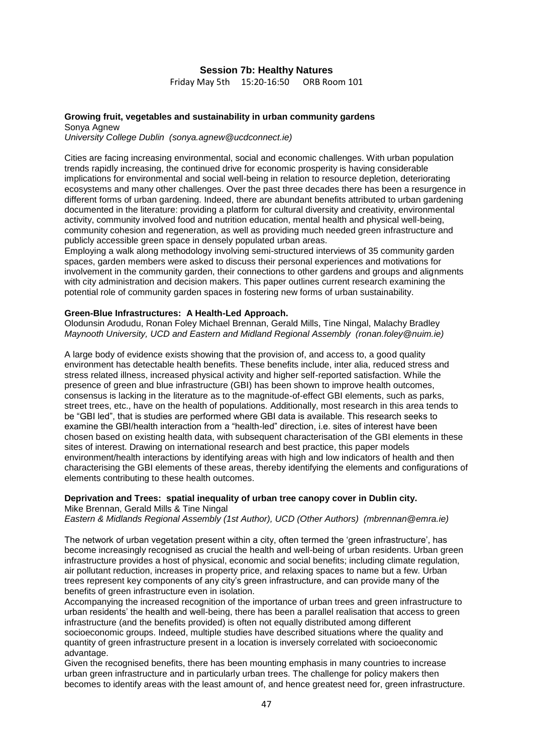## Session 7b: Healthy Natures

Friday May 5th 15:20-16:50 ORB Room 101

**Growing fruit, vegetables and sustainability in urban community gardens**

Sonya Agnew

*University College Dublin (sonya.agnew@ucdconnect.ie)*

Cities are facing increasing environmental, social and economic challenges. With urban population trends rapidly increasing, the continued drive for economic prosperity is having considerable implications for environmental and social well-being in relation to resource depletion, deteriorating ecosystems and many other challenges. Over the past three decades there has been a resurgence in different forms of urban gardening. Indeed, there are abundant benefits attributed to urban gardening documented in the literature: providing a platform for cultural diversity and creativity, environmental activity, community involved food and nutrition education, mental health and physical well-being, community cohesion and regeneration, as well as providing much needed green infrastructure and publicly accessible green space in densely populated urban areas.

Employing a walk along methodology involving semi-structured interviews of 35 community garden spaces, garden members were asked to discuss their personal experiences and motivations for involvement in the community garden, their connections to other gardens and groups and alignments with city administration and decision makers. This paper outlines current research examining the potential role of community garden spaces in fostering new forms of urban sustainability.

**Green-Blue Infrastructures: A Health-Led Approach.**

Olodunsin Arodudu, Ronan Foley Michael Brennan, Gerald Mills, Tine Ningal, Malachy Bradley

*Maynooth University, UCD and Eastern and Midland Regional Assembly (ronan.foley@nuim.ie)*

A large body of evidence exists showing that the provision of, and access to, a good quality environment has detectable health benefits. These benefits include, inter alia, reduced stress and stress related illness, increased physical activity and higher self-reported satisfaction. While the presence of green and blue infrastructure (GBI) has been shown to improve health outcomes, consensus is lacking in the literature as to the magnitude-of-effect GBI elements, such as parks, street trees, etc., have on the health of populations. Additionally, most research in this area tends to be "GBI led", that is studies are performed where GBI data is available. This research seeks to examine the GBI/health interaction from a "health-led" direction, i.e. sites of interest have been chosen based on existing health data, with subsequent characterisation of the GBI elements in these sites of interest. Drawing on international research and best practice, this paper models environment/health interactions by identifying areas with high and low indicators of health and then characterising the GBI elements of these areas, thereby identifying the elements and configurations of elements contributing to these health outcomes.

**Deprivation and Trees: spatial inequality of urban tree canopy cover in Dublin city.**

Mike Brennan, Gerald Mills & Tine Ningal

*Eastern & Midlands Regional Assembly (1st Author), UCD (Other Authors) (mbrennan@emra.ie)*

The network of urban vegetation present within a city, often termed the 'green infrastructure', has become increasingly recognised as crucial the health and well-being of urban residents. Urban green infrastructure provides a host of physical, economic and social benefits; including climate regulation, air pollutant reduction, increases in property price, and relaxing spaces to name but a few. Urban trees represent key components of any city's green infrastructure, and can provide many of the benefits of green infrastructure even in isolation.

Accompanying the increased recognition of the importance of urban trees and green infrastructure to urban residents' the health and well-being, there has been a parallel realisation that access to green infrastructure (and the benefits provided) is often not equally distributed among different socioeconomic groups. Indeed, multiple studies have described situations where the quality and quantity of green infrastructure present in a location is inversely correlated with socioeconomic advantage.

Given the recognised benefits, there has been mounting emphasis in many countries to increase urban green infrastructure and in particularly urban trees. The challenge for policy makers then becomes to identify areas with the least amount of, and hence greatest need for, green infrastructure.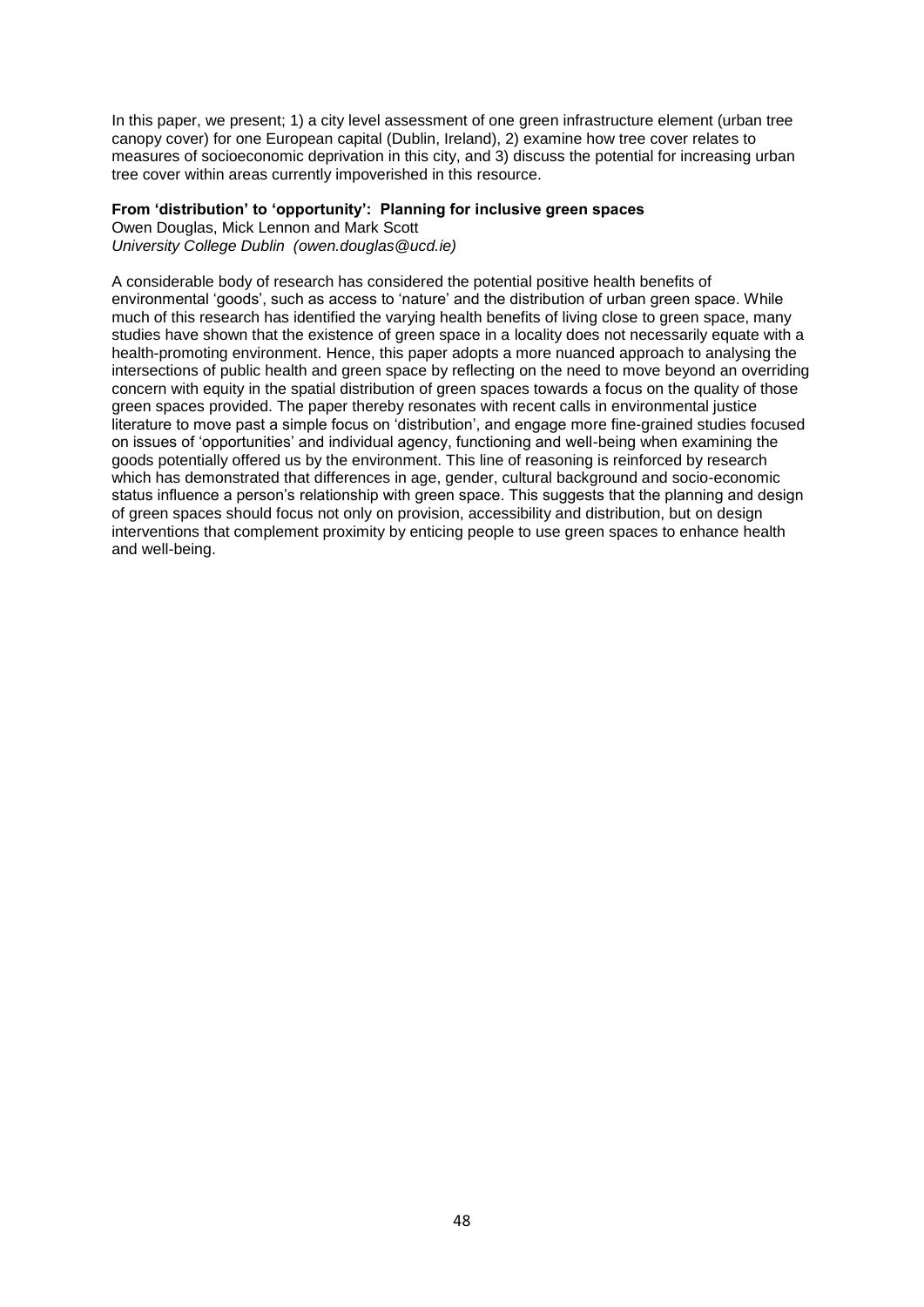In this paper, we present; 1) a city level assessment of one green infrastructure element (urban tree canopy cover) for one European capital (Dublin, Ireland), 2) examine how tree cover relates to measures of socioeconomic deprivation in this city, and 3) discuss the potential for increasing urban tree cover within areas currently impoverished in this resource.

**From 'distribution' to 'opportunity': Planning for inclusive green spaces**
Owen Douglas, Mick Lennon and Mark Scott
*University College Dublin (owen.douglas@ucd.ie)*

A considerable body of research has considered the potential positive health benefits of environmental 'goods', such as access to 'nature' and the distribution of urban green space. While much of this research has identified the varying health benefits of living close to green space, many studies have shown that the existence of green space in a locality does not necessarily equate with a health-promoting environment. Hence, this paper adopts a more nuanced approach to analysing the intersections of public health and green space by reflecting on the need to move beyond an overriding concern with equity in the spatial distribution of green spaces towards a focus on the quality of those green spaces provided. The paper thereby resonates with recent calls in environmental justice literature to move past a simple focus on 'distribution', and engage more fine-grained studies focused on issues of 'opportunities' and individual agency, functioning and well-being when examining the goods potentially offered us by the environment. This line of reasoning is reinforced by research which has demonstrated that differences in age, gender, cultural background and socio-economic status influence a person's relationship with green space. This suggests that the planning and design of green spaces should focus not only on provision, accessibility and distribution, but on design interventions that complement proximity by enticing people to use green spaces to enhance health and well-being.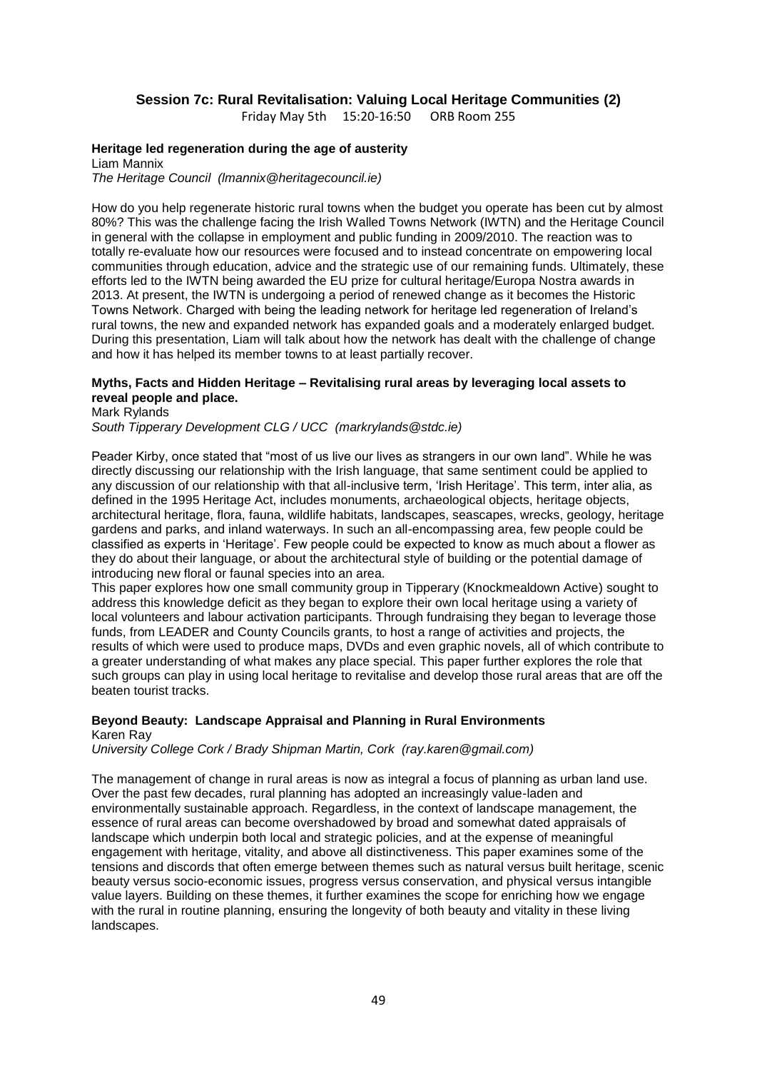## Session 7c: Rural Revitalisation: Valuing Local Heritage Communities (2)

Friday May 5th 15:20-16:50 ORB Room 255

### Heritage led regeneration during the age of austerity

Liam Mannix
*The Heritage Council (lmannix@heritagecouncil.ie)*

How do you help regenerate historic rural towns when the budget you operate has been cut by almost 80%? This was the challenge facing the Irish Walled Towns Network (IWTN) and the Heritage Council in general with the collapse in employment and public funding in 2009/2010. The reaction was to totally re-evaluate how our resources were focused and to instead concentrate on empowering local communities through education, advice and the strategic use of our remaining funds. Ultimately, these efforts led to the IWTN being awarded the EU prize for cultural heritage/Europa Nostra awards in 2013. At present, the IWTN is undergoing a period of renewed change as it becomes the Historic Towns Network. Charged with being the leading network for heritage led regeneration of Ireland's rural towns, the new and expanded network has expanded goals and a moderately enlarged budget. During this presentation, Liam will talk about how the network has dealt with the challenge of change and how it has helped its member towns to at least partially recover.

### Myths, Facts and Hidden Heritage – Revitalising rural areas by leveraging local assets to reveal people and place.

Mark Rylands
*South Tipperary Development CLG / UCC (markrylands@stdc.ie)*

Peader Kirby, once stated that "most of us live our lives as strangers in our own land". While he was directly discussing our relationship with the Irish language, that same sentiment could be applied to any discussion of our relationship with that all-inclusive term, 'Irish Heritage'. This term, inter alia, as defined in the 1995 Heritage Act, includes monuments, archaeological objects, heritage objects, architectural heritage, flora, fauna, wildlife habitats, landscapes, seascapes, wrecks, geology, heritage gardens and parks, and inland waterways. In such an all-encompassing area, few people could be classified as experts in 'Heritage'. Few people could be expected to know as much about a flower as they do about their language, or about the architectural style of building or the potential damage of introducing new floral or faunal species into an area.

This paper explores how one small community group in Tipperary (Knockmealdown Active) sought to address this knowledge deficit as they began to explore their own local heritage using a variety of local volunteers and labour activation participants. Through fundraising they began to leverage those funds, from LEADER and County Councils grants, to host a range of activities and projects, the results of which were used to produce maps, DVDs and even graphic novels, all of which contribute to a greater understanding of what makes any place special. This paper further explores the role that such groups can play in using local heritage to revitalise and develop those rural areas that are off the beaten tourist tracks.

### Beyond Beauty: Landscape Appraisal and Planning in Rural Environments

Karen Ray
*University College Cork / Brady Shipman Martin, Cork (ray.karen@gmail.com)*

The management of change in rural areas is now as integral a focus of planning as urban land use. Over the past few decades, rural planning has adopted an increasingly value-laden and environmentally sustainable approach. Regardless, in the context of landscape management, the essence of rural areas can become overshadowed by broad and somewhat dated appraisals of landscape which underpin both local and strategic policies, and at the expense of meaningful engagement with heritage, vitality, and above all distinctiveness. This paper examines some of the tensions and discords that often emerge between themes such as natural versus built heritage, scenic beauty versus socio-economic issues, progress versus conservation, and physical versus intangible value layers. Building on these themes, it further examines the scope for enriching how we engage with the rural in routine planning, ensuring the longevity of both beauty and vitality in these living landscapes.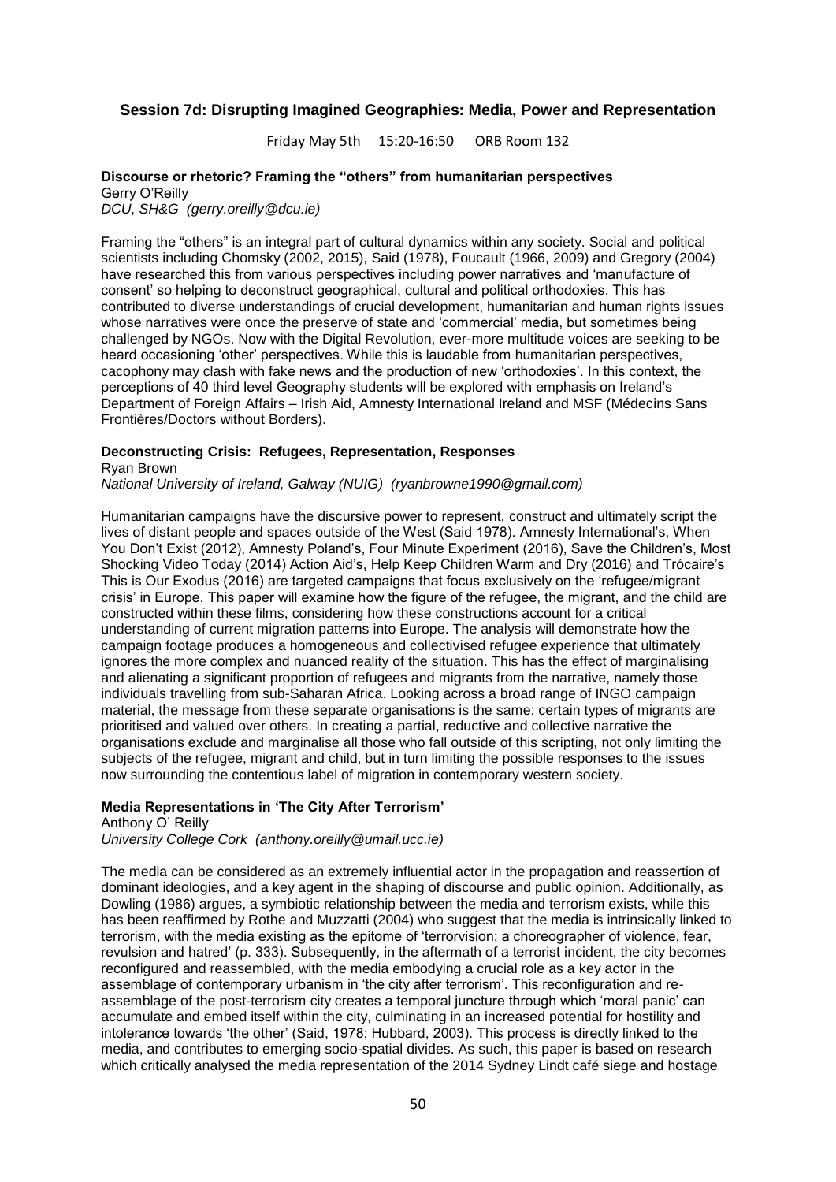## Session 7d: Disrupting Imagined Geographies: Media, Power and Representation

Friday May 5th 15:20-16:50 ORB Room 132

### Discourse or rhetoric? Framing the "others" from humanitarian perspectives

Gerry O'Reilly
*DCU, SH&G (gerry.oreilly@dcu.ie)*

Framing the "others" is an integral part of cultural dynamics within any society. Social and political scientists including Chomsky (2002, 2015), Said (1978), Foucault (1966, 2009) and Gregory (2004) have researched this from various perspectives including power narratives and 'manufacture of consent' so helping to deconstruct geographical, cultural and political orthodoxies. This has contributed to diverse understandings of crucial development, humanitarian and human rights issues whose narratives were once the preserve of state and 'commercial' media, but sometimes being challenged by NGOs. Now with the Digital Revolution, ever-more multitude voices are seeking to be heard occasioning 'other' perspectives. While this is laudable from humanitarian perspectives, cacophony may clash with fake news and the production of new 'orthodoxies'. In this context, the perceptions of 40 third level Geography students will be explored with emphasis on Ireland's Department of Foreign Affairs – Irish Aid, Amnesty International Ireland and MSF (Médecins Sans Frontières/Doctors without Borders).

### Deconstructing Crisis: Refugees, Representation, Responses

Ryan Brown
*National University of Ireland, Galway (NUIG) (ryanbrowne1990@gmail.com)*

Humanitarian campaigns have the discursive power to represent, construct and ultimately script the lives of distant people and spaces outside of the West (Said 1978). Amnesty International's, When You Don't Exist (2012), Amnesty Poland's, Four Minute Experiment (2016), Save the Children's, Most Shocking Video Today (2014) Action Aid's, Help Keep Children Warm and Dry (2016) and Trócaire's This is Our Exodus (2016) are targeted campaigns that focus exclusively on the 'refugee/migrant crisis' in Europe. This paper will examine how the figure of the refugee, the migrant, and the child are constructed within these films, considering how these constructions account for a critical understanding of current migration patterns into Europe. The analysis will demonstrate how the campaign footage produces a homogeneous and collectivised refugee experience that ultimately ignores the more complex and nuanced reality of the situation. This has the effect of marginalising and alienating a significant proportion of refugees and migrants from the narrative, namely those individuals travelling from sub-Saharan Africa. Looking across a broad range of INGO campaign material, the message from these separate organisations is the same: certain types of migrants are prioritised and valued over others. In creating a partial, reductive and collective narrative the organisations exclude and marginalise all those who fall outside of this scripting, not only limiting the subjects of the refugee, migrant and child, but in turn limiting the possible responses to the issues now surrounding the contentious label of migration in contemporary western society.

### Media Representations in 'The City After Terrorism'

Anthony O' Reilly
*University College Cork (anthony.oreilly@umail.ucc.ie)*

The media can be considered as an extremely influential actor in the propagation and reassertion of dominant ideologies, and a key agent in the shaping of discourse and public opinion. Additionally, as Dowling (1986) argues, a symbiotic relationship between the media and terrorism exists, while this has been reaffirmed by Rothe and Muzzatti (2004) who suggest that the media is intrinsically linked to terrorism, with the media existing as the epitome of 'terrorvision; a choreographer of violence, fear, revulsion and hatred' (p. 333). Subsequently, in the aftermath of a terrorist incident, the city becomes reconfigured and reassembled, with the media embodying a crucial role as a key actor in the assemblage of contemporary urbanism in 'the city after terrorism'. This reconfiguration and re-assemblage of the post-terrorism city creates a temporal juncture through which 'moral panic' can accumulate and embed itself within the city, culminating in an increased potential for hostility and intolerance towards 'the other' (Said, 1978; Hubbard, 2003). This process is directly linked to the media, and contributes to emerging socio-spatial divides. As such, this paper is based on research which critically analysed the media representation of the 2014 Sydney Lindt café siege and hostage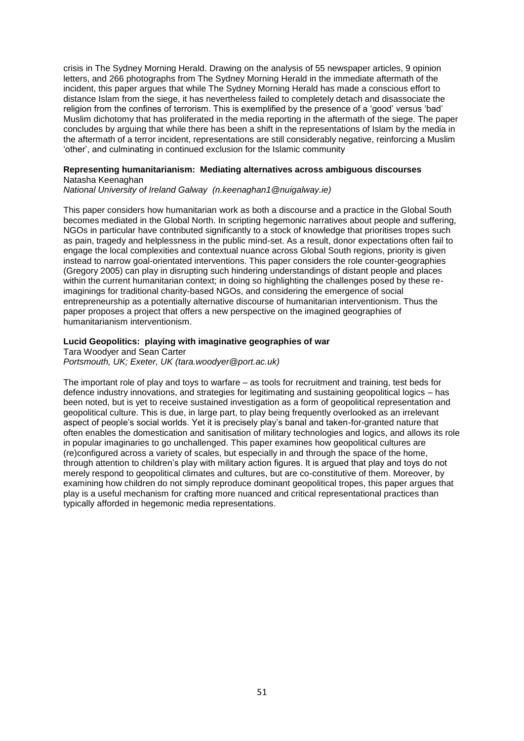crisis in The Sydney Morning Herald. Drawing on the analysis of 55 newspaper articles, 9 opinion letters, and 266 photographs from The Sydney Morning Herald in the immediate aftermath of the incident, this paper argues that while The Sydney Morning Herald has made a conscious effort to distance Islam from the siege, it has nevertheless failed to completely detach and disassociate the religion from the confines of terrorism. This is exemplified by the presence of a 'good' versus 'bad' Muslim dichotomy that has proliferated in the media reporting in the aftermath of the siege. The paper concludes by arguing that while there has been a shift in the representations of Islam by the media in the aftermath of a terror incident, representations are still considerably negative, reinforcing a Muslim 'other', and culminating in continued exclusion for the Islamic community

**Representing humanitarianism: Mediating alternatives across ambiguous discourses**
Natasha Keenaghan
*National University of Ireland Galway (n.keenaghan1@nuigalway.ie)*

This paper considers how humanitarian work as both a discourse and a practice in the Global South becomes mediated in the Global North. In scripting hegemonic narratives about people and suffering, NGOs in particular have contributed significantly to a stock of knowledge that prioritises tropes such as pain, tragedy and helplessness in the public mind-set. As a result, donor expectations often fail to engage the local complexities and contextual nuance across Global South regions, priority is given instead to narrow goal-orientated interventions. This paper considers the role counter-geographies (Gregory 2005) can play in disrupting such hindering understandings of distant people and places within the current humanitarian context; in doing so highlighting the challenges posed by these re-imaginings for traditional charity-based NGOs, and considering the emergence of social entrepreneurship as a potentially alternative discourse of humanitarian interventionism. Thus the paper proposes a project that offers a new perspective on the imagined geographies of humanitarianism interventionism.

**Lucid Geopolitics: playing with imaginative geographies of war**
Tara Woodyer and Sean Carter
*Portsmouth, UK; Exeter, UK (tara.woodyer@port.ac.uk)*

The important role of play and toys to warfare – as tools for recruitment and training, test beds for defence industry innovations, and strategies for legitimating and sustaining geopolitical logics – has been noted, but is yet to receive sustained investigation as a form of geopolitical representation and geopolitical culture. This is due, in large part, to play being frequently overlooked as an irrelevant aspect of people's social worlds. Yet it is precisely play's banal and taken-for-granted nature that often enables the domestication and sanitisation of military technologies and logics, and allows its role in popular imaginaries to go unchallenged. This paper examines how geopolitical cultures are (re)configured across a variety of scales, but especially in and through the space of the home, through attention to children's play with military action figures. It is argued that play and toys do not merely respond to geopolitical climates and cultures, but are co-constitutive of them. Moreover, by examining how children do not simply reproduce dominant geopolitical tropes, this paper argues that play is a useful mechanism for crafting more nuanced and critical representational practices than typically afforded in hegemonic media representations.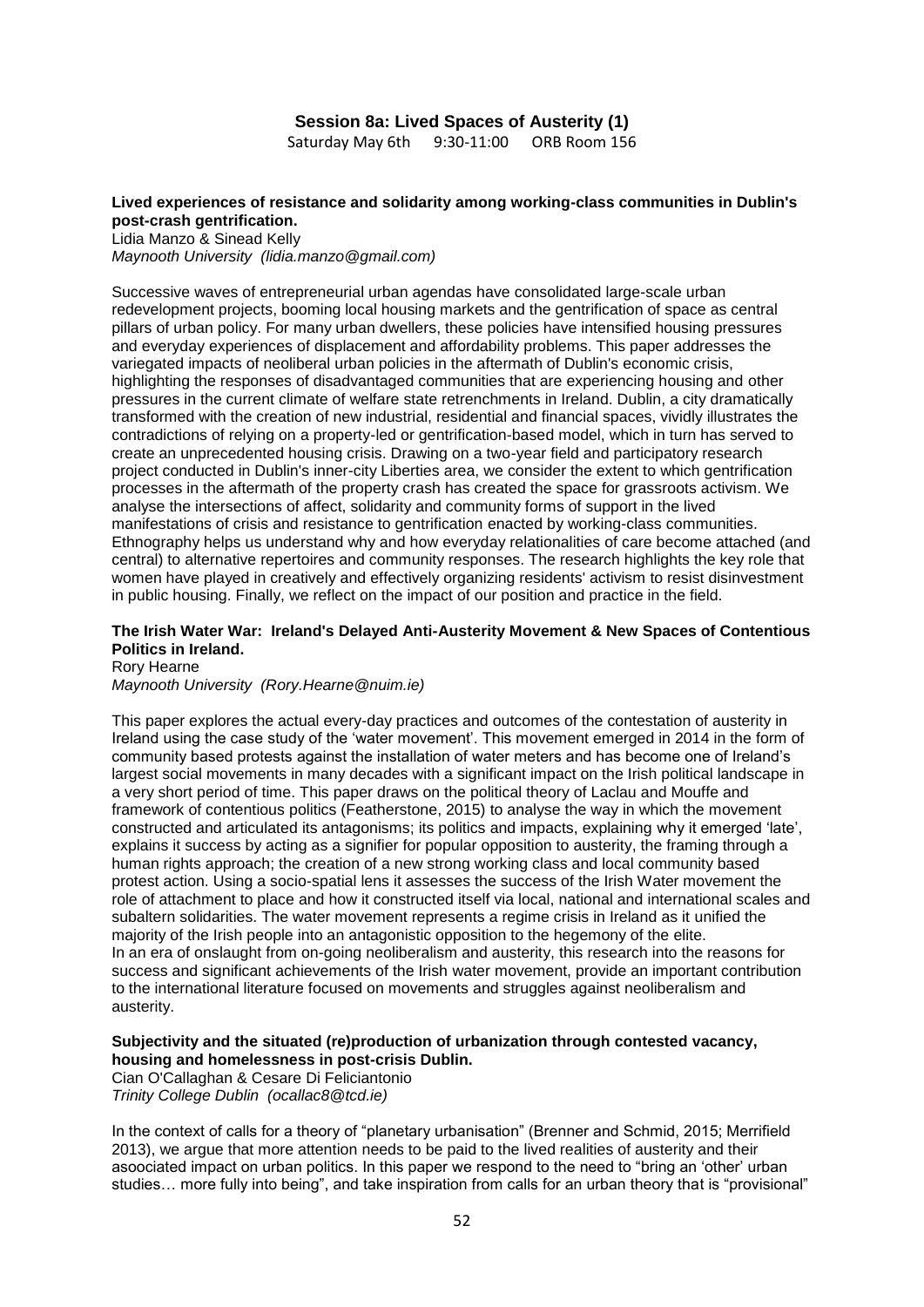## Session 8a: Lived Spaces of Austerity (1)

Saturday May 6th 9:30-11:00 ORB Room 156

**Lived experiences of resistance and solidarity among working-class communities in Dublin's post-crash gentrification.**
Lidia Manzo & Sinead Kelly
*Maynooth University (lidia.manzo@gmail.com)*

Successive waves of entrepreneurial urban agendas have consolidated large-scale urban redevelopment projects, booming local housing markets and the gentrification of space as central pillars of urban policy. For many urban dwellers, these policies have intensified housing pressures and everyday experiences of displacement and affordability problems. This paper addresses the variegated impacts of neoliberal urban policies in the aftermath of Dublin's economic crisis, highlighting the responses of disadvantaged communities that are experiencing housing and other pressures in the current climate of welfare state retrenchments in Ireland. Dublin, a city dramatically transformed with the creation of new industrial, residential and financial spaces, vividly illustrates the contradictions of relying on a property-led or gentrification-based model, which in turn has served to create an unprecedented housing crisis. Drawing on a two-year field and participatory research project conducted in Dublin's inner-city Liberties area, we consider the extent to which gentrification processes in the aftermath of the property crash has created the space for grassroots activism. We analyse the intersections of affect, solidarity and community forms of support in the lived manifestations of crisis and resistance to gentrification enacted by working-class communities. Ethnography helps us understand why and how everyday relationalities of care become attached (and central) to alternative repertoires and community responses. The research highlights the key role that women have played in creatively and effectively organizing residents' activism to resist disinvestment in public housing. Finally, we reflect on the impact of our position and practice in the field.

**The Irish Water War: Ireland's Delayed Anti-Austerity Movement & New Spaces of Contentious Politics in Ireland.**
Rory Hearne
*Maynooth University (Rory.Hearne@nuim.ie)*

This paper explores the actual every-day practices and outcomes of the contestation of austerity in Ireland using the case study of the 'water movement'. This movement emerged in 2014 in the form of community based protests against the installation of water meters and has become one of Ireland's largest social movements in many decades with a significant impact on the Irish political landscape in a very short period of time. This paper draws on the political theory of Laclau and Mouffe and framework of contentious politics (Featherstone, 2015) to analyse the way in which the movement constructed and articulated its antagonisms; its politics and impacts, explaining why it emerged 'late', explains it success by acting as a signifier for popular opposition to austerity, the framing through a human rights approach; the creation of a new strong working class and local community based protest action. Using a socio-spatial lens it assesses the success of the Irish Water movement the role of attachment to place and how it constructed itself via local, national and international scales and subaltern solidarities. The water movement represents a regime crisis in Ireland as it unified the majority of the Irish people into an antagonistic opposition to the hegemony of the elite.
In an era of onslaught from on-going neoliberalism and austerity, this research into the reasons for success and significant achievements of the Irish water movement, provide an important contribution to the international literature focused on movements and struggles against neoliberalism and austerity.

**Subjectivity and the situated (re)production of urbanization through contested vacancy, housing and homelessness in post-crisis Dublin.**
Cian O'Callaghan & Cesare Di Feliciantonio
*Trinity College Dublin (ocallac8@tcd.ie)*

In the context of calls for a theory of "planetary urbanisation" (Brenner and Schmid, 2015; Merrifield 2013), we argue that more attention needs to be paid to the lived realities of austerity and their asoociated impact on urban politics. In this paper we respond to the need to "bring an 'other' urban studies… more fully into being", and take inspiration from calls for an urban theory that is "provisional"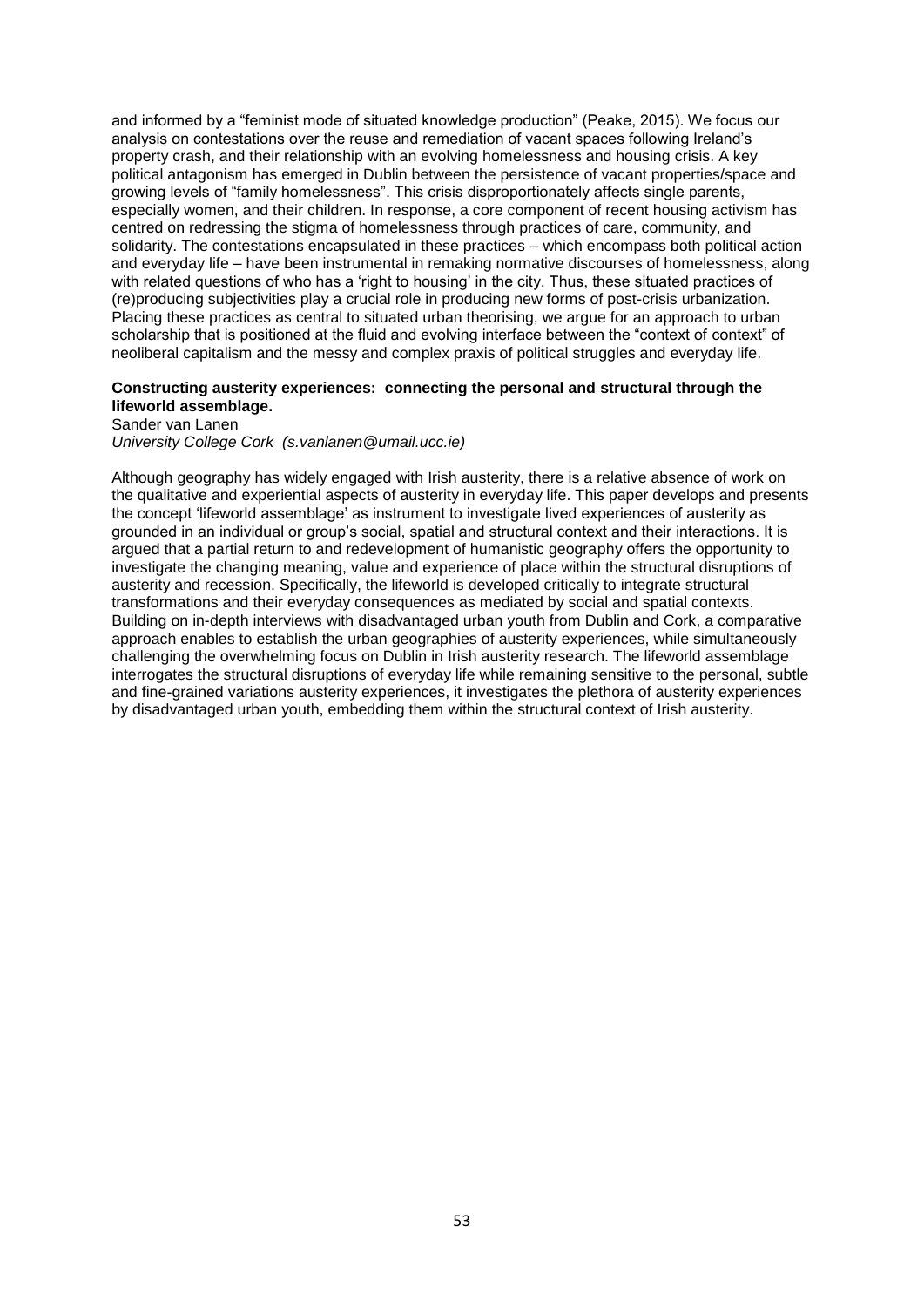and informed by a "feminist mode of situated knowledge production" (Peake, 2015). We focus our analysis on contestations over the reuse and remediation of vacant spaces following Ireland's property crash, and their relationship with an evolving homelessness and housing crisis. A key political antagonism has emerged in Dublin between the persistence of vacant properties/space and growing levels of "family homelessness". This crisis disproportionately affects single parents, especially women, and their children. In response, a core component of recent housing activism has centred on redressing the stigma of homelessness through practices of care, community, and solidarity. The contestations encapsulated in these practices – which encompass both political action and everyday life – have been instrumental in remaking normative discourses of homelessness, along with related questions of who has a 'right to housing' in the city. Thus, these situated practices of (re)producing subjectivities play a crucial role in producing new forms of post-crisis urbanization. Placing these practices as central to situated urban theorising, we argue for an approach to urban scholarship that is positioned at the fluid and evolving interface between the "context of context" of neoliberal capitalism and the messy and complex praxis of political struggles and everyday life.

**Constructing austerity experiences: connecting the personal and structural through the lifeworld assemblage.**

Sander van Lanen

*University College Cork (s.vanlanen@umail.ucc.ie)*

Although geography has widely engaged with Irish austerity, there is a relative absence of work on the qualitative and experiential aspects of austerity in everyday life. This paper develops and presents the concept 'lifeworld assemblage' as instrument to investigate lived experiences of austerity as grounded in an individual or group's social, spatial and structural context and their interactions. It is argued that a partial return to and redevelopment of humanistic geography offers the opportunity to investigate the changing meaning, value and experience of place within the structural disruptions of austerity and recession. Specifically, the lifeworld is developed critically to integrate structural transformations and their everyday consequences as mediated by social and spatial contexts. Building on in-depth interviews with disadvantaged urban youth from Dublin and Cork, a comparative approach enables to establish the urban geographies of austerity experiences, while simultaneously challenging the overwhelming focus on Dublin in Irish austerity research. The lifeworld assemblage interrogates the structural disruptions of everyday life while remaining sensitive to the personal, subtle and fine-grained variations austerity experiences, it investigates the plethora of austerity experiences by disadvantaged urban youth, embedding them within the structural context of Irish austerity.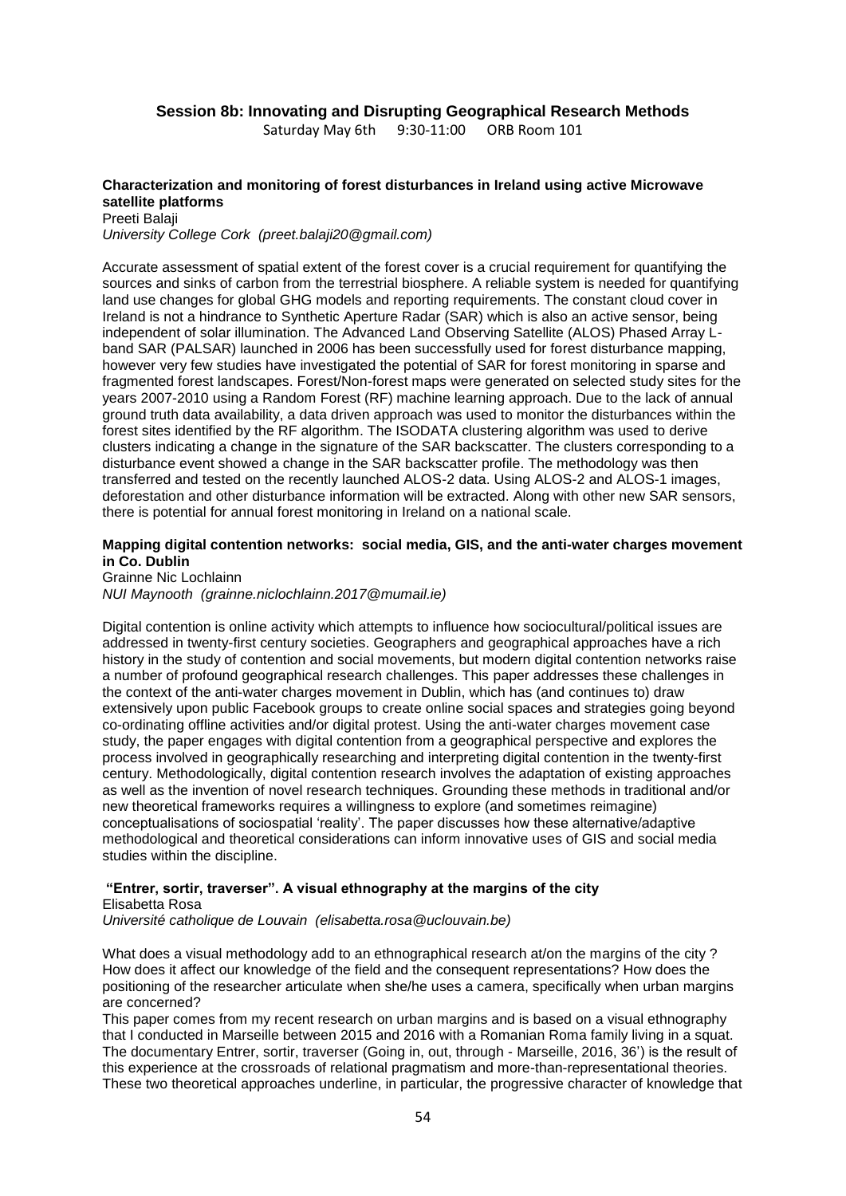## Session 8b: Innovating and Disrupting Geographical Research Methods

Saturday May 6th 9:30-11:00 ORB Room 101

**Characterization and monitoring of forest disturbances in Ireland using active Microwave satellite platforms**

Preeti Balaji

*University College Cork (preet.balaji20@gmail.com)*

Accurate assessment of spatial extent of the forest cover is a crucial requirement for quantifying the sources and sinks of carbon from the terrestrial biosphere. A reliable system is needed for quantifying land use changes for global GHG models and reporting requirements. The constant cloud cover in Ireland is not a hindrance to Synthetic Aperture Radar (SAR) which is also an active sensor, being independent of solar illumination. The Advanced Land Observing Satellite (ALOS) Phased Array L-band SAR (PALSAR) launched in 2006 has been successfully used for forest disturbance mapping, however very few studies have investigated the potential of SAR for forest monitoring in sparse and fragmented forest landscapes. Forest/Non-forest maps were generated on selected study sites for the years 2007-2010 using a Random Forest (RF) machine learning approach. Due to the lack of annual ground truth data availability, a data driven approach was used to monitor the disturbances within the forest sites identified by the RF algorithm. The ISODATA clustering algorithm was used to derive clusters indicating a change in the signature of the SAR backscatter. The clusters corresponding to a disturbance event showed a change in the SAR backscatter profile. The methodology was then transferred and tested on the recently launched ALOS-2 data. Using ALOS-2 and ALOS-1 images, deforestation and other disturbance information will be extracted. Along with other new SAR sensors, there is potential for annual forest monitoring in Ireland on a national scale.

**Mapping digital contention networks: social media, GIS, and the anti-water charges movement in Co. Dublin**

Grainne Nic Lochlainn

*NUI Maynooth (grainne.niclochlainn.2017@mumail.ie)*

Digital contention is online activity which attempts to influence how sociocultural/political issues are addressed in twenty-first century societies. Geographers and geographical approaches have a rich history in the study of contention and social movements, but modern digital contention networks raise a number of profound geographical research challenges. This paper addresses these challenges in the context of the anti-water charges movement in Dublin, which has (and continues to) draw extensively upon public Facebook groups to create online social spaces and strategies going beyond co-ordinating offline activities and/or digital protest. Using the anti-water charges movement case study, the paper engages with digital contention from a geographical perspective and explores the process involved in geographically researching and interpreting digital contention in the twenty-first century. Methodologically, digital contention research involves the adaptation of existing approaches as well as the invention of novel research techniques. Grounding these methods in traditional and/or new theoretical frameworks requires a willingness to explore (and sometimes reimagine) conceptualisations of sociospatial 'reality'. The paper discusses how these alternative/adaptive methodological and theoretical considerations can inform innovative uses of GIS and social media studies within the discipline.

**"Entrer, sortir, traverser". A visual ethnography at the margins of the city**

Elisabetta Rosa

*Université catholique de Louvain (elisabetta.rosa@uclouvain.be)*

What does a visual methodology add to an ethnographical research at/on the margins of the city ? How does it affect our knowledge of the field and the consequent representations? How does the positioning of the researcher articulate when she/he uses a camera, specifically when urban margins are concerned?

This paper comes from my recent research on urban margins and is based on a visual ethnography that I conducted in Marseille between 2015 and 2016 with a Romanian Roma family living in a squat. The documentary Entrer, sortir, traverser (Going in, out, through - Marseille, 2016, 36') is the result of this experience at the crossroads of relational pragmatism and more-than-representational theories. These two theoretical approaches underline, in particular, the progressive character of knowledge that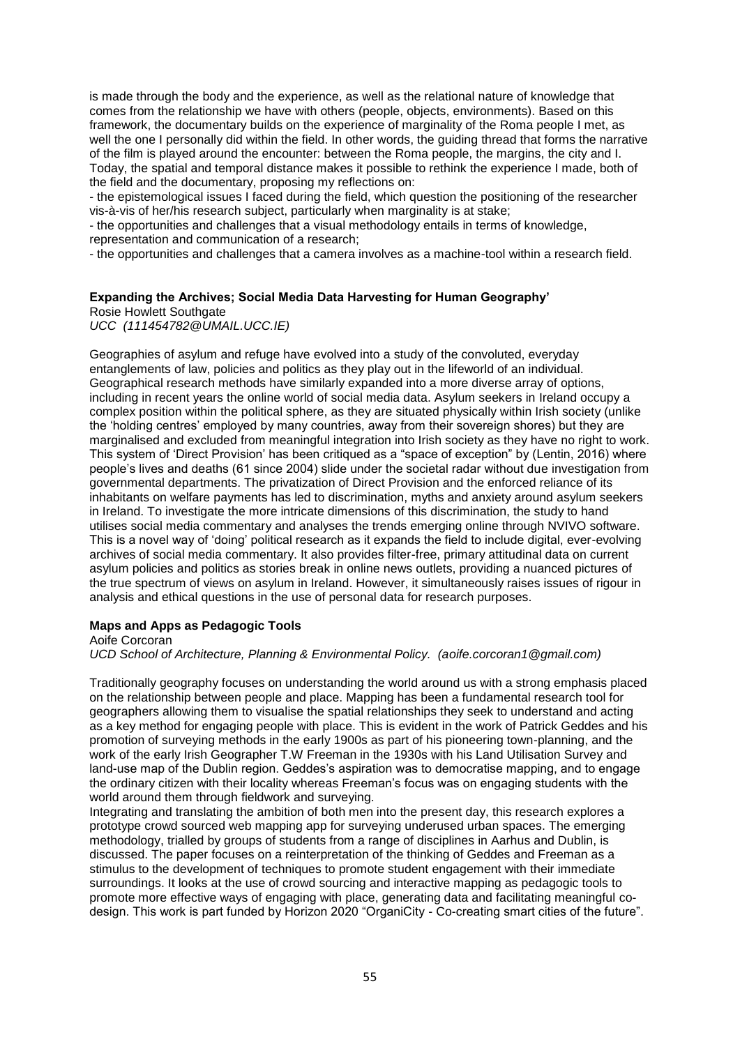is made through the body and the experience, as well as the relational nature of knowledge that comes from the relationship we have with others (people, objects, environments). Based on this framework, the documentary builds on the experience of marginality of the Roma people I met, as well the one I personally did within the field. In other words, the guiding thread that forms the narrative of the film is played around the encounter: between the Roma people, the margins, the city and I. Today, the spatial and temporal distance makes it possible to rethink the experience I made, both of the field and the documentary, proposing my reflections on:

- the epistemological issues I faced during the field, which question the positioning of the researcher vis-à-vis of her/his research subject, particularly when marginality is at stake;
- the opportunities and challenges that a visual methodology entails in terms of knowledge, representation and communication of a research;
- the opportunities and challenges that a camera involves as a machine-tool within a research field.

**Expanding the Archives; Social Media Data Harvesting for Human Geography'**

Rosie Howlett Southgate

*UCC (111454782@UMAIL.UCC.IE)*

Geographies of asylum and refuge have evolved into a study of the convoluted, everyday entanglements of law, policies and politics as they play out in the lifeworld of an individual. Geographical research methods have similarly expanded into a more diverse array of options, including in recent years the online world of social media data. Asylum seekers in Ireland occupy a complex position within the political sphere, as they are situated physically within Irish society (unlike the 'holding centres' employed by many countries, away from their sovereign shores) but they are marginalised and excluded from meaningful integration into Irish society as they have no right to work. This system of 'Direct Provision' has been critiqued as a "space of exception" by (Lentin, 2016) where people's lives and deaths (61 since 2004) slide under the societal radar without due investigation from governmental departments. The privatization of Direct Provision and the enforced reliance of its inhabitants on welfare payments has led to discrimination, myths and anxiety around asylum seekers in Ireland. To investigate the more intricate dimensions of this discrimination, the study to hand utilises social media commentary and analyses the trends emerging online through NVIVO software. This is a novel way of 'doing' political research as it expands the field to include digital, ever-evolving archives of social media commentary. It also provides filter-free, primary attitudinal data on current asylum policies and politics as stories break in online news outlets, providing a nuanced pictures of the true spectrum of views on asylum in Ireland. However, it simultaneously raises issues of rigour in analysis and ethical questions in the use of personal data for research purposes.

**Maps and Apps as Pedagogic Tools**

Aoife Corcoran

*UCD School of Architecture, Planning & Environmental Policy. (aoife.corcoran1@gmail.com)*

Traditionally geography focuses on understanding the world around us with a strong emphasis placed on the relationship between people and place. Mapping has been a fundamental research tool for geographers allowing them to visualise the spatial relationships they seek to understand and acting as a key method for engaging people with place. This is evident in the work of Patrick Geddes and his promotion of surveying methods in the early 1900s as part of his pioneering town-planning, and the work of the early Irish Geographer T.W Freeman in the 1930s with his Land Utilisation Survey and land-use map of the Dublin region. Geddes's aspiration was to democratise mapping, and to engage the ordinary citizen with their locality whereas Freeman's focus was on engaging students with the world around them through fieldwork and surveying.

Integrating and translating the ambition of both men into the present day, this research explores a prototype crowd sourced web mapping app for surveying underused urban spaces. The emerging methodology, trialled by groups of students from a range of disciplines in Aarhus and Dublin, is discussed. The paper focuses on a reinterpretation of the thinking of Geddes and Freeman as a stimulus to the development of techniques to promote student engagement with their immediate surroundings. It looks at the use of crowd sourcing and interactive mapping as pedagogic tools to promote more effective ways of engaging with place, generating data and facilitating meaningful co-design. This work is part funded by Horizon 2020 "OrganiCity - Co-creating smart cities of the future".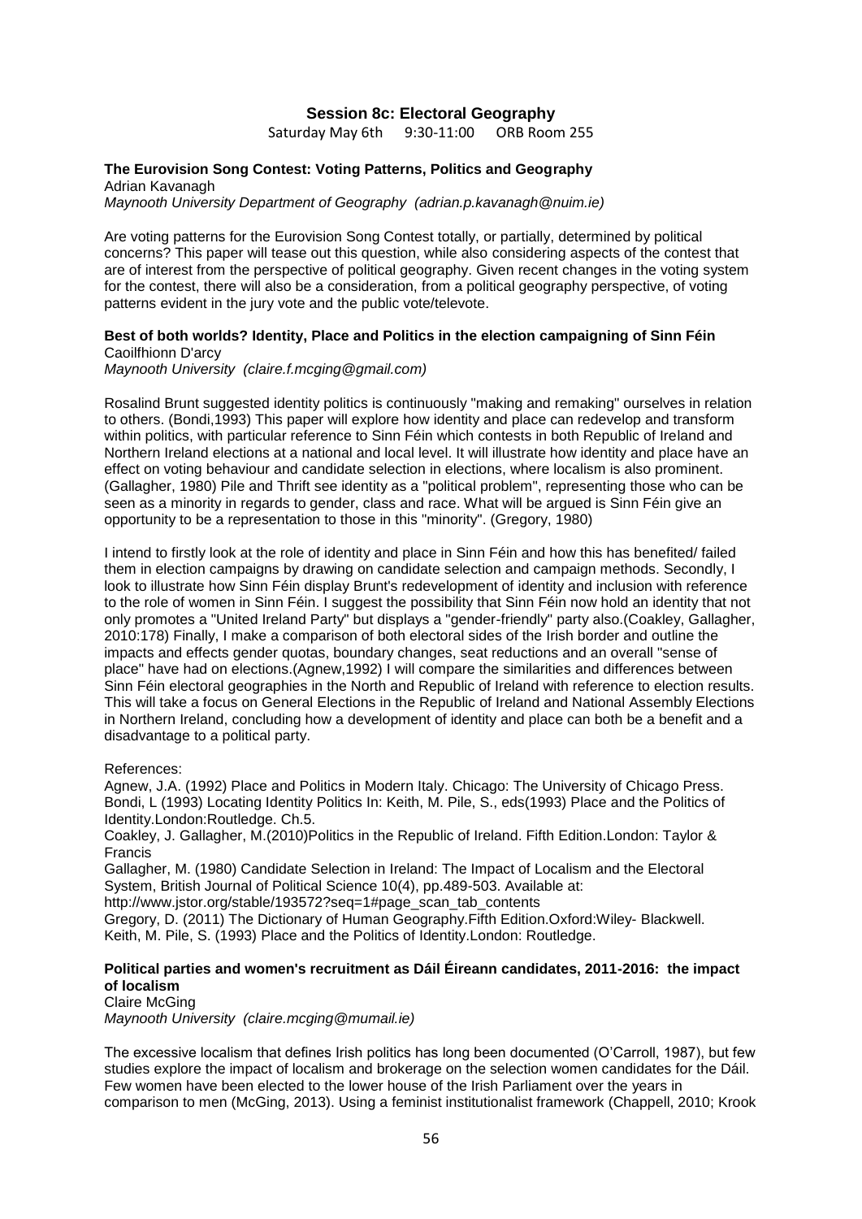## Session 8c: Electoral Geography

Saturday May 6th 9:30-11:00 ORB Room 255

### The Eurovision Song Contest: Voting Patterns, Politics and Geography

Adrian Kavanagh
*Maynooth University Department of Geography (adrian.p.kavanagh@nuim.ie)*

Are voting patterns for the Eurovision Song Contest totally, or partially, determined by political concerns? This paper will tease out this question, while also considering aspects of the contest that are of interest from the perspective of political geography. Given recent changes in the voting system for the contest, there will also be a consideration, from a political geography perspective, of voting patterns evident in the jury vote and the public vote/televote.

### Best of both worlds? Identity, Place and Politics in the election campaigning of Sinn Féin

Caoilfhionn D'arcy
*Maynooth University (claire.f.mcging@gmail.com)*

Rosalind Brunt suggested identity politics is continuously "making and remaking" ourselves in relation to others. (Bondi,1993) This paper will explore how identity and place can redevelop and transform within politics, with particular reference to Sinn Féin which contests in both Republic of Ireland and Northern Ireland elections at a national and local level. It will illustrate how identity and place have an effect on voting behaviour and candidate selection in elections, where localism is also prominent. (Gallagher, 1980) Pile and Thrift see identity as a "political problem", representing those who can be seen as a minority in regards to gender, class and race. What will be argued is Sinn Féin give an opportunity to be a representation to those in this "minority". (Gregory, 1980)

I intend to firstly look at the role of identity and place in Sinn Féin and how this has benefited/ failed them in election campaigns by drawing on candidate selection and campaign methods. Secondly, I look to illustrate how Sinn Féin display Brunt's redevelopment of identity and inclusion with reference to the role of women in Sinn Féin. I suggest the possibility that Sinn Féin now hold an identity that not only promotes a "United Ireland Party" but displays a "gender-friendly" party also.(Coakley, Gallagher, 2010:178) Finally, I make a comparison of both electoral sides of the Irish border and outline the impacts and effects gender quotas, boundary changes, seat reductions and an overall "sense of place" have had on elections.(Agnew,1992) I will compare the similarities and differences between Sinn Féin electoral geographies in the North and Republic of Ireland with reference to election results. This will take a focus on General Elections in the Republic of Ireland and National Assembly Elections in Northern Ireland, concluding how a development of identity and place can both be a benefit and a disadvantage to a political party.

References:

Agnew, J.A. (1992) Place and Politics in Modern Italy. Chicago: The University of Chicago Press.
Bondi, L (1993) Locating Identity Politics In: Keith, M. Pile, S., eds(1993) Place and the Politics of Identity.London:Routledge. Ch.5.
Coakley, J. Gallagher, M.(2010)Politics in the Republic of Ireland. Fifth Edition.London: Taylor & Francis
Gallagher, M. (1980) Candidate Selection in Ireland: The Impact of Localism and the Electoral System, British Journal of Political Science 10(4), pp.489-503. Available at: http://www.jstor.org/stable/193572?seq=1#page_scan_tab_contents
Gregory, D. (2011) The Dictionary of Human Geography.Fifth Edition.Oxford:Wiley- Blackwell.
Keith, M. Pile, S. (1993) Place and the Politics of Identity.London: Routledge.

### Political parties and women's recruitment as Dáil Éireann candidates, 2011-2016: the impact of localism

Claire McGing
*Maynooth University (claire.mcging@mumail.ie)*

The excessive localism that defines Irish politics has long been documented (O'Carroll, 1987), but few studies explore the impact of localism and brokerage on the selection women candidates for the Dáil. Few women have been elected to the lower house of the Irish Parliament over the years in comparison to men (McGing, 2013). Using a feminist institutionalist framework (Chappell, 2010; Krook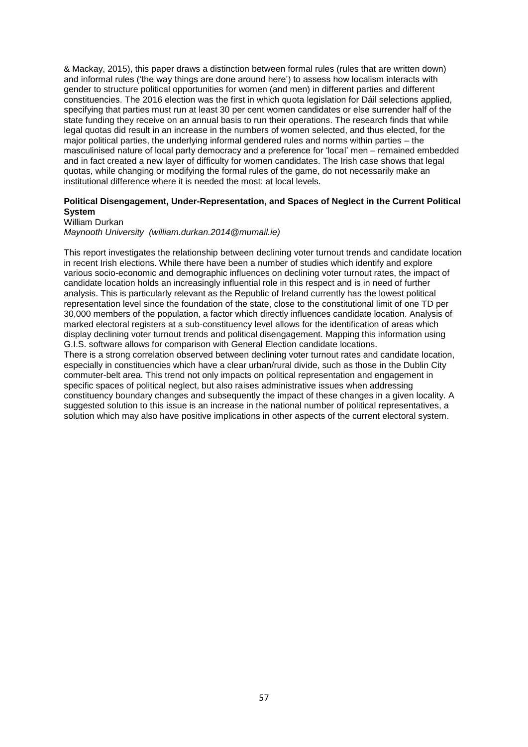& Mackay, 2015), this paper draws a distinction between formal rules (rules that are written down) and informal rules ('the way things are done around here') to assess how localism interacts with gender to structure political opportunities for women (and men) in different parties and different constituencies. The 2016 election was the first in which quota legislation for Dáil selections applied, specifying that parties must run at least 30 per cent women candidates or else surrender half of the state funding they receive on an annual basis to run their operations. The research finds that while legal quotas did result in an increase in the numbers of women selected, and thus elected, for the major political parties, the underlying informal gendered rules and norms within parties – the masculinised nature of local party democracy and a preference for 'local' men – remained embedded and in fact created a new layer of difficulty for women candidates. The Irish case shows that legal quotas, while changing or modifying the formal rules of the game, do not necessarily make an institutional difference where it is needed the most: at local levels.

**Political Disengagement, Under-Representation, and Spaces of Neglect in the Current Political System**

William Durkan
*Maynooth University (william.durkan.2014@mumail.ie)*

This report investigates the relationship between declining voter turnout trends and candidate location in recent Irish elections. While there have been a number of studies which identify and explore various socio-economic and demographic influences on declining voter turnout rates, the impact of candidate location holds an increasingly influential role in this respect and is in need of further analysis. This is particularly relevant as the Republic of Ireland currently has the lowest political representation level since the foundation of the state, close to the constitutional limit of one TD per 30,000 members of the population, a factor which directly influences candidate location. Analysis of marked electoral registers at a sub-constituency level allows for the identification of areas which display declining voter turnout trends and political disengagement. Mapping this information using G.I.S. software allows for comparison with General Election candidate locations.
There is a strong correlation observed between declining voter turnout rates and candidate location, especially in constituencies which have a clear urban/rural divide, such as those in the Dublin City commuter-belt area. This trend not only impacts on political representation and engagement in specific spaces of political neglect, but also raises administrative issues when addressing constituency boundary changes and subsequently the impact of these changes in a given locality. A suggested solution to this issue is an increase in the national number of political representatives, a solution which may also have positive implications in other aspects of the current electoral system.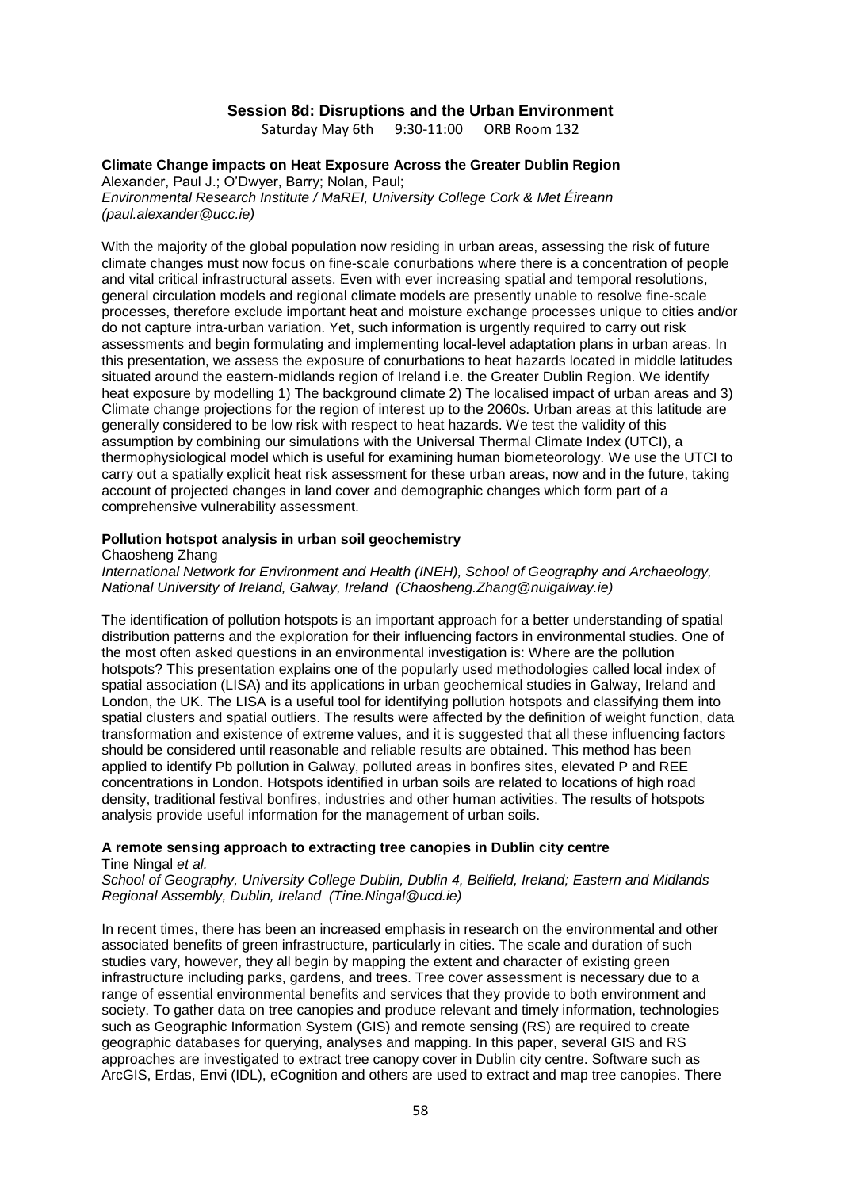## Session 8d: Disruptions and the Urban Environment

Saturday May 6th 9:30-11:00 ORB Room 132

### Climate Change impacts on Heat Exposure Across the Greater Dublin Region

Alexander, Paul J.; O'Dwyer, Barry; Nolan, Paul;
*Environmental Research Institute / MaREI, University College Cork & Met Éireann (paul.alexander@ucc.ie)*

With the majority of the global population now residing in urban areas, assessing the risk of future climate changes must now focus on fine-scale conurbations where there is a concentration of people and vital critical infrastructural assets. Even with ever increasing spatial and temporal resolutions, general circulation models and regional climate models are presently unable to resolve fine-scale processes, therefore exclude important heat and moisture exchange processes unique to cities and/or do not capture intra-urban variation. Yet, such information is urgently required to carry out risk assessments and begin formulating and implementing local-level adaptation plans in urban areas. In this presentation, we assess the exposure of conurbations to heat hazards located in middle latitudes situated around the eastern-midlands region of Ireland i.e. the Greater Dublin Region. We identify heat exposure by modelling 1) The background climate 2) The localised impact of urban areas and 3) Climate change projections for the region of interest up to the 2060s. Urban areas at this latitude are generally considered to be low risk with respect to heat hazards. We test the validity of this assumption by combining our simulations with the Universal Thermal Climate Index (UTCI), a thermophysiological model which is useful for examining human biometeorology. We use the UTCI to carry out a spatially explicit heat risk assessment for these urban areas, now and in the future, taking account of projected changes in land cover and demographic changes which form part of a comprehensive vulnerability assessment.

### Pollution hotspot analysis in urban soil geochemistry

Chaosheng Zhang
*International Network for Environment and Health (INEH), School of Geography and Archaeology, National University of Ireland, Galway, Ireland (Chaosheng.Zhang@nuigalway.ie)*

The identification of pollution hotspots is an important approach for a better understanding of spatial distribution patterns and the exploration for their influencing factors in environmental studies. One of the most often asked questions in an environmental investigation is: Where are the pollution hotspots? This presentation explains one of the popularly used methodologies called local index of spatial association (LISA) and its applications in urban geochemical studies in Galway, Ireland and London, the UK. The LISA is a useful tool for identifying pollution hotspots and classifying them into spatial clusters and spatial outliers. The results were affected by the definition of weight function, data transformation and existence of extreme values, and it is suggested that all these influencing factors should be considered until reasonable and reliable results are obtained. This method has been applied to identify Pb pollution in Galway, polluted areas in bonfires sites, elevated P and REE concentrations in London. Hotspots identified in urban soils are related to locations of high road density, traditional festival bonfires, industries and other human activities. The results of hotspots analysis provide useful information for the management of urban soils.

### A remote sensing approach to extracting tree canopies in Dublin city centre

Tine Ningal *et al.*
*School of Geography, University College Dublin, Dublin 4, Belfield, Ireland; Eastern and Midlands Regional Assembly, Dublin, Ireland (Tine.Ningal@ucd.ie)*

In recent times, there has been an increased emphasis in research on the environmental and other associated benefits of green infrastructure, particularly in cities. The scale and duration of such studies vary, however, they all begin by mapping the extent and character of existing green infrastructure including parks, gardens, and trees. Tree cover assessment is necessary due to a range of essential environmental benefits and services that they provide to both environment and society. To gather data on tree canopies and produce relevant and timely information, technologies such as Geographic Information System (GIS) and remote sensing (RS) are required to create geographic databases for querying, analyses and mapping. In this paper, several GIS and RS approaches are investigated to extract tree canopy cover in Dublin city centre. Software such as ArcGIS, Erdas, Envi (IDL), eCognition and others are used to extract and map tree canopies. There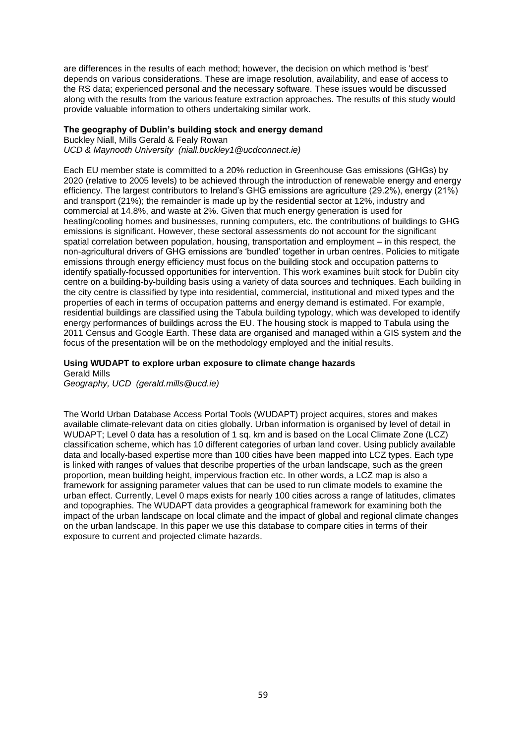are differences in the results of each method; however, the decision on which method is 'best' depends on various considerations. These are image resolution, availability, and ease of access to the RS data; experienced personal and the necessary software. These issues would be discussed along with the results from the various feature extraction approaches. The results of this study would provide valuable information to others undertaking similar work.

**The geography of Dublin's building stock and energy demand**
Buckley Niall, Mills Gerald & Fealy Rowan
*UCD & Maynooth University (niall.buckley1@ucdconnect.ie)*

Each EU member state is committed to a 20% reduction in Greenhouse Gas emissions (GHGs) by 2020 (relative to 2005 levels) to be achieved through the introduction of renewable energy and energy efficiency. The largest contributors to Ireland's GHG emissions are agriculture (29.2%), energy (21%) and transport (21%); the remainder is made up by the residential sector at 12%, industry and commercial at 14.8%, and waste at 2%. Given that much energy generation is used for heating/cooling homes and businesses, running computers, etc. the contributions of buildings to GHG emissions is significant. However, these sectoral assessments do not account for the significant spatial correlation between population, housing, transportation and employment – in this respect, the non-agricultural drivers of GHG emissions are 'bundled' together in urban centres. Policies to mitigate emissions through energy efficiency must focus on the building stock and occupation patterns to identify spatially-focussed opportunities for intervention. This work examines built stock for Dublin city centre on a building-by-building basis using a variety of data sources and techniques. Each building in the city centre is classified by type into residential, commercial, institutional and mixed types and the properties of each in terms of occupation patterns and energy demand is estimated. For example, residential buildings are classified using the Tabula building typology, which was developed to identify energy performances of buildings across the EU. The housing stock is mapped to Tabula using the 2011 Census and Google Earth. These data are organised and managed within a GIS system and the focus of the presentation will be on the methodology employed and the initial results.

**Using WUDAPT to explore urban exposure to climate change hazards**
Gerald Mills
*Geography, UCD (gerald.mills@ucd.ie)*

The World Urban Database Access Portal Tools (WUDAPT) project acquires, stores and makes available climate-relevant data on cities globally. Urban information is organised by level of detail in WUDAPT; Level 0 data has a resolution of 1 sq. km and is based on the Local Climate Zone (LCZ) classification scheme, which has 10 different categories of urban land cover. Using publicly available data and locally-based expertise more than 100 cities have been mapped into LCZ types. Each type is linked with ranges of values that describe properties of the urban landscape, such as the green proportion, mean building height, impervious fraction etc. In other words, a LCZ map is also a framework for assigning parameter values that can be used to run climate models to examine the urban effect. Currently, Level 0 maps exists for nearly 100 cities across a range of latitudes, climates and topographies. The WUDAPT data provides a geographical framework for examining both the impact of the urban landscape on local climate and the impact of global and regional climate changes on the urban landscape. In this paper we use this database to compare cities in terms of their exposure to current and projected climate hazards.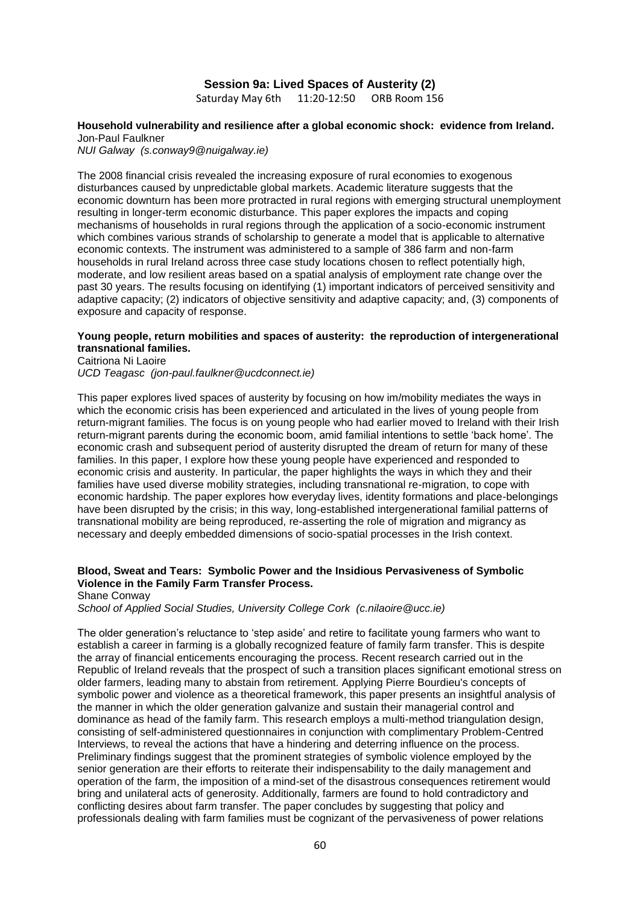## Session 9a: Lived Spaces of Austerity (2)

Saturday May 6th 11:20-12:50 ORB Room 156

**Household vulnerability and resilience after a global economic shock: evidence from Ireland.**
Jon-Paul Faulkner
*NUI Galway (s.conway9@nuigalway.ie)*

The 2008 financial crisis revealed the increasing exposure of rural economies to exogenous disturbances caused by unpredictable global markets. Academic literature suggests that the economic downturn has been more protracted in rural regions with emerging structural unemployment resulting in longer-term economic disturbance. This paper explores the impacts and coping mechanisms of households in rural regions through the application of a socio-economic instrument which combines various strands of scholarship to generate a model that is applicable to alternative economic contexts. The instrument was administered to a sample of 386 farm and non-farm households in rural Ireland across three case study locations chosen to reflect potentially high, moderate, and low resilient areas based on a spatial analysis of employment rate change over the past 30 years. The results focusing on identifying (1) important indicators of perceived sensitivity and adaptive capacity; (2) indicators of objective sensitivity and adaptive capacity; and, (3) components of exposure and capacity of response.

**Young people, return mobilities and spaces of austerity: the reproduction of intergenerational transnational families.**
Caitriona Ni Laoire
*UCD Teagasc (jon-paul.faulkner@ucdconnect.ie)*

This paper explores lived spaces of austerity by focusing on how im/mobility mediates the ways in which the economic crisis has been experienced and articulated in the lives of young people from return-migrant families. The focus is on young people who had earlier moved to Ireland with their Irish return-migrant parents during the economic boom, amid familial intentions to settle 'back home'. The economic crash and subsequent period of austerity disrupted the dream of return for many of these families. In this paper, I explore how these young people have experienced and responded to economic crisis and austerity. In particular, the paper highlights the ways in which they and their families have used diverse mobility strategies, including transnational re-migration, to cope with economic hardship. The paper explores how everyday lives, identity formations and place-belongings have been disrupted by the crisis; in this way, long-established intergenerational familial patterns of transnational mobility are being reproduced, re-asserting the role of migration and migrancy as necessary and deeply embedded dimensions of socio-spatial processes in the Irish context.

**Blood, Sweat and Tears: Symbolic Power and the Insidious Pervasiveness of Symbolic Violence in the Family Farm Transfer Process.**
Shane Conway
*School of Applied Social Studies, University College Cork (c.nilaoire@ucc.ie)*

The older generation's reluctance to 'step aside' and retire to facilitate young farmers who want to establish a career in farming is a globally recognized feature of family farm transfer. This is despite the array of financial enticements encouraging the process. Recent research carried out in the Republic of Ireland reveals that the prospect of such a transition places significant emotional stress on older farmers, leading many to abstain from retirement. Applying Pierre Bourdieu's concepts of symbolic power and violence as a theoretical framework, this paper presents an insightful analysis of the manner in which the older generation galvanize and sustain their managerial control and dominance as head of the family farm. This research employs a multi-method triangulation design, consisting of self-administered questionnaires in conjunction with complimentary Problem-Centred Interviews, to reveal the actions that have a hindering and deterring influence on the process. Preliminary findings suggest that the prominent strategies of symbolic violence employed by the senior generation are their efforts to reiterate their indispensability to the daily management and operation of the farm, the imposition of a mind-set of the disastrous consequences retirement would bring and unilateral acts of generosity. Additionally, farmers are found to hold contradictory and conflicting desires about farm transfer. The paper concludes by suggesting that policy and professionals dealing with farm families must be cognizant of the pervasiveness of power relations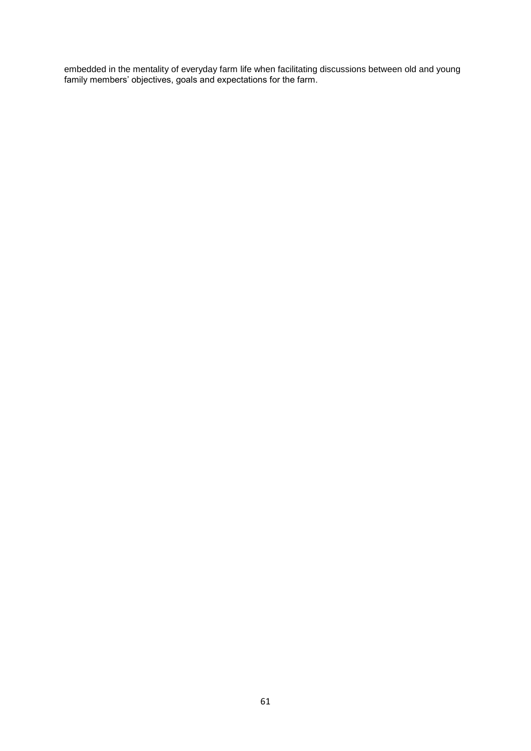embedded in the mentality of everyday farm life when facilitating discussions between old and young family members' objectives, goals and expectations for the farm.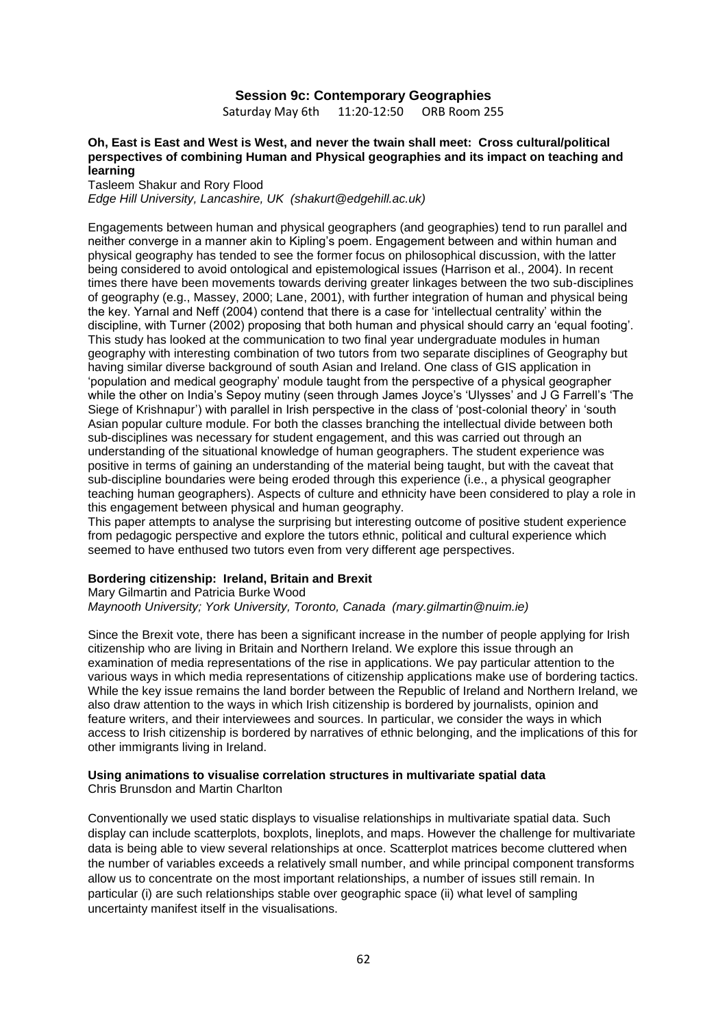## Session 9c: Contemporary Geographies

Saturday May 6th 11:20-12:50 ORB Room 255

**Oh, East is East and West is West, and never the twain shall meet: Cross cultural/political perspectives of combining Human and Physical geographies and its impact on teaching and learning**

Tasleem Shakur and Rory Flood

*Edge Hill University, Lancashire, UK (shakurt@edgehill.ac.uk)*

Engagements between human and physical geographers (and geographies) tend to run parallel and neither converge in a manner akin to Kipling's poem. Engagement between and within human and physical geography has tended to see the former focus on philosophical discussion, with the latter being considered to avoid ontological and epistemological issues (Harrison et al., 2004). In recent times there have been movements towards deriving greater linkages between the two sub-disciplines of geography (e.g., Massey, 2000; Lane, 2001), with further integration of human and physical being the key. Yarnal and Neff (2004) contend that there is a case for 'intellectual centrality' within the discipline, with Turner (2002) proposing that both human and physical should carry an 'equal footing'. This study has looked at the communication to two final year undergraduate modules in human geography with interesting combination of two tutors from two separate disciplines of Geography but having similar diverse background of south Asian and Ireland. One class of GIS application in 'population and medical geography' module taught from the perspective of a physical geographer while the other on India's Sepoy mutiny (seen through James Joyce's 'Ulysses' and J G Farrell's 'The Siege of Krishnapur') with parallel in Irish perspective in the class of 'post-colonial theory' in 'south Asian popular culture module. For both the classes branching the intellectual divide between both sub-disciplines was necessary for student engagement, and this was carried out through an understanding of the situational knowledge of human geographers. The student experience was positive in terms of gaining an understanding of the material being taught, but with the caveat that sub-discipline boundaries were being eroded through this experience (i.e., a physical geographer teaching human geographers). Aspects of culture and ethnicity have been considered to play a role in this engagement between physical and human geography.

This paper attempts to analyse the surprising but interesting outcome of positive student experience from pedagogic perspective and explore the tutors ethnic, political and cultural experience which seemed to have enthused two tutors even from very different age perspectives.

**Bordering citizenship: Ireland, Britain and Brexit**

Mary Gilmartin and Patricia Burke Wood

*Maynooth University; York University, Toronto, Canada (mary.gilmartin@nuim.ie)*

Since the Brexit vote, there has been a significant increase in the number of people applying for Irish citizenship who are living in Britain and Northern Ireland. We explore this issue through an examination of media representations of the rise in applications. We pay particular attention to the various ways in which media representations of citizenship applications make use of bordering tactics. While the key issue remains the land border between the Republic of Ireland and Northern Ireland, we also draw attention to the ways in which Irish citizenship is bordered by journalists, opinion and feature writers, and their interviewees and sources. In particular, we consider the ways in which access to Irish citizenship is bordered by narratives of ethnic belonging, and the implications of this for other immigrants living in Ireland.

**Using animations to visualise correlation structures in multivariate spatial data**

Chris Brunsdon and Martin Charlton

Conventionally we used static displays to visualise relationships in multivariate spatial data. Such display can include scatterplots, boxplots, lineplots, and maps. However the challenge for multivariate data is being able to view several relationships at once. Scatterplot matrices become cluttered when the number of variables exceeds a relatively small number, and while principal component transforms allow us to concentrate on the most important relationships, a number of issues still remain. In particular (i) are such relationships stable over geographic space (ii) what level of sampling uncertainty manifest itself in the visualisations.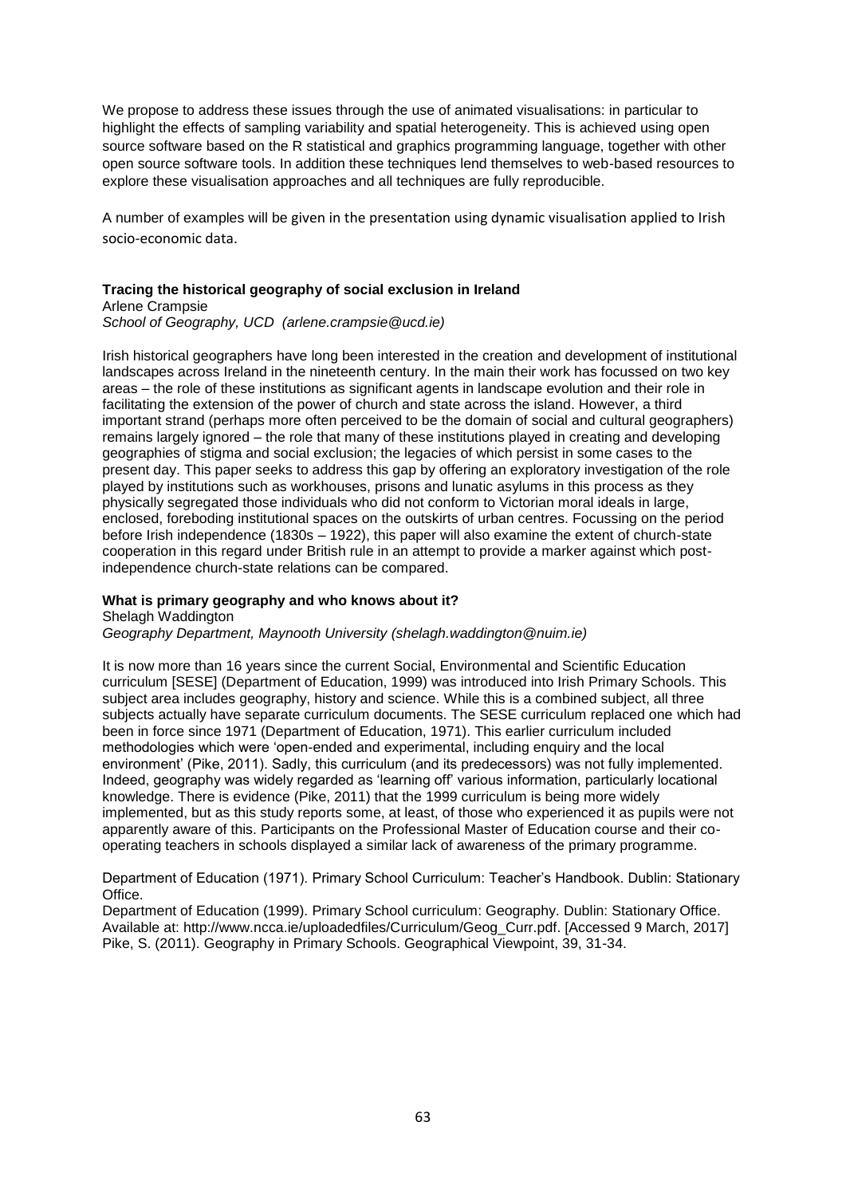We propose to address these issues through the use of animated visualisations: in particular to highlight the effects of sampling variability and spatial heterogeneity. This is achieved using open source software based on the R statistical and graphics programming language, together with other open source software tools. In addition these techniques lend themselves to web-based resources to explore these visualisation approaches and all techniques are fully reproducible.

A number of examples will be given in the presentation using dynamic visualisation applied to Irish socio-economic data.

**Tracing the historical geography of social exclusion in Ireland**
Arlene Crampsie
*School of Geography, UCD (arlene.crampsie@ucd.ie)*

Irish historical geographers have long been interested in the creation and development of institutional landscapes across Ireland in the nineteenth century. In the main their work has focussed on two key areas – the role of these institutions as significant agents in landscape evolution and their role in facilitating the extension of the power of church and state across the island. However, a third important strand (perhaps more often perceived to be the domain of social and cultural geographers) remains largely ignored – the role that many of these institutions played in creating and developing geographies of stigma and social exclusion; the legacies of which persist in some cases to the present day. This paper seeks to address this gap by offering an exploratory investigation of the role played by institutions such as workhouses, prisons and lunatic asylums in this process as they physically segregated those individuals who did not conform to Victorian moral ideals in large, enclosed, foreboding institutional spaces on the outskirts of urban centres. Focussing on the period before Irish independence (1830s – 1922), this paper will also examine the extent of church-state cooperation in this regard under British rule in an attempt to provide a marker against which post-independence church-state relations can be compared.

**What is primary geography and who knows about it?**
Shelagh Waddington
*Geography Department, Maynooth University (shelagh.waddington@nuim.ie)*

It is now more than 16 years since the current Social, Environmental and Scientific Education curriculum [SESE] (Department of Education, 1999) was introduced into Irish Primary Schools. This subject area includes geography, history and science. While this is a combined subject, all three subjects actually have separate curriculum documents. The SESE curriculum replaced one which had been in force since 1971 (Department of Education, 1971). This earlier curriculum included methodologies which were 'open-ended and experimental, including enquiry and the local environment' (Pike, 2011). Sadly, this curriculum (and its predecessors) was not fully implemented. Indeed, geography was widely regarded as 'learning off' various information, particularly locational knowledge. There is evidence (Pike, 2011) that the 1999 curriculum is being more widely implemented, but as this study reports some, at least, of those who experienced it as pupils were not apparently aware of this. Participants on the Professional Master of Education course and their co-operating teachers in schools displayed a similar lack of awareness of the primary programme.

Department of Education (1971). Primary School Curriculum: Teacher's Handbook. Dublin: Stationary Office.
Department of Education (1999). Primary School curriculum: Geography. Dublin: Stationary Office. Available at: http://www.ncca.ie/uploadedfiles/Curriculum/Geog_Curr.pdf. [Accessed 9 March, 2017]
Pike, S. (2011). Geography in Primary Schools. Geographical Viewpoint, 39, 31-34.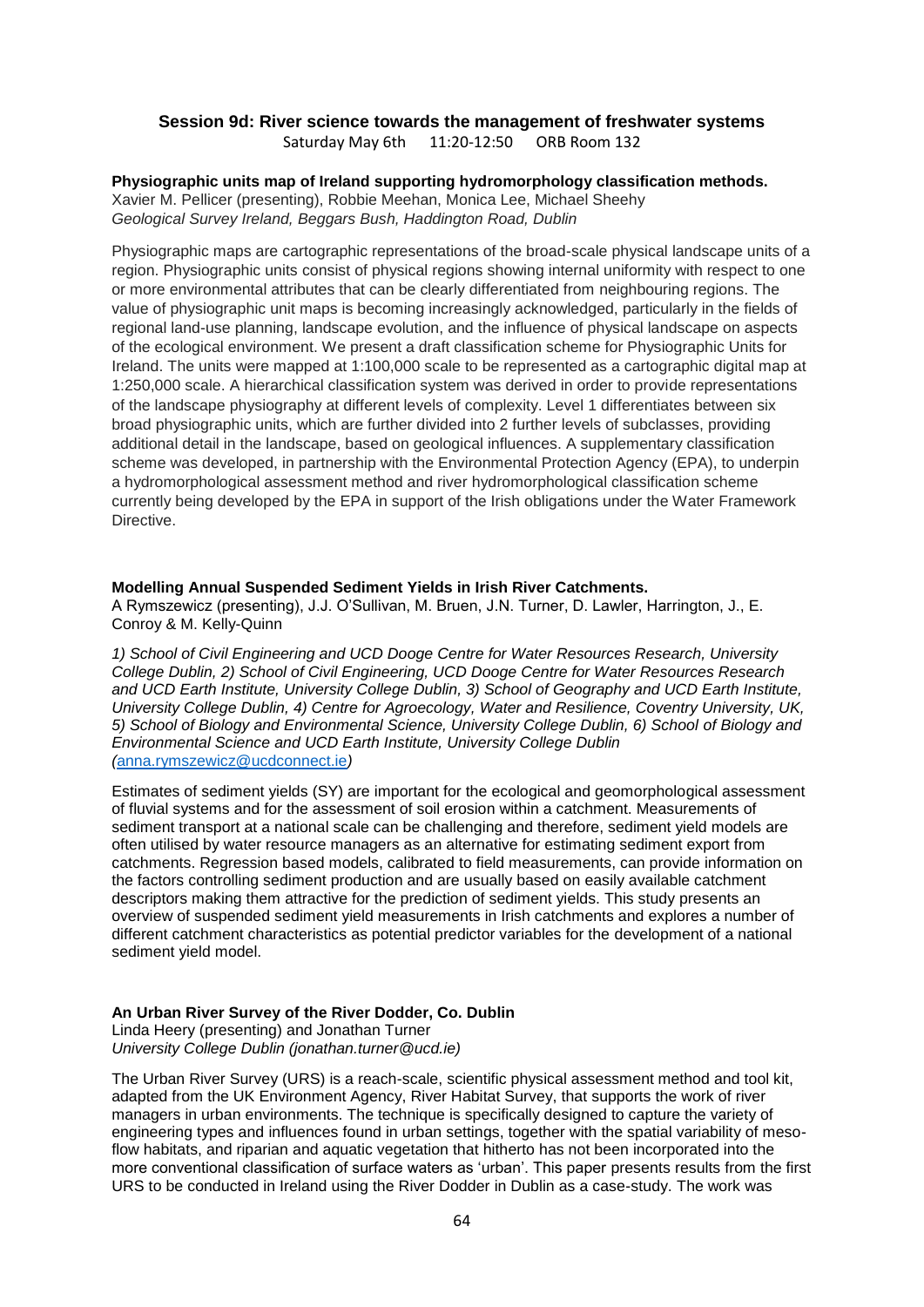## Session 9d: River science towards the management of freshwater systems

Saturday May 6th 11:20-12:50 ORB Room 132

**Physiographic units map of Ireland supporting hydromorphology classification methods.**
Xavier M. Pellicer (presenting), Robbie Meehan, Monica Lee, Michael Sheehy
*Geological Survey Ireland, Beggars Bush, Haddington Road, Dublin*

Physiographic maps are cartographic representations of the broad-scale physical landscape units of a region. Physiographic units consist of physical regions showing internal uniformity with respect to one or more environmental attributes that can be clearly differentiated from neighbouring regions. The value of physiographic unit maps is becoming increasingly acknowledged, particularly in the fields of regional land-use planning, landscape evolution, and the influence of physical landscape on aspects of the ecological environment. We present a draft classification scheme for Physiographic Units for Ireland. The units were mapped at 1:100,000 scale to be represented as a cartographic digital map at 1:250,000 scale. A hierarchical classification system was derived in order to provide representations of the landscape physiography at different levels of complexity. Level 1 differentiates between six broad physiographic units, which are further divided into 2 further levels of subclasses, providing additional detail in the landscape, based on geological influences. A supplementary classification scheme was developed, in partnership with the Environmental Protection Agency (EPA), to underpin a hydromorphological assessment method and river hydromorphological classification scheme currently being developed by the EPA in support of the Irish obligations under the Water Framework Directive.

**Modelling Annual Suspended Sediment Yields in Irish River Catchments.**
A Rymszewicz (presenting), J.J. O'Sullivan, M. Bruen, J.N. Turner, D. Lawler, Harrington, J., E. Conroy & M. Kelly-Quinn

*1) School of Civil Engineering and UCD Dooge Centre for Water Resources Research, University College Dublin, 2) School of Civil Engineering, UCD Dooge Centre for Water Resources Research and UCD Earth Institute, University College Dublin, 3) School of Geography and UCD Earth Institute, University College Dublin, 4) Centre for Agroecology, Water and Resilience, Coventry University, UK, 5) School of Biology and Environmental Science, University College Dublin, 6) School of Biology and Environmental Science and UCD Earth Institute, University College Dublin (anna.rymszewicz@ucdconnect.ie)*

Estimates of sediment yields (SY) are important for the ecological and geomorphological assessment of fluvial systems and for the assessment of soil erosion within a catchment. Measurements of sediment transport at a national scale can be challenging and therefore, sediment yield models are often utilised by water resource managers as an alternative for estimating sediment export from catchments. Regression based models, calibrated to field measurements, can provide information on the factors controlling sediment production and are usually based on easily available catchment descriptors making them attractive for the prediction of sediment yields. This study presents an overview of suspended sediment yield measurements in Irish catchments and explores a number of different catchment characteristics as potential predictor variables for the development of a national sediment yield model.

**An Urban River Survey of the River Dodder, Co. Dublin**
Linda Heery (presenting) and Jonathan Turner
*University College Dublin (jonathan.turner@ucd.ie)*

The Urban River Survey (URS) is a reach-scale, scientific physical assessment method and tool kit, adapted from the UK Environment Agency, River Habitat Survey, that supports the work of river managers in urban environments. The technique is specifically designed to capture the variety of engineering types and influences found in urban settings, together with the spatial variability of meso-flow habitats, and riparian and aquatic vegetation that hitherto has not been incorporated into the more conventional classification of surface waters as 'urban'. This paper presents results from the first URS to be conducted in Ireland using the River Dodder in Dublin as a case-study. The work was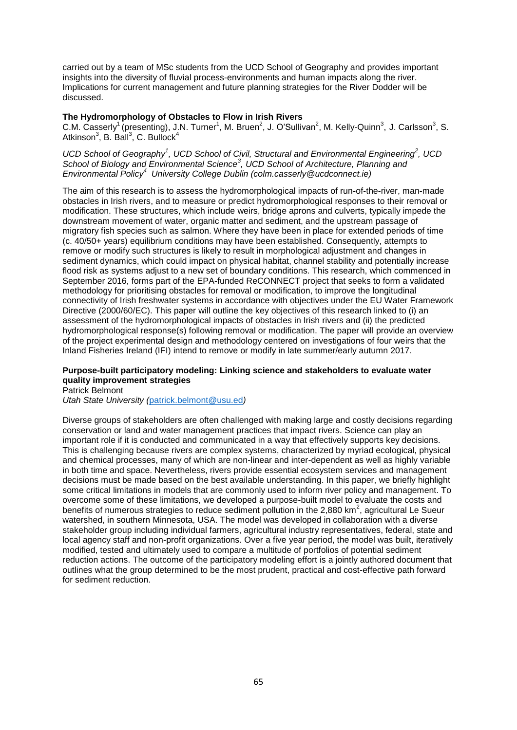carried out by a team of MSc students from the UCD School of Geography and provides important insights into the diversity of fluvial process-environments and human impacts along the river. Implications for current management and future planning strategies for the River Dodder will be discussed.

**The Hydromorphology of Obstacles to Flow in Irish Rivers**

C.M. Casserly[1] (presenting), J.N. Turner[1], M. Bruen[2], J. O'Sullivan[2], M. Kelly-Quinn[3], J. Carlsson[3], S. Atkinson[3], B. Ball[3], C. Bullock[4]

*UCD School of Geography[1], UCD School of Civil, Structural and Environmental Engineering[2], UCD School of Biology and Environmental Science[3], UCD School of Architecture, Planning and Environmental Policy[4] University College Dublin (colm.casserly@ucdconnect.ie)*

The aim of this research is to assess the hydromorphological impacts of run-of-the-river, man-made obstacles in Irish rivers, and to measure or predict hydromorphological responses to their removal or modification. These structures, which include weirs, bridge aprons and culverts, typically impede the downstream movement of water, organic matter and sediment, and the upstream passage of migratory fish species such as salmon. Where they have been in place for extended periods of time (c. 40/50+ years) equilibrium conditions may have been established. Consequently, attempts to remove or modify such structures is likely to result in morphological adjustment and changes in sediment dynamics, which could impact on physical habitat, channel stability and potentially increase flood risk as systems adjust to a new set of boundary conditions. This research, which commenced in September 2016, forms part of the EPA-funded ReCONNECT project that seeks to form a validated methodology for prioritising obstacles for removal or modification, to improve the longitudinal connectivity of Irish freshwater systems in accordance with objectives under the EU Water Framework Directive (2000/60/EC). This paper will outline the key objectives of this research linked to (i) an assessment of the hydromorphological impacts of obstacles in Irish rivers and (ii) the predicted hydromorphological response(s) following removal or modification. The paper will provide an overview of the project experimental design and methodology centered on investigations of four weirs that the Inland Fisheries Ireland (IFI) intend to remove or modify in late summer/early autumn 2017.

**Purpose-built participatory modeling: Linking science and stakeholders to evaluate water quality improvement strategies**

Patrick Belmont

*Utah State University (patrick.belmont@usu.ed)*

Diverse groups of stakeholders are often challenged with making large and costly decisions regarding conservation or land and water management practices that impact rivers. Science can play an important role if it is conducted and communicated in a way that effectively supports key decisions. This is challenging because rivers are complex systems, characterized by myriad ecological, physical and chemical processes, many of which are non-linear and inter-dependent as well as highly variable in both time and space. Nevertheless, rivers provide essential ecosystem services and management decisions must be made based on the best available understanding. In this paper, we briefly highlight some critical limitations in models that are commonly used to inform river policy and management. To overcome some of these limitations, we developed a purpose-built model to evaluate the costs and benefits of numerous strategies to reduce sediment pollution in the 2,880 km$^2$, agricultural Le Sueur watershed, in southern Minnesota, USA. The model was developed in collaboration with a diverse stakeholder group including individual farmers, agricultural industry representatives, federal, state and local agency staff and non-profit organizations. Over a five year period, the model was built, iteratively modified, tested and ultimately used to compare a multitude of portfolios of potential sediment reduction actions. The outcome of the participatory modeling effort is a jointly authored document that outlines what the group determined to be the most prudent, practical and cost-effective path forward for sediment reduction.